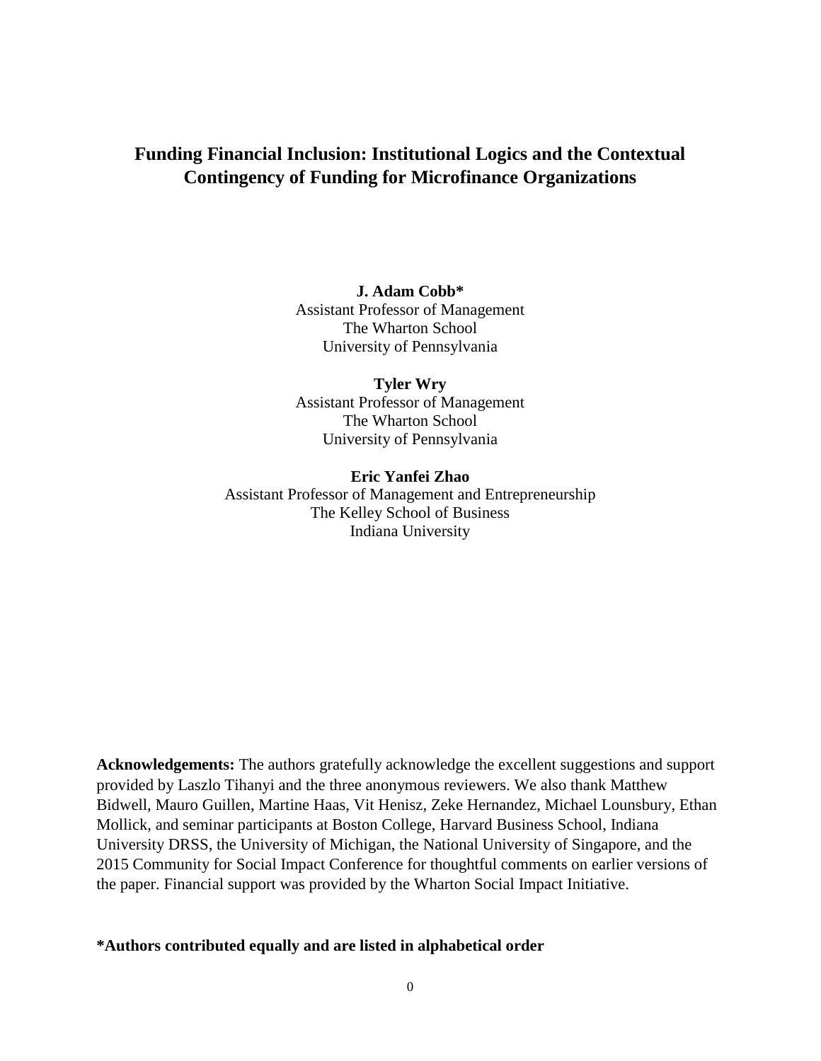# Funding Financial Inclusion: Institutional Logics and the Contextual Contingency of Funding for Microfinance Organizations

**J. Adam Cobb***
Assistant Professor of Management
The Wharton School
University of Pennsylvania

**Tyler Wry**
Assistant Professor of Management
The Wharton School
University of Pennsylvania

**Eric Yanfei Zhao**
Assistant Professor of Management and Entrepreneurship
The Kelley School of Business
Indiana University

**Acknowledgements:** The authors gratefully acknowledge the excellent suggestions and support provided by Laszlo Tihanyi and the three anonymous reviewers. We also thank Matthew Bidwell, Mauro Guillen, Martine Haas, Vit Henisz, Zeke Hernandez, Michael Lounsbury, Ethan Mollick, and seminar participants at Boston College, Harvard Business School, Indiana University DRSS, the University of Michigan, the National University of Singapore, and the 2015 Community for Social Impact Conference for thoughtful comments on earlier versions of the paper. Financial support was provided by the Wharton Social Impact Initiative.

***Authors contributed equally and are listed in alphabetical order**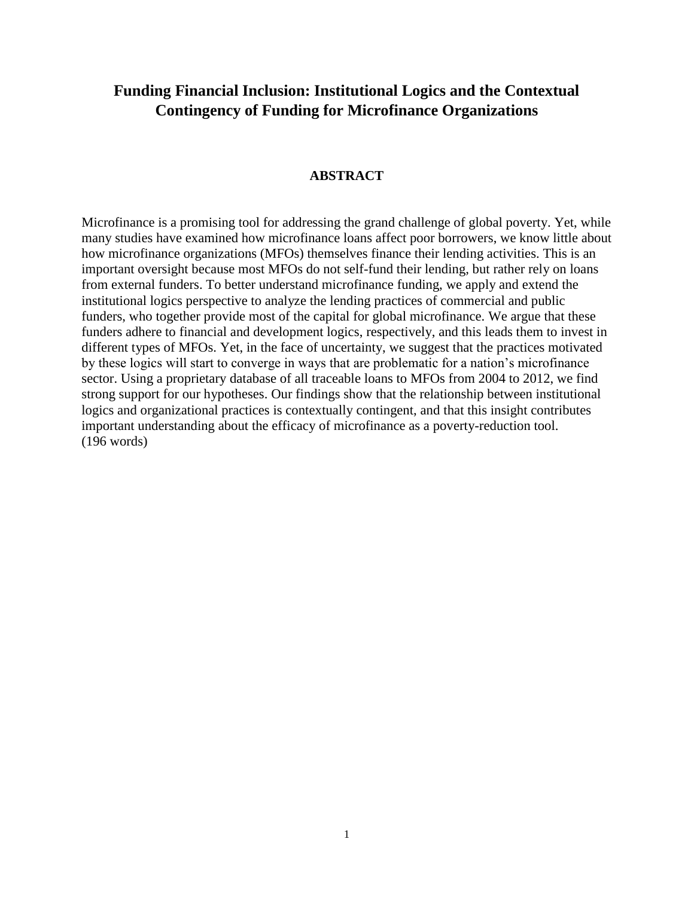# Funding Financial Inclusion: Institutional Logics and the Contextual Contingency of Funding for Microfinance Organizations

## ABSTRACT

Microfinance is a promising tool for addressing the grand challenge of global poverty. Yet, while many studies have examined how microfinance loans affect poor borrowers, we know little about how microfinance organizations (MFOs) themselves finance their lending activities. This is an important oversight because most MFOs do not self-fund their lending, but rather rely on loans from external funders. To better understand microfinance funding, we apply and extend the institutional logics perspective to analyze the lending practices of commercial and public funders, who together provide most of the capital for global microfinance. We argue that these funders adhere to financial and development logics, respectively, and this leads them to invest in different types of MFOs. Yet, in the face of uncertainty, we suggest that the practices motivated by these logics will start to converge in ways that are problematic for a nation's microfinance sector. Using a proprietary database of all traceable loans to MFOs from 2004 to 2012, we find strong support for our hypotheses. Our findings show that the relationship between institutional logics and organizational practices is contextually contingent, and that this insight contributes important understanding about the efficacy of microfinance as a poverty-reduction tool.
(196 words)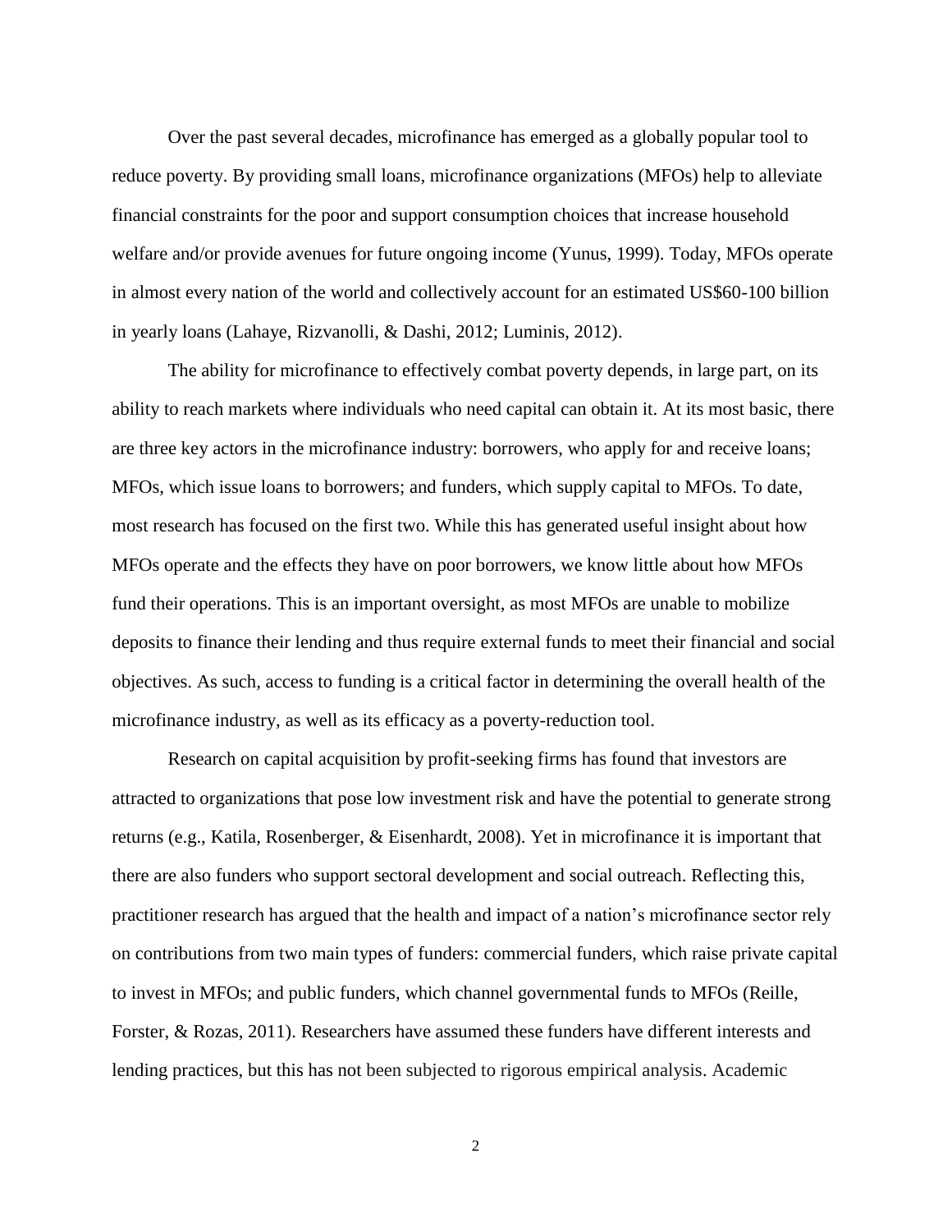Over the past several decades, microfinance has emerged as a globally popular tool to reduce poverty. By providing small loans, microfinance organizations (MFOs) help to alleviate financial constraints for the poor and support consumption choices that increase household welfare and/or provide avenues for future ongoing income (Yunus, 1999). Today, MFOs operate in almost every nation of the world and collectively account for an estimated US$60-100 billion in yearly loans (Lahaye, Rizvanolli, & Dashi, 2012; Luminis, 2012).

The ability for microfinance to effectively combat poverty depends, in large part, on its ability to reach markets where individuals who need capital can obtain it. At its most basic, there are three key actors in the microfinance industry: borrowers, who apply for and receive loans; MFOs, which issue loans to borrowers; and funders, which supply capital to MFOs. To date, most research has focused on the first two. While this has generated useful insight about how MFOs operate and the effects they have on poor borrowers, we know little about how MFOs fund their operations. This is an important oversight, as most MFOs are unable to mobilize deposits to finance their lending and thus require external funds to meet their financial and social objectives. As such, access to funding is a critical factor in determining the overall health of the microfinance industry, as well as its efficacy as a poverty-reduction tool.

Research on capital acquisition by profit-seeking firms has found that investors are attracted to organizations that pose low investment risk and have the potential to generate strong returns (e.g., Katila, Rosenberger, & Eisenhardt, 2008). Yet in microfinance it is important that there are also funders who support sectoral development and social outreach. Reflecting this, practitioner research has argued that the health and impact of a nation's microfinance sector rely on contributions from two main types of funders: commercial funders, which raise private capital to invest in MFOs; and public funders, which channel governmental funds to MFOs (Reille, Forster, & Rozas, 2011). Researchers have assumed these funders have different interests and lending practices, but this has not been subjected to rigorous empirical analysis. Academic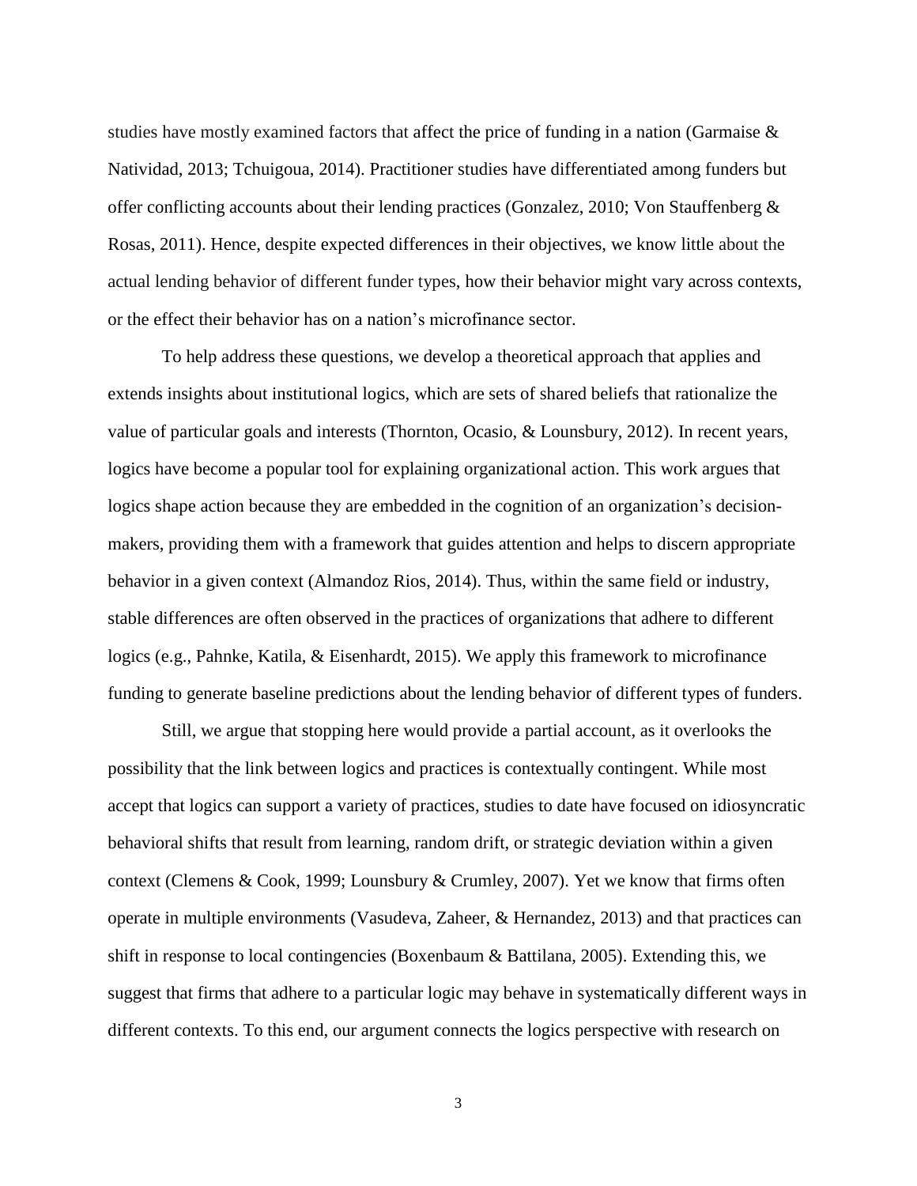studies have mostly examined factors that affect the price of funding in a nation (Garmaise & Natividad, 2013; Tchuigoua, 2014). Practitioner studies have differentiated among funders but offer conflicting accounts about their lending practices (Gonzalez, 2010; Von Stauffenberg & Rosas, 2011). Hence, despite expected differences in their objectives, we know little about the actual lending behavior of different funder types, how their behavior might vary across contexts, or the effect their behavior has on a nation's microfinance sector.

To help address these questions, we develop a theoretical approach that applies and extends insights about institutional logics, which are sets of shared beliefs that rationalize the value of particular goals and interests (Thornton, Ocasio, & Lounsbury, 2012). In recent years, logics have become a popular tool for explaining organizational action. This work argues that logics shape action because they are embedded in the cognition of an organization's decision-makers, providing them with a framework that guides attention and helps to discern appropriate behavior in a given context (Almandoz Rios, 2014). Thus, within the same field or industry, stable differences are often observed in the practices of organizations that adhere to different logics (e.g., Pahnke, Katila, & Eisenhardt, 2015). We apply this framework to microfinance funding to generate baseline predictions about the lending behavior of different types of funders.

Still, we argue that stopping here would provide a partial account, as it overlooks the possibility that the link between logics and practices is contextually contingent. While most accept that logics can support a variety of practices, studies to date have focused on idiosyncratic behavioral shifts that result from learning, random drift, or strategic deviation within a given context (Clemens & Cook, 1999; Lounsbury & Crumley, 2007). Yet we know that firms often operate in multiple environments (Vasudeva, Zaheer, & Hernandez, 2013) and that practices can shift in response to local contingencies (Boxenbaum & Battilana, 2005). Extending this, we suggest that firms that adhere to a particular logic may behave in systematically different ways in different contexts. To this end, our argument connects the logics perspective with research on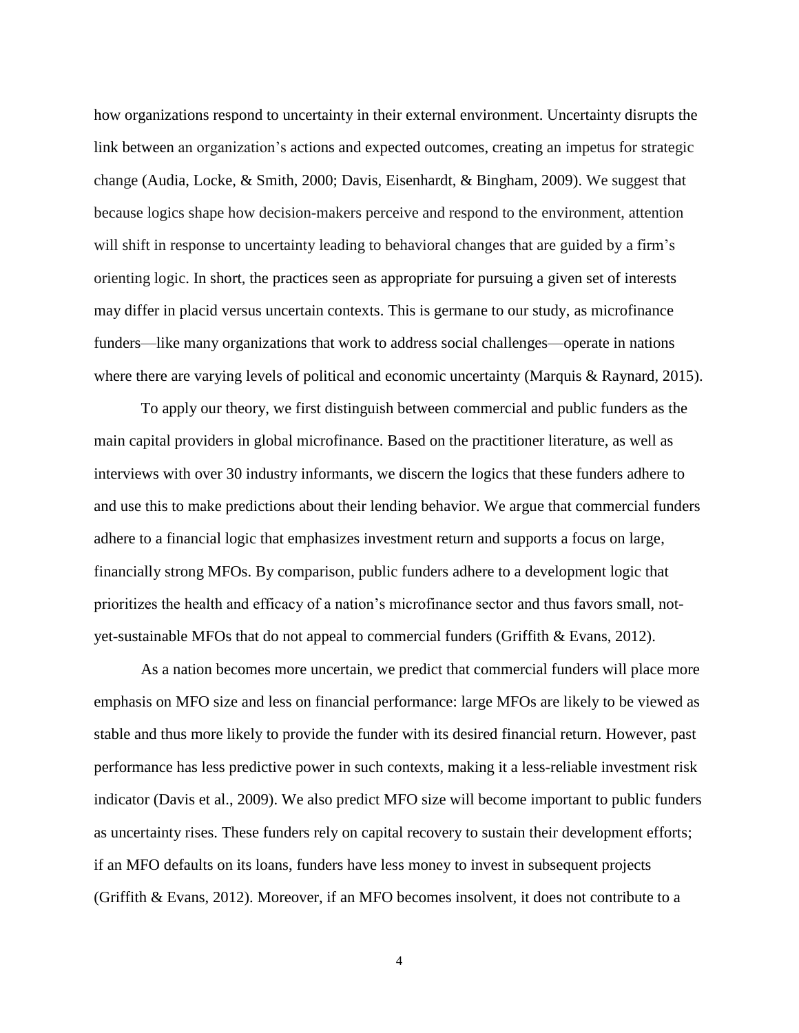how organizations respond to uncertainty in their external environment. Uncertainty disrupts the link between an organization's actions and expected outcomes, creating an impetus for strategic change (Audia, Locke, & Smith, 2000; Davis, Eisenhardt, & Bingham, 2009). We suggest that because logics shape how decision-makers perceive and respond to the environment, attention will shift in response to uncertainty leading to behavioral changes that are guided by a firm's orienting logic. In short, the practices seen as appropriate for pursuing a given set of interests may differ in placid versus uncertain contexts. This is germane to our study, as microfinance funders—like many organizations that work to address social challenges—operate in nations where there are varying levels of political and economic uncertainty (Marquis & Raynard, 2015).

To apply our theory, we first distinguish between commercial and public funders as the main capital providers in global microfinance. Based on the practitioner literature, as well as interviews with over 30 industry informants, we discern the logics that these funders adhere to and use this to make predictions about their lending behavior. We argue that commercial funders adhere to a financial logic that emphasizes investment return and supports a focus on large, financially strong MFOs. By comparison, public funders adhere to a development logic that prioritizes the health and efficacy of a nation's microfinance sector and thus favors small, not-yet-sustainable MFOs that do not appeal to commercial funders (Griffith & Evans, 2012).

As a nation becomes more uncertain, we predict that commercial funders will place more emphasis on MFO size and less on financial performance: large MFOs are likely to be viewed as stable and thus more likely to provide the funder with its desired financial return. However, past performance has less predictive power in such contexts, making it a less-reliable investment risk indicator (Davis et al., 2009). We also predict MFO size will become important to public funders as uncertainty rises. These funders rely on capital recovery to sustain their development efforts; if an MFO defaults on its loans, funders have less money to invest in subsequent projects (Griffith & Evans, 2012). Moreover, if an MFO becomes insolvent, it does not contribute to a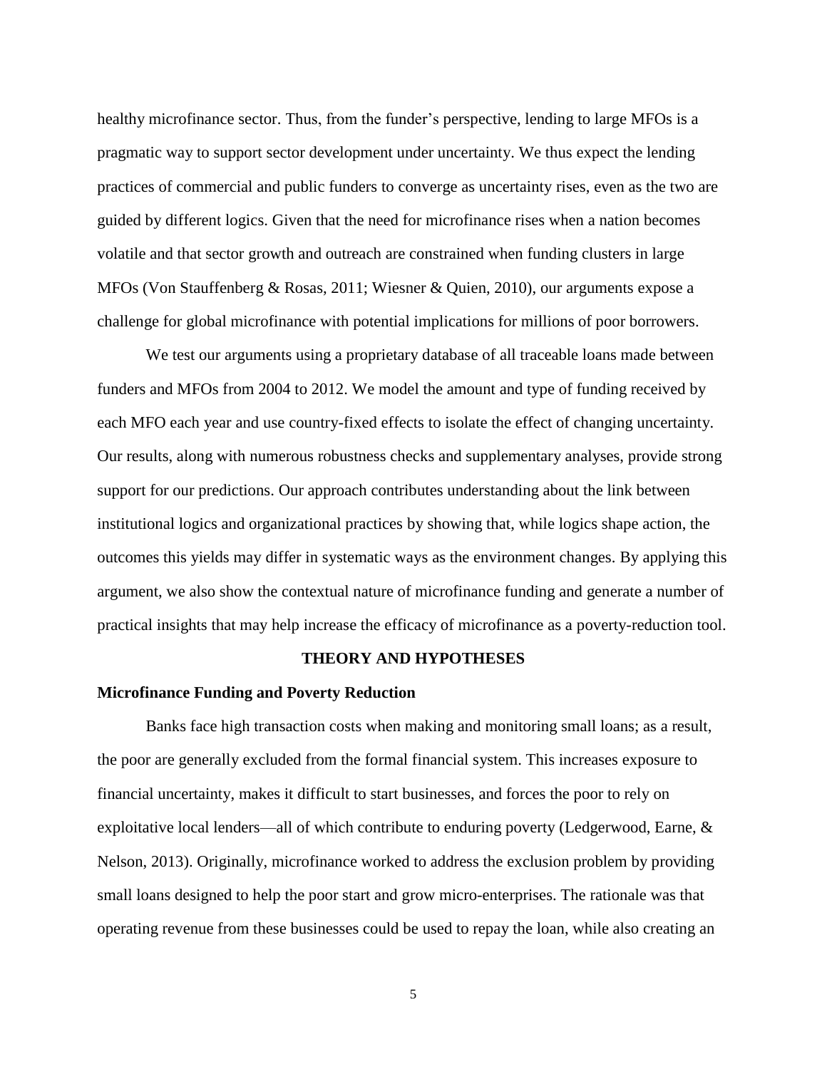healthy microfinance sector. Thus, from the funder's perspective, lending to large MFOs is a pragmatic way to support sector development under uncertainty. We thus expect the lending practices of commercial and public funders to converge as uncertainty rises, even as the two are guided by different logics. Given that the need for microfinance rises when a nation becomes volatile and that sector growth and outreach are constrained when funding clusters in large MFOs (Von Stauffenberg & Rosas, 2011; Wiesner & Quien, 2010), our arguments expose a challenge for global microfinance with potential implications for millions of poor borrowers.

We test our arguments using a proprietary database of all traceable loans made between funders and MFOs from 2004 to 2012. We model the amount and type of funding received by each MFO each year and use country-fixed effects to isolate the effect of changing uncertainty. Our results, along with numerous robustness checks and supplementary analyses, provide strong support for our predictions. Our approach contributes understanding about the link between institutional logics and organizational practices by showing that, while logics shape action, the outcomes this yields may differ in systematic ways as the environment changes. By applying this argument, we also show the contextual nature of microfinance funding and generate a number of practical insights that may help increase the efficacy of microfinance as a poverty-reduction tool.

## THEORY AND HYPOTHESES

### Microfinance Funding and Poverty Reduction

Banks face high transaction costs when making and monitoring small loans; as a result, the poor are generally excluded from the formal financial system. This increases exposure to financial uncertainty, makes it difficult to start businesses, and forces the poor to rely on exploitative local lenders—all of which contribute to enduring poverty (Ledgerwood, Earne, & Nelson, 2013). Originally, microfinance worked to address the exclusion problem by providing small loans designed to help the poor start and grow micro-enterprises. The rationale was that operating revenue from these businesses could be used to repay the loan, while also creating an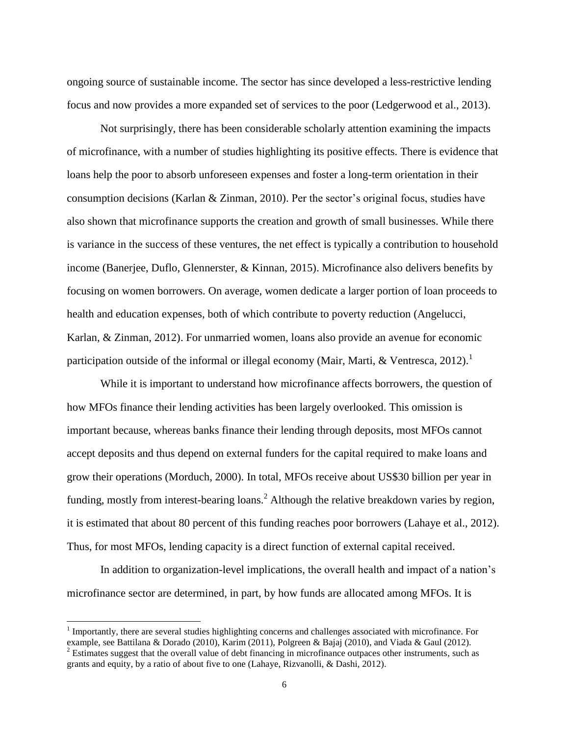ongoing source of sustainable income. The sector has since developed a less-restrictive lending focus and now provides a more expanded set of services to the poor (Ledgerwood et al., 2013).

Not surprisingly, there has been considerable scholarly attention examining the impacts of microfinance, with a number of studies highlighting its positive effects. There is evidence that loans help the poor to absorb unforeseen expenses and foster a long-term orientation in their consumption decisions (Karlan & Zinman, 2010). Per the sector's original focus, studies have also shown that microfinance supports the creation and growth of small businesses. While there is variance in the success of these ventures, the net effect is typically a contribution to household income (Banerjee, Duflo, Glennerster, & Kinnan, 2015). Microfinance also delivers benefits by focusing on women borrowers. On average, women dedicate a larger portion of loan proceeds to health and education expenses, both of which contribute to poverty reduction (Angelucci, Karlan, & Zinman, 2012). For unmarried women, loans also provide an avenue for economic participation outside of the informal or illegal economy (Mair, Marti, & Ventresca, 2012).[1]

While it is important to understand how microfinance affects borrowers, the question of how MFOs finance their lending activities has been largely overlooked. This omission is important because, whereas banks finance their lending through deposits, most MFOs cannot accept deposits and thus depend on external funders for the capital required to make loans and grow their operations (Morduch, 2000). In total, MFOs receive about US$30 billion per year in funding, mostly from interest-bearing loans.[2] Although the relative breakdown varies by region, it is estimated that about 80 percent of this funding reaches poor borrowers (Lahaye et al., 2012). Thus, for most MFOs, lending capacity is a direct function of external capital received.

In addition to organization-level implications, the overall health and impact of a nation's microfinance sector are determined, in part, by how funds are allocated among MFOs. It is

---

[1] Importantly, there are several studies highlighting concerns and challenges associated with microfinance. For example, see Battilana & Dorado (2010), Karim (2011), Polgreen & Bajaj (2010), and Viada & Gaul (2012).

[2] Estimates suggest that the overall value of debt financing in microfinance outpaces other instruments, such as grants and equity, by a ratio of about five to one (Lahaye, Rizvanolli, & Dashi, 2012).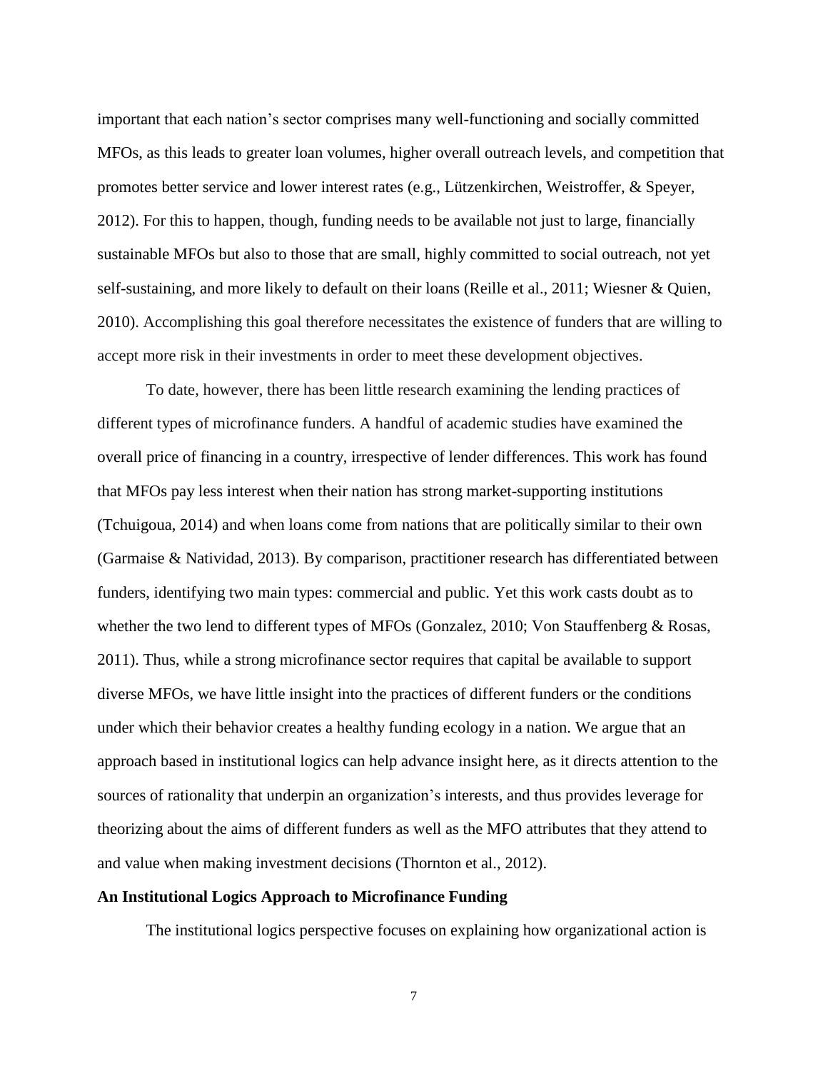important that each nation's sector comprises many well-functioning and socially committed MFOs, as this leads to greater loan volumes, higher overall outreach levels, and competition that promotes better service and lower interest rates (e.g., Lützenkirchen, Weistroffer, & Speyer, 2012). For this to happen, though, funding needs to be available not just to large, financially sustainable MFOs but also to those that are small, highly committed to social outreach, not yet self-sustaining, and more likely to default on their loans (Reille et al., 2011; Wiesner & Quien, 2010). Accomplishing this goal therefore necessitates the existence of funders that are willing to accept more risk in their investments in order to meet these development objectives.

To date, however, there has been little research examining the lending practices of different types of microfinance funders. A handful of academic studies have examined the overall price of financing in a country, irrespective of lender differences. This work has found that MFOs pay less interest when their nation has strong market-supporting institutions (Tchuigoua, 2014) and when loans come from nations that are politically similar to their own (Garmaise & Natividad, 2013). By comparison, practitioner research has differentiated between funders, identifying two main types: commercial and public. Yet this work casts doubt as to whether the two lend to different types of MFOs (Gonzalez, 2010; Von Stauffenberg & Rosas, 2011). Thus, while a strong microfinance sector requires that capital be available to support diverse MFOs, we have little insight into the practices of different funders or the conditions under which their behavior creates a healthy funding ecology in a nation. We argue that an approach based in institutional logics can help advance insight here, as it directs attention to the sources of rationality that underpin an organization's interests, and thus provides leverage for theorizing about the aims of different funders as well as the MFO attributes that they attend to and value when making investment decisions (Thornton et al., 2012).

## An Institutional Logics Approach to Microfinance Funding

The institutional logics perspective focuses on explaining how organizational action is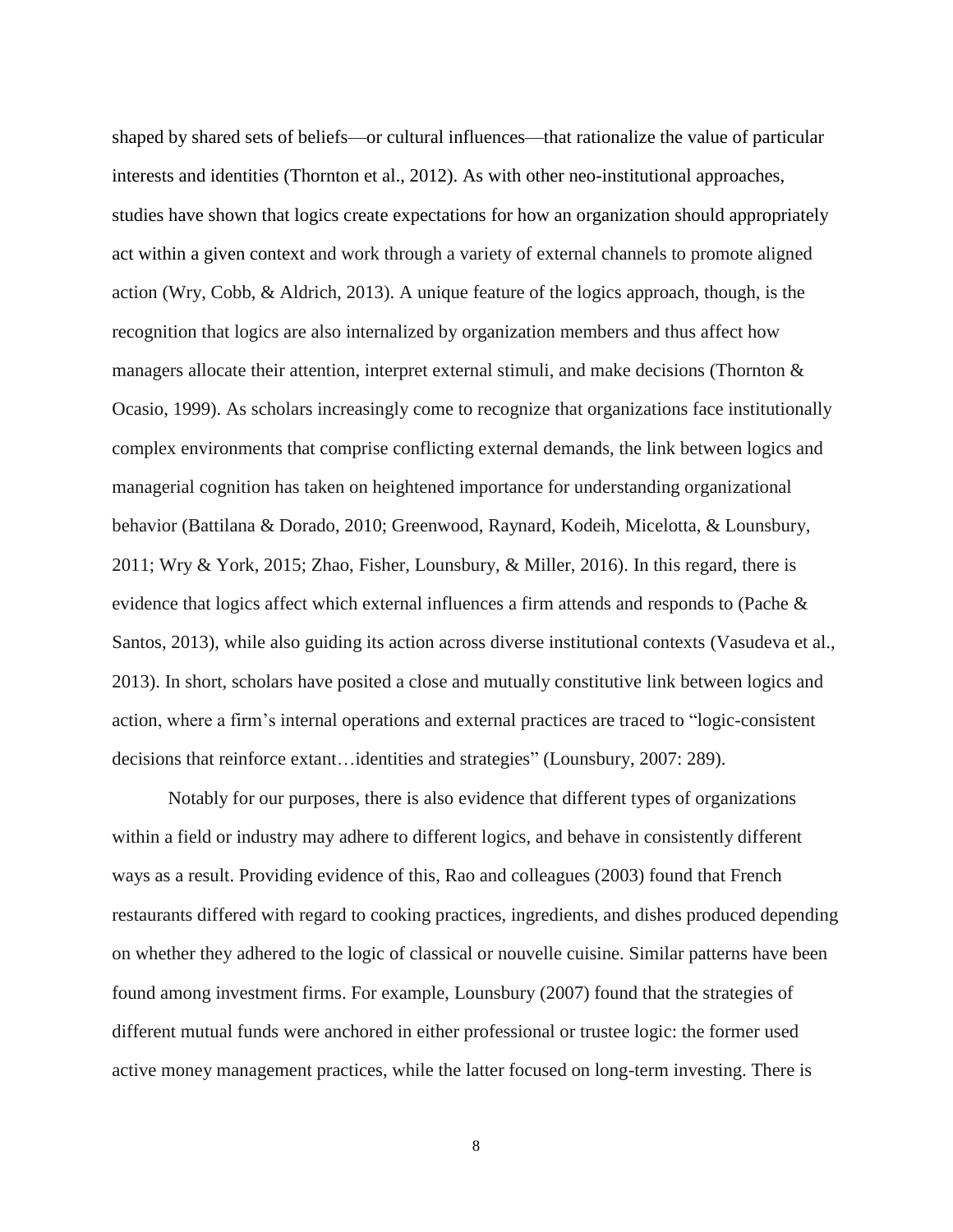shaped by shared sets of beliefs—or cultural influences—that rationalize the value of particular interests and identities (Thornton et al., 2012). As with other neo-institutional approaches, studies have shown that logics create expectations for how an organization should appropriately act within a given context and work through a variety of external channels to promote aligned action (Wry, Cobb, & Aldrich, 2013). A unique feature of the logics approach, though, is the recognition that logics are also internalized by organization members and thus affect how managers allocate their attention, interpret external stimuli, and make decisions (Thornton & Ocasio, 1999). As scholars increasingly come to recognize that organizations face institutionally complex environments that comprise conflicting external demands, the link between logics and managerial cognition has taken on heightened importance for understanding organizational behavior (Battilana & Dorado, 2010; Greenwood, Raynard, Kodeih, Micelotta, & Lounsbury, 2011; Wry & York, 2015; Zhao, Fisher, Lounsbury, & Miller, 2016). In this regard, there is evidence that logics affect which external influences a firm attends and responds to (Pache & Santos, 2013), while also guiding its action across diverse institutional contexts (Vasudeva et al., 2013). In short, scholars have posited a close and mutually constitutive link between logics and action, where a firm's internal operations and external practices are traced to "logic-consistent decisions that reinforce extant…identities and strategies" (Lounsbury, 2007: 289).

Notably for our purposes, there is also evidence that different types of organizations within a field or industry may adhere to different logics, and behave in consistently different ways as a result. Providing evidence of this, Rao and colleagues (2003) found that French restaurants differed with regard to cooking practices, ingredients, and dishes produced depending on whether they adhered to the logic of classical or nouvelle cuisine. Similar patterns have been found among investment firms. For example, Lounsbury (2007) found that the strategies of different mutual funds were anchored in either professional or trustee logic: the former used active money management practices, while the latter focused on long-term investing. There is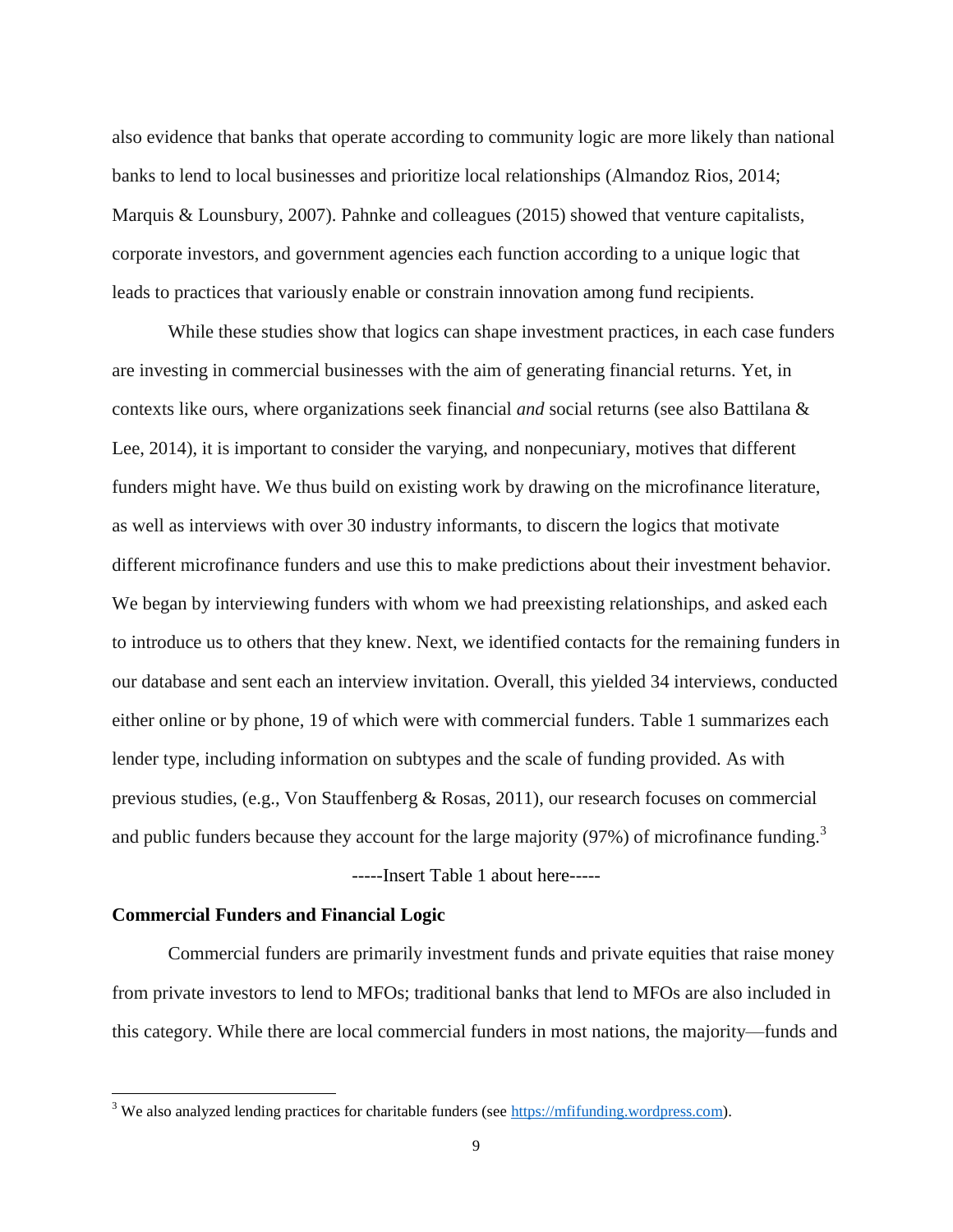also evidence that banks that operate according to community logic are more likely than national banks to lend to local businesses and prioritize local relationships (Almandoz Rios, 2014; Marquis & Lounsbury, 2007). Pahnke and colleagues (2015) showed that venture capitalists, corporate investors, and government agencies each function according to a unique logic that leads to practices that variously enable or constrain innovation among fund recipients.

While these studies show that logics can shape investment practices, in each case funders are investing in commercial businesses with the aim of generating financial returns. Yet, in contexts like ours, where organizations seek financial *and* social returns (see also Battilana & Lee, 2014), it is important to consider the varying, and nonpecuniary, motives that different funders might have. We thus build on existing work by drawing on the microfinance literature, as well as interviews with over 30 industry informants, to discern the logics that motivate different microfinance funders and use this to make predictions about their investment behavior. We began by interviewing funders with whom we had preexisting relationships, and asked each to introduce us to others that they knew. Next, we identified contacts for the remaining funders in our database and sent each an interview invitation. Overall, this yielded 34 interviews, conducted either online or by phone, 19 of which were with commercial funders. Table 1 summarizes each lender type, including information on subtypes and the scale of funding provided. As with previous studies, (e.g., Von Stauffenberg & Rosas, 2011), our research focuses on commercial and public funders because they account for the large majority (97%) of microfinance funding.[3]

-----Insert Table 1 about here-----

**Commercial Funders and Financial Logic**

Commercial funders are primarily investment funds and private equities that raise money from private investors to lend to MFOs; traditional banks that lend to MFOs are also included in this category. While there are local commercial funders in most nations, the majority—funds and

[3] We also analyzed lending practices for charitable funders (see https://mfifunding.wordpress.com).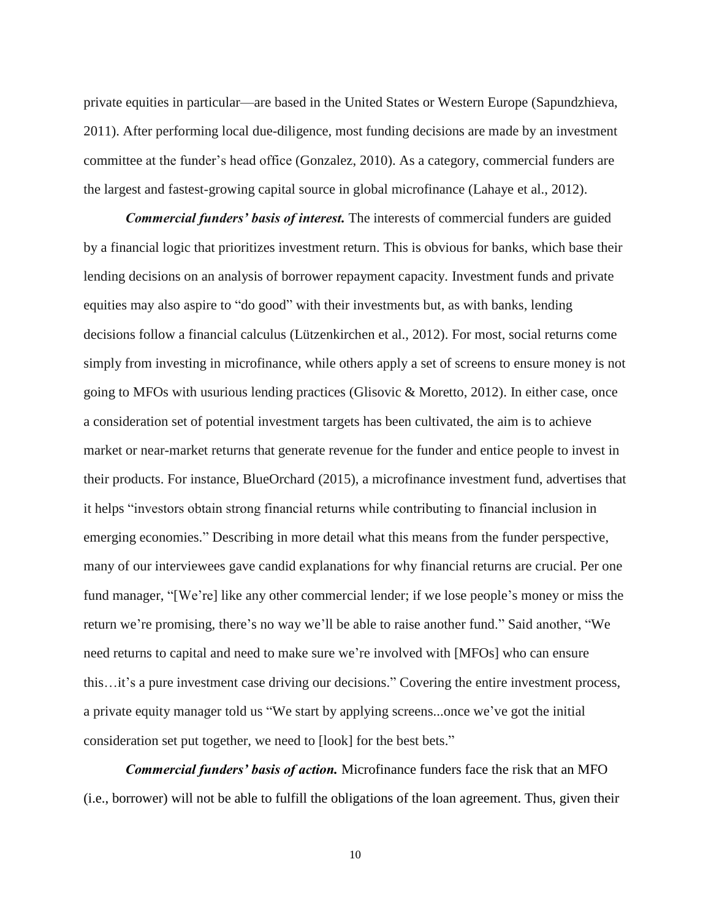private equities in particular—are based in the United States or Western Europe (Sapundzhieva, 2011). After performing local due-diligence, most funding decisions are made by an investment committee at the funder's head office (Gonzalez, 2010). As a category, commercial funders are the largest and fastest-growing capital source in global microfinance (Lahaye et al., 2012).

***Commercial funders' basis of interest.*** The interests of commercial funders are guided by a financial logic that prioritizes investment return. This is obvious for banks, which base their lending decisions on an analysis of borrower repayment capacity. Investment funds and private equities may also aspire to "do good" with their investments but, as with banks, lending decisions follow a financial calculus (Lützenkirchen et al., 2012). For most, social returns come simply from investing in microfinance, while others apply a set of screens to ensure money is not going to MFOs with usurious lending practices (Glisovic & Moretto, 2012). In either case, once a consideration set of potential investment targets has been cultivated, the aim is to achieve market or near-market returns that generate revenue for the funder and entice people to invest in their products. For instance, BlueOrchard (2015), a microfinance investment fund, advertises that it helps "investors obtain strong financial returns while contributing to financial inclusion in emerging economies." Describing in more detail what this means from the funder perspective, many of our interviewees gave candid explanations for why financial returns are crucial. Per one fund manager, "[We're] like any other commercial lender; if we lose people's money or miss the return we're promising, there's no way we'll be able to raise another fund." Said another, "We need returns to capital and need to make sure we're involved with [MFOs] who can ensure this…it's a pure investment case driving our decisions." Covering the entire investment process, a private equity manager told us "We start by applying screens...once we've got the initial consideration set put together, we need to [look] for the best bets."

***Commercial funders' basis of action.*** Microfinance funders face the risk that an MFO (i.e., borrower) will not be able to fulfill the obligations of the loan agreement. Thus, given their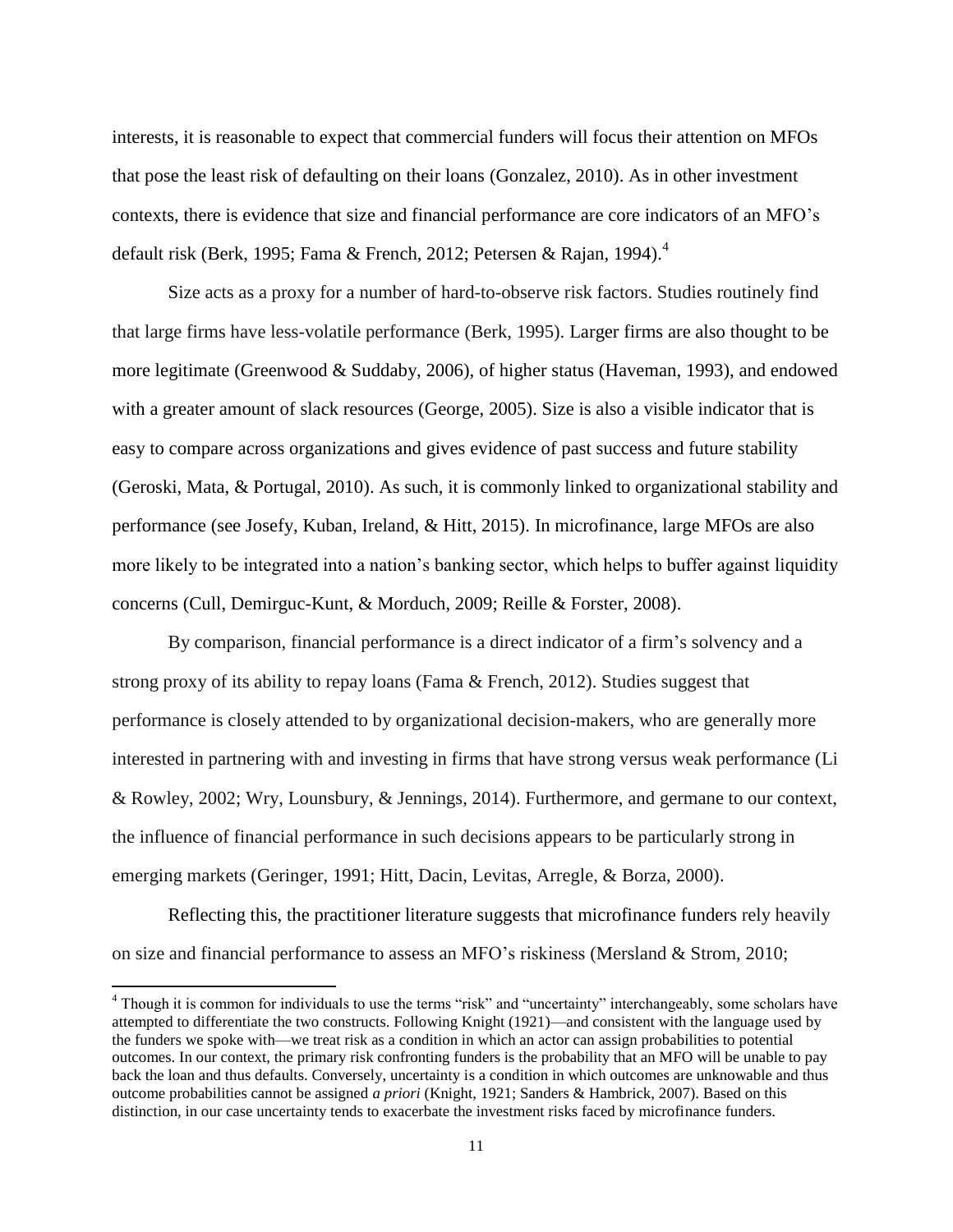interests, it is reasonable to expect that commercial funders will focus their attention on MFOs that pose the least risk of defaulting on their loans (Gonzalez, 2010). As in other investment contexts, there is evidence that size and financial performance are core indicators of an MFO's default risk (Berk, 1995; Fama & French, 2012; Petersen & Rajan, 1994).[4]

Size acts as a proxy for a number of hard-to-observe risk factors. Studies routinely find that large firms have less-volatile performance (Berk, 1995). Larger firms are also thought to be more legitimate (Greenwood & Suddaby, 2006), of higher status (Haveman, 1993), and endowed with a greater amount of slack resources (George, 2005). Size is also a visible indicator that is easy to compare across organizations and gives evidence of past success and future stability (Geroski, Mata, & Portugal, 2010). As such, it is commonly linked to organizational stability and performance (see Josefy, Kuban, Ireland, & Hitt, 2015). In microfinance, large MFOs are also more likely to be integrated into a nation's banking sector, which helps to buffer against liquidity concerns (Cull, Demirguc-Kunt, & Morduch, 2009; Reille & Forster, 2008).

By comparison, financial performance is a direct indicator of a firm's solvency and a strong proxy of its ability to repay loans (Fama & French, 2012). Studies suggest that performance is closely attended to by organizational decision-makers, who are generally more interested in partnering with and investing in firms that have strong versus weak performance (Li & Rowley, 2002; Wry, Lounsbury, & Jennings, 2014). Furthermore, and germane to our context, the influence of financial performance in such decisions appears to be particularly strong in emerging markets (Geringer, 1991; Hitt, Dacin, Levitas, Arregle, & Borza, 2000).

Reflecting this, the practitioner literature suggests that microfinance funders rely heavily on size and financial performance to assess an MFO's riskiness (Mersland & Strom, 2010;

[4] Though it is common for individuals to use the terms "risk" and "uncertainty" interchangeably, some scholars have attempted to differentiate the two constructs. Following Knight (1921)—and consistent with the language used by the funders we spoke with—we treat risk as a condition in which an actor can assign probabilities to potential outcomes. In our context, the primary risk confronting funders is the probability that an MFO will be unable to pay back the loan and thus defaults. Conversely, uncertainty is a condition in which outcomes are unknowable and thus outcome probabilities cannot be assigned *a priori* (Knight, 1921; Sanders & Hambrick, 2007). Based on this distinction, in our case uncertainty tends to exacerbate the investment risks faced by microfinance funders.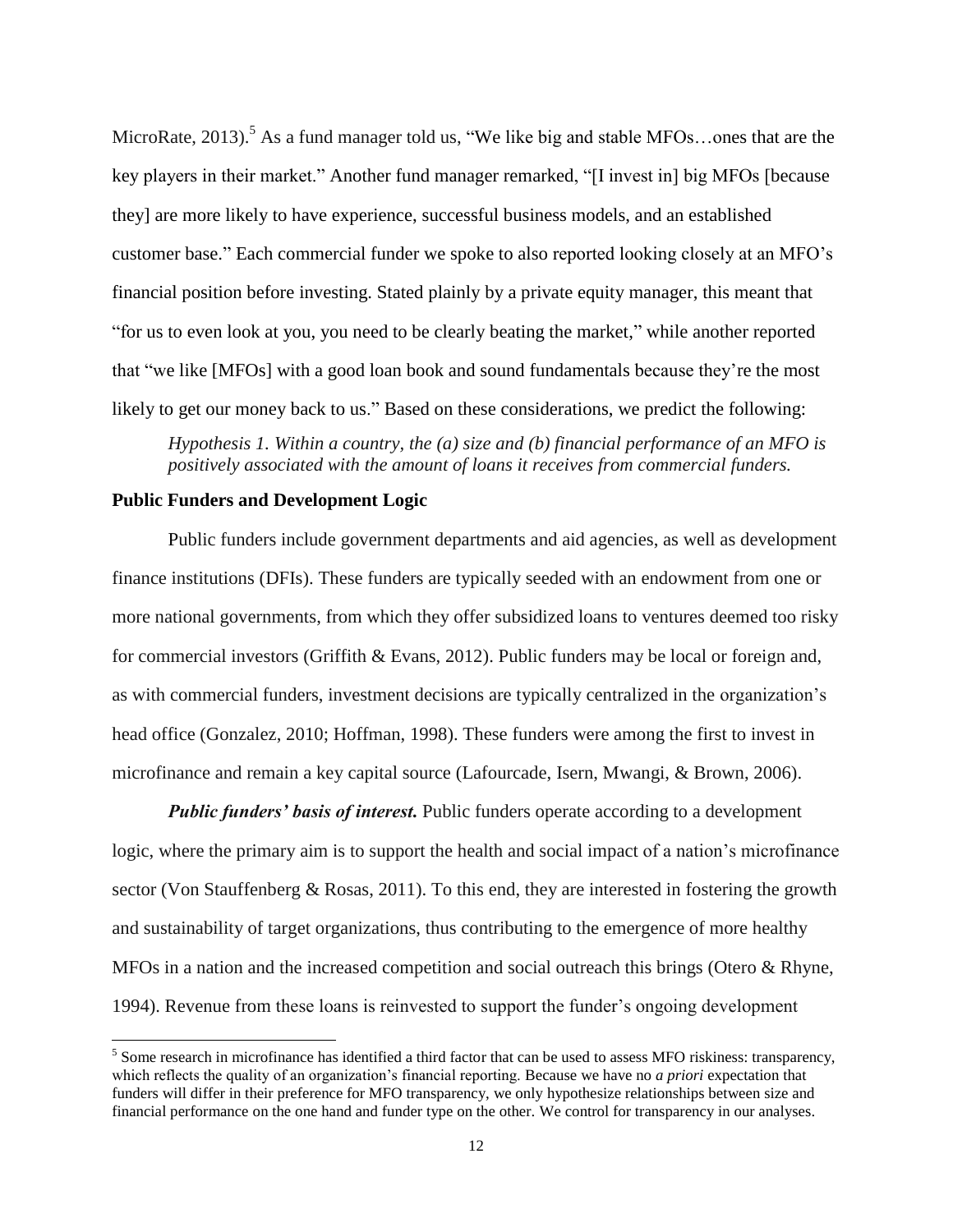MicroRate, 2013).[5] As a fund manager told us, "We like big and stable MFOs…ones that are the key players in their market." Another fund manager remarked, "[I invest in] big MFOs [because they] are more likely to have experience, successful business models, and an established customer base." Each commercial funder we spoke to also reported looking closely at an MFO's financial position before investing. Stated plainly by a private equity manager, this meant that "for us to even look at you, you need to be clearly beating the market," while another reported that "we like [MFOs] with a good loan book and sound fundamentals because they're the most likely to get our money back to us." Based on these considerations, we predict the following:

> *Hypothesis 1. Within a country, the (a) size and (b) financial performance of an MFO is positively associated with the amount of loans it receives from commercial funders.*

### Public Funders and Development Logic

Public funders include government departments and aid agencies, as well as development finance institutions (DFIs). These funders are typically seeded with an endowment from one or more national governments, from which they offer subsidized loans to ventures deemed too risky for commercial investors (Griffith & Evans, 2012). Public funders may be local or foreign and, as with commercial funders, investment decisions are typically centralized in the organization's head office (Gonzalez, 2010; Hoffman, 1998). These funders were among the first to invest in microfinance and remain a key capital source (Lafourcade, Isern, Mwangi, & Brown, 2006).

***Public funders' basis of interest.*** Public funders operate according to a development logic, where the primary aim is to support the health and social impact of a nation's microfinance sector (Von Stauffenberg & Rosas, 2011). To this end, they are interested in fostering the growth and sustainability of target organizations, thus contributing to the emergence of more healthy MFOs in a nation and the increased competition and social outreach this brings (Otero & Rhyne, 1994). Revenue from these loans is reinvested to support the funder's ongoing development

---

[5] Some research in microfinance has identified a third factor that can be used to assess MFO riskiness: transparency, which reflects the quality of an organization's financial reporting. Because we have no *a priori* expectation that funders will differ in their preference for MFO transparency, we only hypothesize relationships between size and financial performance on the one hand and funder type on the other. We control for transparency in our analyses.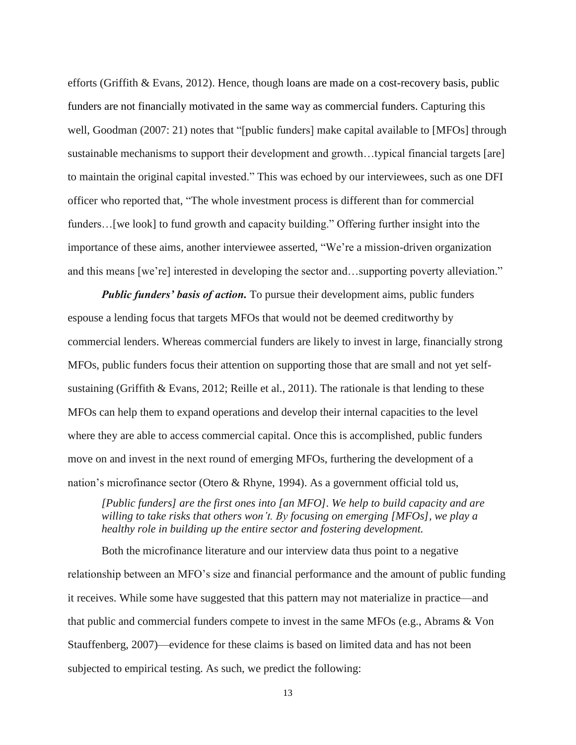efforts (Griffith & Evans, 2012). Hence, though loans are made on a cost-recovery basis, public funders are not financially motivated in the same way as commercial funders. Capturing this well, Goodman (2007: 21) notes that "[public funders] make capital available to [MFOs] through sustainable mechanisms to support their development and growth…typical financial targets [are] to maintain the original capital invested." This was echoed by our interviewees, such as one DFI officer who reported that, "The whole investment process is different than for commercial funders…[we look] to fund growth and capacity building." Offering further insight into the importance of these aims, another interviewee asserted, "We're a mission-driven organization and this means [we're] interested in developing the sector and…supporting poverty alleviation."

***Public funders' basis of action.*** To pursue their development aims, public funders espouse a lending focus that targets MFOs that would not be deemed creditworthy by commercial lenders. Whereas commercial funders are likely to invest in large, financially strong MFOs, public funders focus their attention on supporting those that are small and not yet self-sustaining (Griffith & Evans, 2012; Reille et al., 2011). The rationale is that lending to these MFOs can help them to expand operations and develop their internal capacities to the level where they are able to access commercial capital. Once this is accomplished, public funders move on and invest in the next round of emerging MFOs, furthering the development of a nation's microfinance sector (Otero & Rhyne, 1994). As a government official told us,

> *[Public funders] are the first ones into [an MFO]. We help to build capacity and are willing to take risks that others won't. By focusing on emerging [MFOs], we play a healthy role in building up the entire sector and fostering development.*

Both the microfinance literature and our interview data thus point to a negative relationship between an MFO's size and financial performance and the amount of public funding it receives. While some have suggested that this pattern may not materialize in practice—and that public and commercial funders compete to invest in the same MFOs (e.g., Abrams & Von Stauffenberg, 2007)—evidence for these claims is based on limited data and has not been subjected to empirical testing. As such, we predict the following: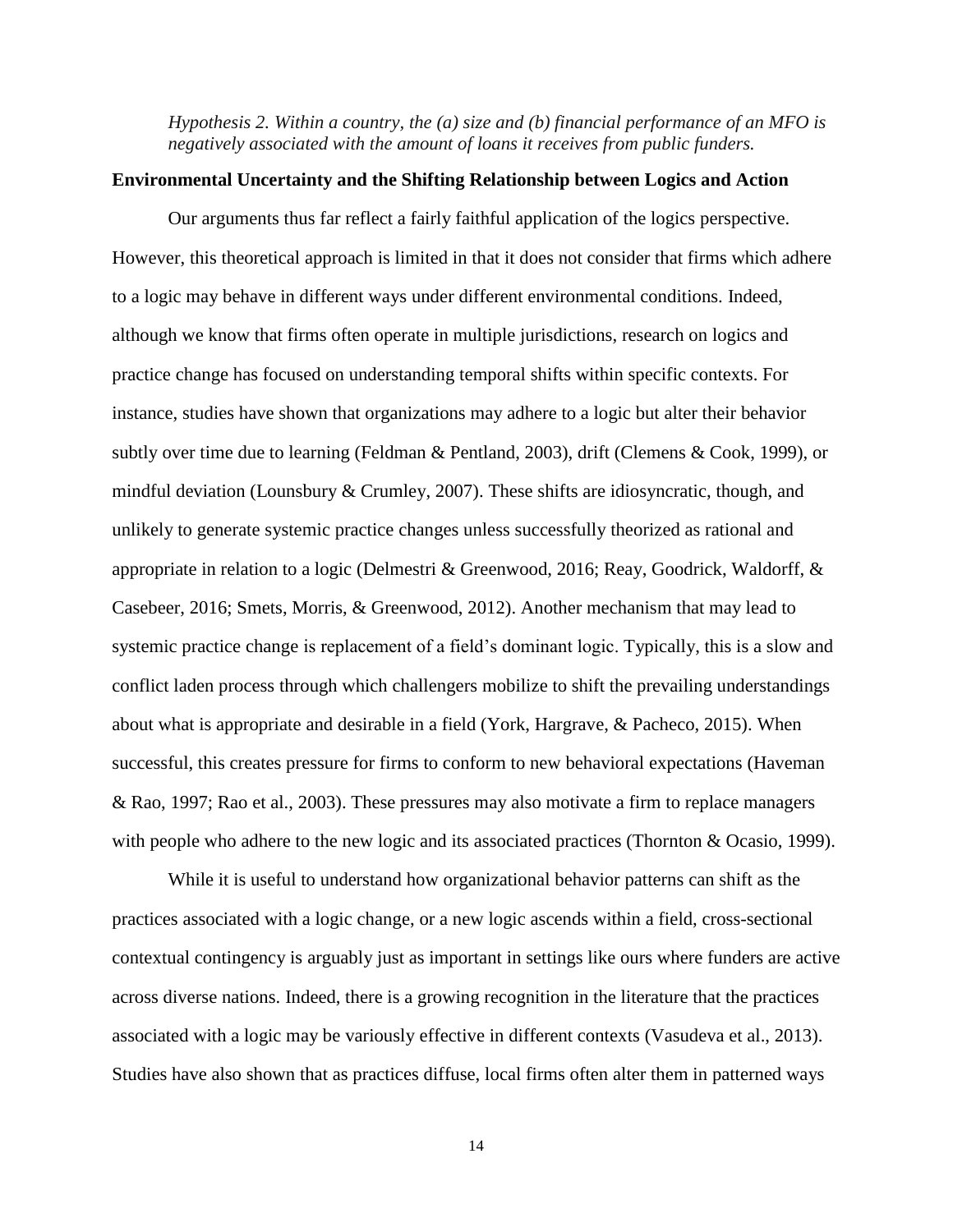*Hypothesis 2. Within a country, the (a) size and (b) financial performance of an MFO is negatively associated with the amount of loans it receives from public funders.*

## Environmental Uncertainty and the Shifting Relationship between Logics and Action

Our arguments thus far reflect a fairly faithful application of the logics perspective. However, this theoretical approach is limited in that it does not consider that firms which adhere to a logic may behave in different ways under different environmental conditions. Indeed, although we know that firms often operate in multiple jurisdictions, research on logics and practice change has focused on understanding temporal shifts within specific contexts. For instance, studies have shown that organizations may adhere to a logic but alter their behavior subtly over time due to learning (Feldman & Pentland, 2003), drift (Clemens & Cook, 1999), or mindful deviation (Lounsbury & Crumley, 2007). These shifts are idiosyncratic, though, and unlikely to generate systemic practice changes unless successfully theorized as rational and appropriate in relation to a logic (Delmestri & Greenwood, 2016; Reay, Goodrick, Waldorff, & Casebeer, 2016; Smets, Morris, & Greenwood, 2012). Another mechanism that may lead to systemic practice change is replacement of a field's dominant logic. Typically, this is a slow and conflict laden process through which challengers mobilize to shift the prevailing understandings about what is appropriate and desirable in a field (York, Hargrave, & Pacheco, 2015). When successful, this creates pressure for firms to conform to new behavioral expectations (Haveman & Rao, 1997; Rao et al., 2003). These pressures may also motivate a firm to replace managers with people who adhere to the new logic and its associated practices (Thornton & Ocasio, 1999).

While it is useful to understand how organizational behavior patterns can shift as the practices associated with a logic change, or a new logic ascends within a field, cross-sectional contextual contingency is arguably just as important in settings like ours where funders are active across diverse nations. Indeed, there is a growing recognition in the literature that the practices associated with a logic may be variously effective in different contexts (Vasudeva et al., 2013). Studies have also shown that as practices diffuse, local firms often alter them in patterned ways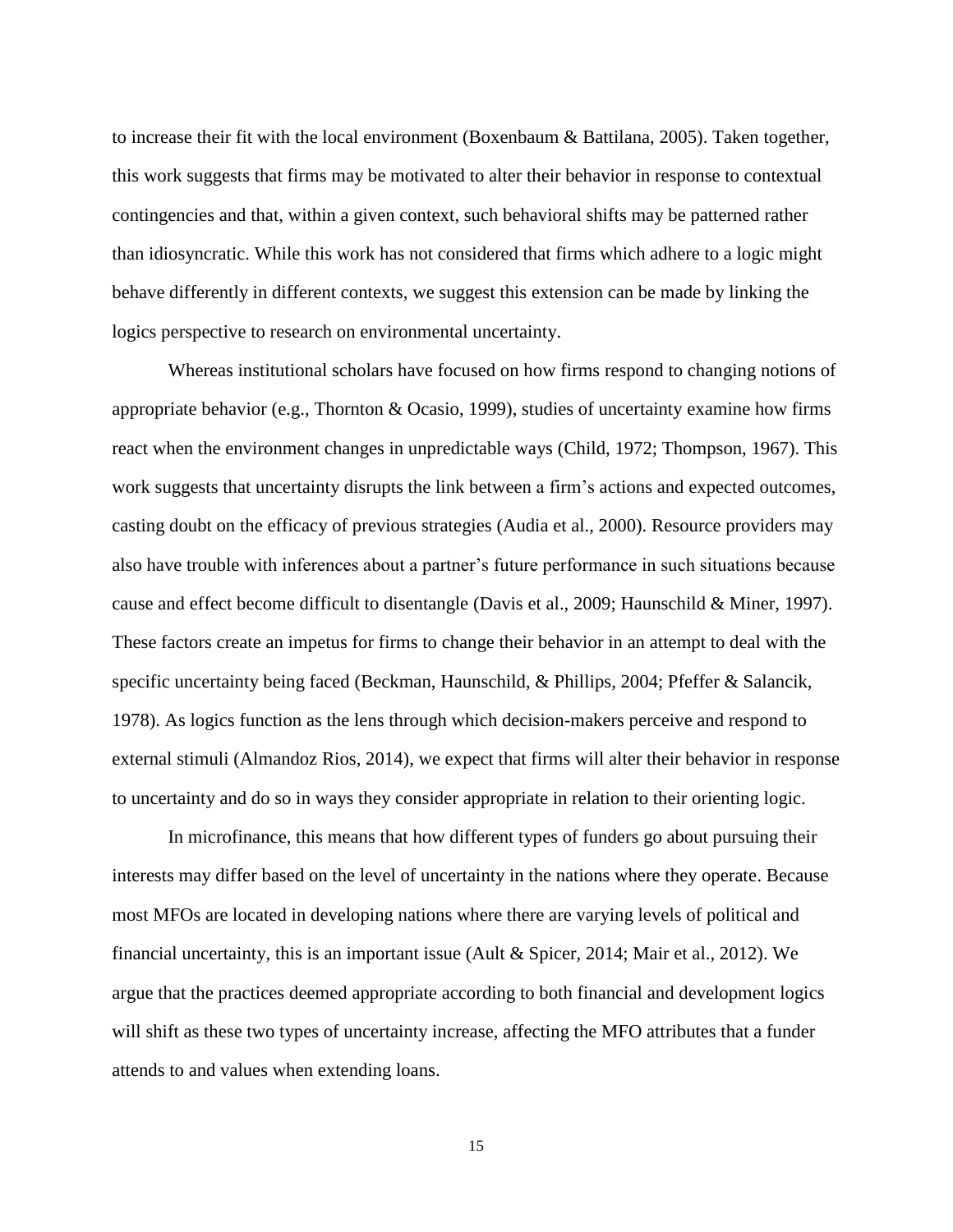to increase their fit with the local environment (Boxenbaum & Battilana, 2005). Taken together, this work suggests that firms may be motivated to alter their behavior in response to contextual contingencies and that, within a given context, such behavioral shifts may be patterned rather than idiosyncratic. While this work has not considered that firms which adhere to a logic might behave differently in different contexts, we suggest this extension can be made by linking the logics perspective to research on environmental uncertainty.

Whereas institutional scholars have focused on how firms respond to changing notions of appropriate behavior (e.g., Thornton & Ocasio, 1999), studies of uncertainty examine how firms react when the environment changes in unpredictable ways (Child, 1972; Thompson, 1967). This work suggests that uncertainty disrupts the link between a firm's actions and expected outcomes, casting doubt on the efficacy of previous strategies (Audia et al., 2000). Resource providers may also have trouble with inferences about a partner's future performance in such situations because cause and effect become difficult to disentangle (Davis et al., 2009; Haunschild & Miner, 1997). These factors create an impetus for firms to change their behavior in an attempt to deal with the specific uncertainty being faced (Beckman, Haunschild, & Phillips, 2004; Pfeffer & Salancik, 1978). As logics function as the lens through which decision-makers perceive and respond to external stimuli (Almandoz Rios, 2014), we expect that firms will alter their behavior in response to uncertainty and do so in ways they consider appropriate in relation to their orienting logic.

In microfinance, this means that how different types of funders go about pursuing their interests may differ based on the level of uncertainty in the nations where they operate. Because most MFOs are located in developing nations where there are varying levels of political and financial uncertainty, this is an important issue (Ault & Spicer, 2014; Mair et al., 2012). We argue that the practices deemed appropriate according to both financial and development logics will shift as these two types of uncertainty increase, affecting the MFO attributes that a funder attends to and values when extending loans.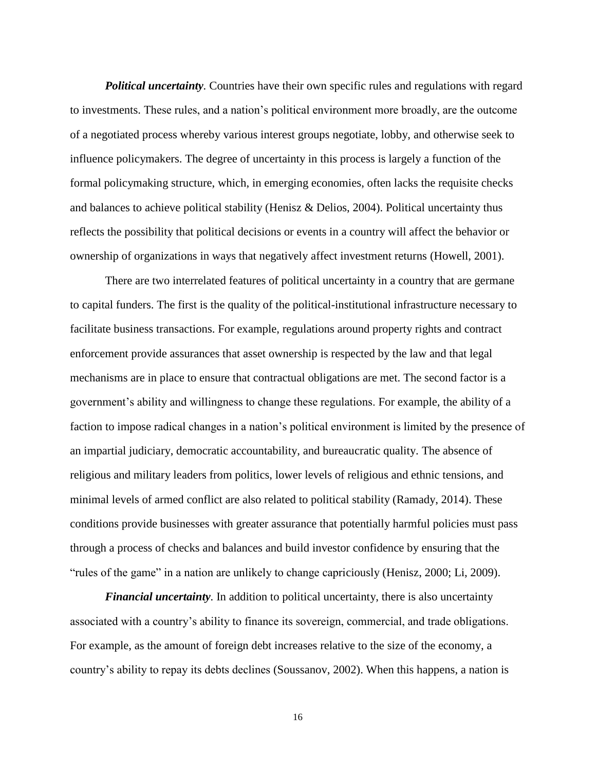***Political uncertainty**.* Countries have their own specific rules and regulations with regard to investments. These rules, and a nation's political environment more broadly, are the outcome of a negotiated process whereby various interest groups negotiate, lobby, and otherwise seek to influence policymakers. The degree of uncertainty in this process is largely a function of the formal policymaking structure, which, in emerging economies, often lacks the requisite checks and balances to achieve political stability (Henisz & Delios, 2004). Political uncertainty thus reflects the possibility that political decisions or events in a country will affect the behavior or ownership of organizations in ways that negatively affect investment returns (Howell, 2001).

There are two interrelated features of political uncertainty in a country that are germane to capital funders. The first is the quality of the political-institutional infrastructure necessary to facilitate business transactions. For example, regulations around property rights and contract enforcement provide assurances that asset ownership is respected by the law and that legal mechanisms are in place to ensure that contractual obligations are met. The second factor is a government's ability and willingness to change these regulations. For example, the ability of a faction to impose radical changes in a nation's political environment is limited by the presence of an impartial judiciary, democratic accountability, and bureaucratic quality. The absence of religious and military leaders from politics, lower levels of religious and ethnic tensions, and minimal levels of armed conflict are also related to political stability (Ramady, 2014). These conditions provide businesses with greater assurance that potentially harmful policies must pass through a process of checks and balances and build investor confidence by ensuring that the "rules of the game" in a nation are unlikely to change capriciously (Henisz, 2000; Li, 2009).

***Financial uncertainty**.* In addition to political uncertainty, there is also uncertainty associated with a country's ability to finance its sovereign, commercial, and trade obligations. For example, as the amount of foreign debt increases relative to the size of the economy, a country's ability to repay its debts declines (Soussanov, 2002). When this happens, a nation is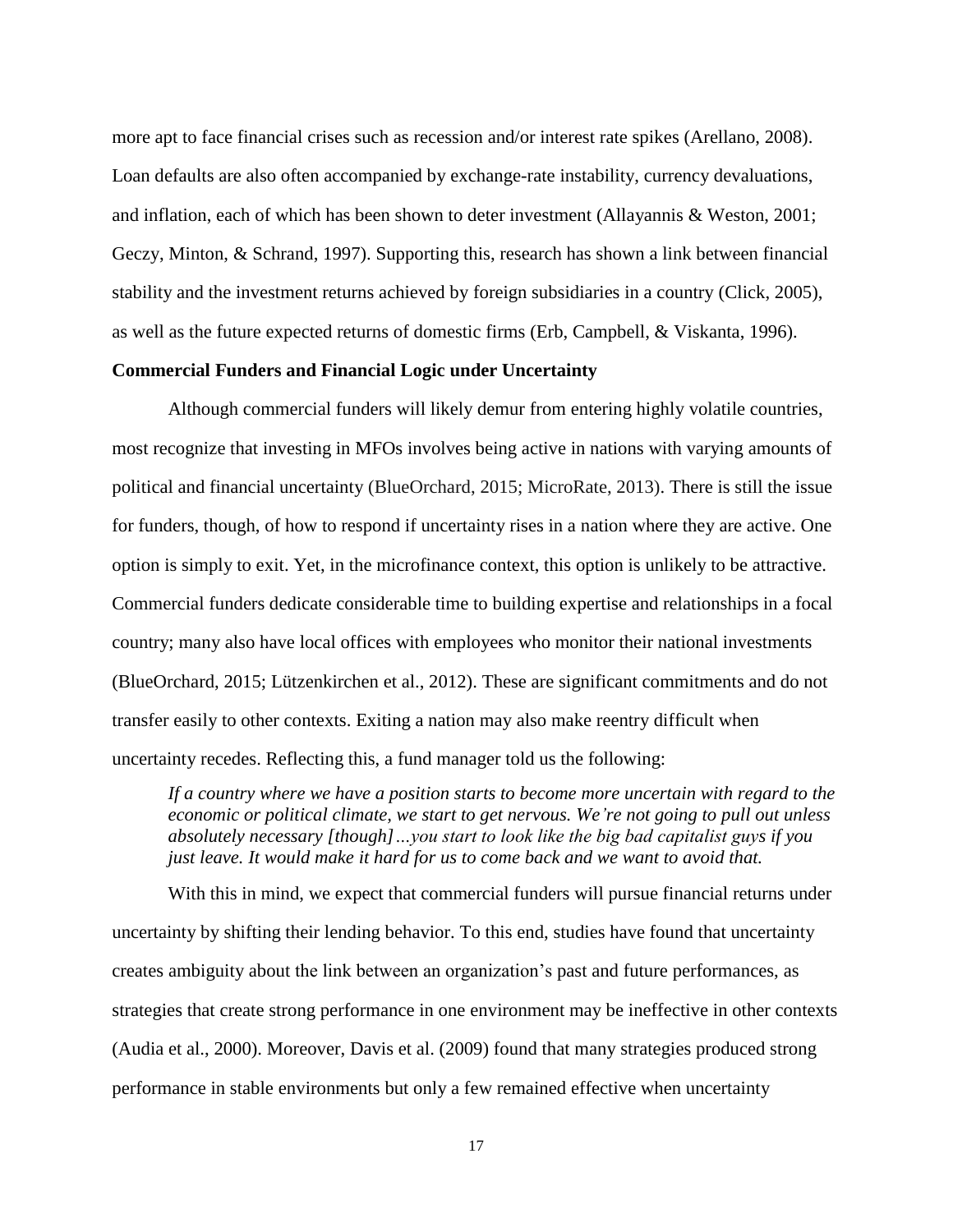more apt to face financial crises such as recession and/or interest rate spikes (Arellano, 2008). Loan defaults are also often accompanied by exchange-rate instability, currency devaluations, and inflation, each of which has been shown to deter investment (Allayannis & Weston, 2001; Geczy, Minton, & Schrand, 1997). Supporting this, research has shown a link between financial stability and the investment returns achieved by foreign subsidiaries in a country (Click, 2005), as well as the future expected returns of domestic firms (Erb, Campbell, & Viskanta, 1996).

**Commercial Funders and Financial Logic under Uncertainty**

Although commercial funders will likely demur from entering highly volatile countries, most recognize that investing in MFOs involves being active in nations with varying amounts of political and financial uncertainty (BlueOrchard, 2015; MicroRate, 2013). There is still the issue for funders, though, of how to respond if uncertainty rises in a nation where they are active. One option is simply to exit. Yet, in the microfinance context, this option is unlikely to be attractive. Commercial funders dedicate considerable time to building expertise and relationships in a focal country; many also have local offices with employees who monitor their national investments (BlueOrchard, 2015; Lützenkirchen et al., 2012). These are significant commitments and do not transfer easily to other contexts. Exiting a nation may also make reentry difficult when uncertainty recedes. Reflecting this, a fund manager told us the following:

> *If a country where we have a position starts to become more uncertain with regard to the economic or political climate, we start to get nervous. We're not going to pull out unless absolutely necessary [though]…you start to look like the big bad capitalist guys if you just leave. It would make it hard for us to come back and we want to avoid that.*

With this in mind, we expect that commercial funders will pursue financial returns under uncertainty by shifting their lending behavior. To this end, studies have found that uncertainty creates ambiguity about the link between an organization's past and future performances, as strategies that create strong performance in one environment may be ineffective in other contexts (Audia et al., 2000). Moreover, Davis et al. (2009) found that many strategies produced strong performance in stable environments but only a few remained effective when uncertainty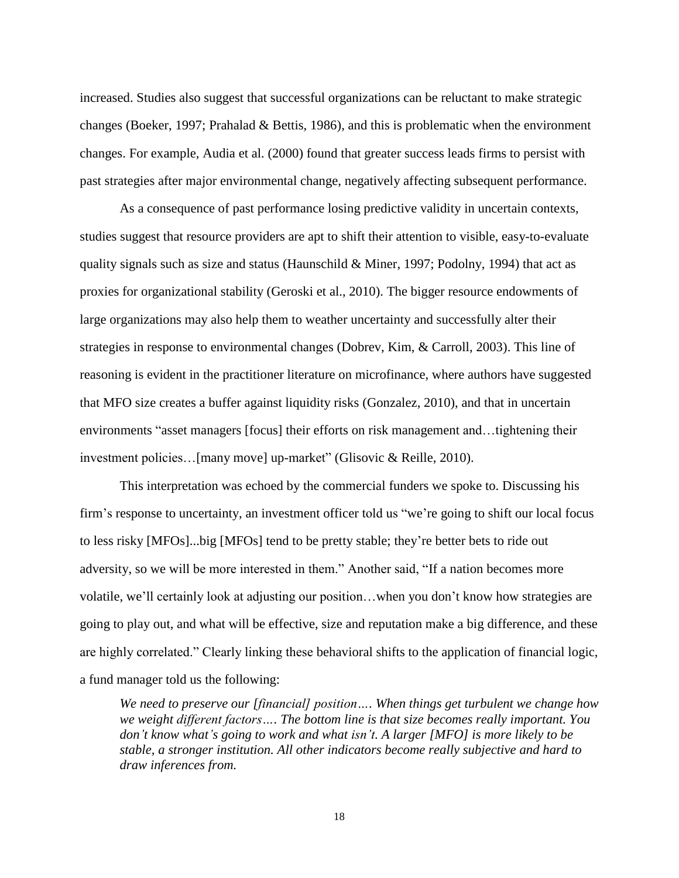increased. Studies also suggest that successful organizations can be reluctant to make strategic changes (Boeker, 1997; Prahalad & Bettis, 1986), and this is problematic when the environment changes. For example, Audia et al. (2000) found that greater success leads firms to persist with past strategies after major environmental change, negatively affecting subsequent performance.

As a consequence of past performance losing predictive validity in uncertain contexts, studies suggest that resource providers are apt to shift their attention to visible, easy-to-evaluate quality signals such as size and status (Haunschild & Miner, 1997; Podolny, 1994) that act as proxies for organizational stability (Geroski et al., 2010). The bigger resource endowments of large organizations may also help them to weather uncertainty and successfully alter their strategies in response to environmental changes (Dobrev, Kim, & Carroll, 2003). This line of reasoning is evident in the practitioner literature on microfinance, where authors have suggested that MFO size creates a buffer against liquidity risks (Gonzalez, 2010), and that in uncertain environments "asset managers [focus] their efforts on risk management and…tightening their investment policies…[many move] up-market" (Glisovic & Reille, 2010).

This interpretation was echoed by the commercial funders we spoke to. Discussing his firm's response to uncertainty, an investment officer told us "we're going to shift our local focus to less risky [MFOs]...big [MFOs] tend to be pretty stable; they're better bets to ride out adversity, so we will be more interested in them." Another said, "If a nation becomes more volatile, we'll certainly look at adjusting our position…when you don't know how strategies are going to play out, and what will be effective, size and reputation make a big difference, and these are highly correlated." Clearly linking these behavioral shifts to the application of financial logic, a fund manager told us the following:

> *We need to preserve our [financial] position…. When things get turbulent we change how we weight different factors…. The bottom line is that size becomes really important. You don't know what's going to work and what isn't. A larger [MFO] is more likely to be stable, a stronger institution. All other indicators become really subjective and hard to draw inferences from.*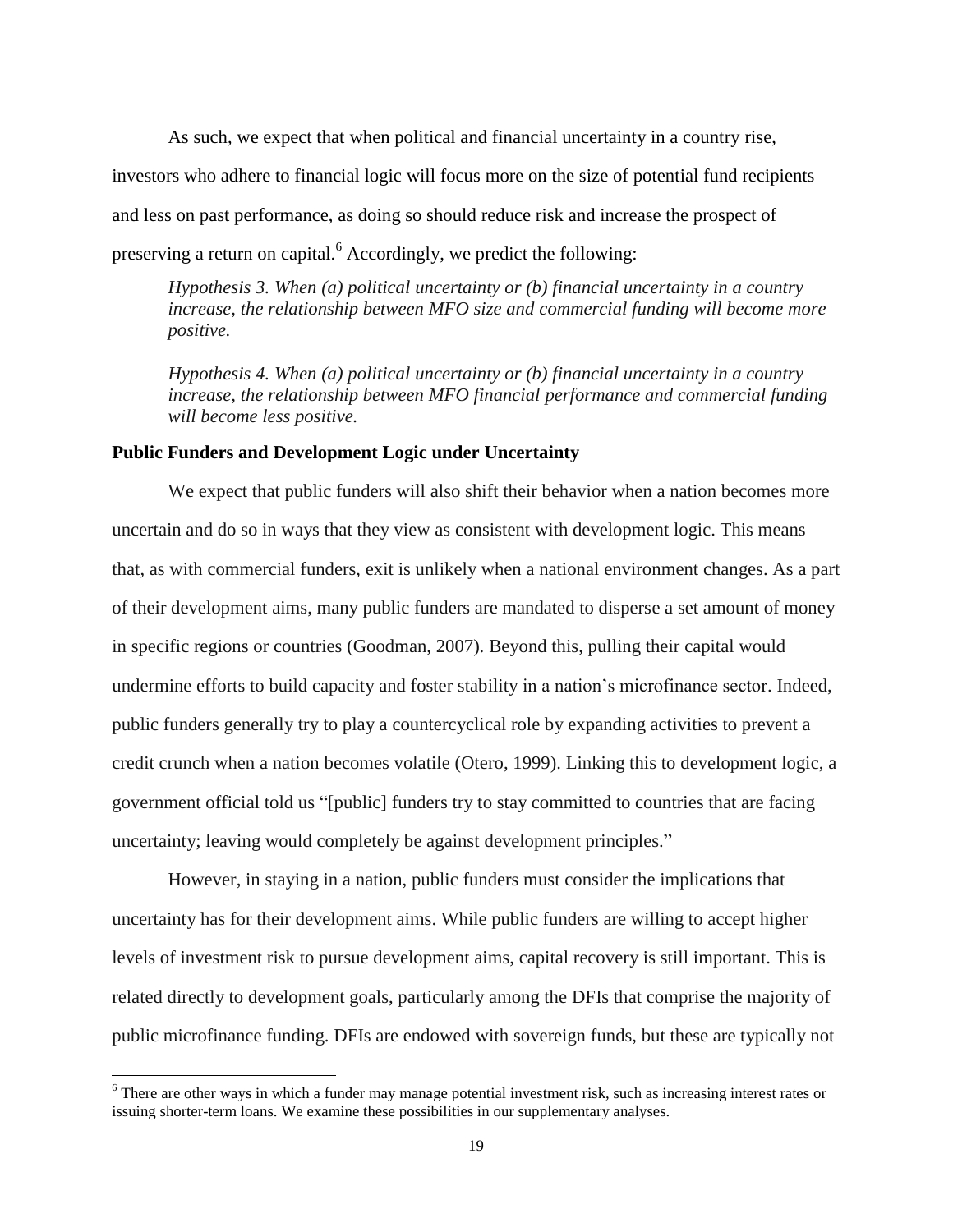As such, we expect that when political and financial uncertainty in a country rise, investors who adhere to financial logic will focus more on the size of potential fund recipients and less on past performance, as doing so should reduce risk and increase the prospect of preserving a return on capital.[6] Accordingly, we predict the following:

*Hypothesis 3. When (a) political uncertainty or (b) financial uncertainty in a country increase, the relationship between MFO size and commercial funding will become more positive.*

*Hypothesis 4. When (a) political uncertainty or (b) financial uncertainty in a country increase, the relationship between MFO financial performance and commercial funding will become less positive.*

**Public Funders and Development Logic under Uncertainty**

We expect that public funders will also shift their behavior when a nation becomes more uncertain and do so in ways that they view as consistent with development logic. This means that, as with commercial funders, exit is unlikely when a national environment changes. As a part of their development aims, many public funders are mandated to disperse a set amount of money in specific regions or countries (Goodman, 2007). Beyond this, pulling their capital would undermine efforts to build capacity and foster stability in a nation's microfinance sector. Indeed, public funders generally try to play a countercyclical role by expanding activities to prevent a credit crunch when a nation becomes volatile (Otero, 1999). Linking this to development logic, a government official told us "[public] funders try to stay committed to countries that are facing uncertainty; leaving would completely be against development principles."

However, in staying in a nation, public funders must consider the implications that uncertainty has for their development aims. While public funders are willing to accept higher levels of investment risk to pursue development aims, capital recovery is still important. This is related directly to development goals, particularly among the DFIs that comprise the majority of public microfinance funding. DFIs are endowed with sovereign funds, but these are typically not

[6] There are other ways in which a funder may manage potential investment risk, such as increasing interest rates or issuing shorter-term loans. We examine these possibilities in our supplementary analyses.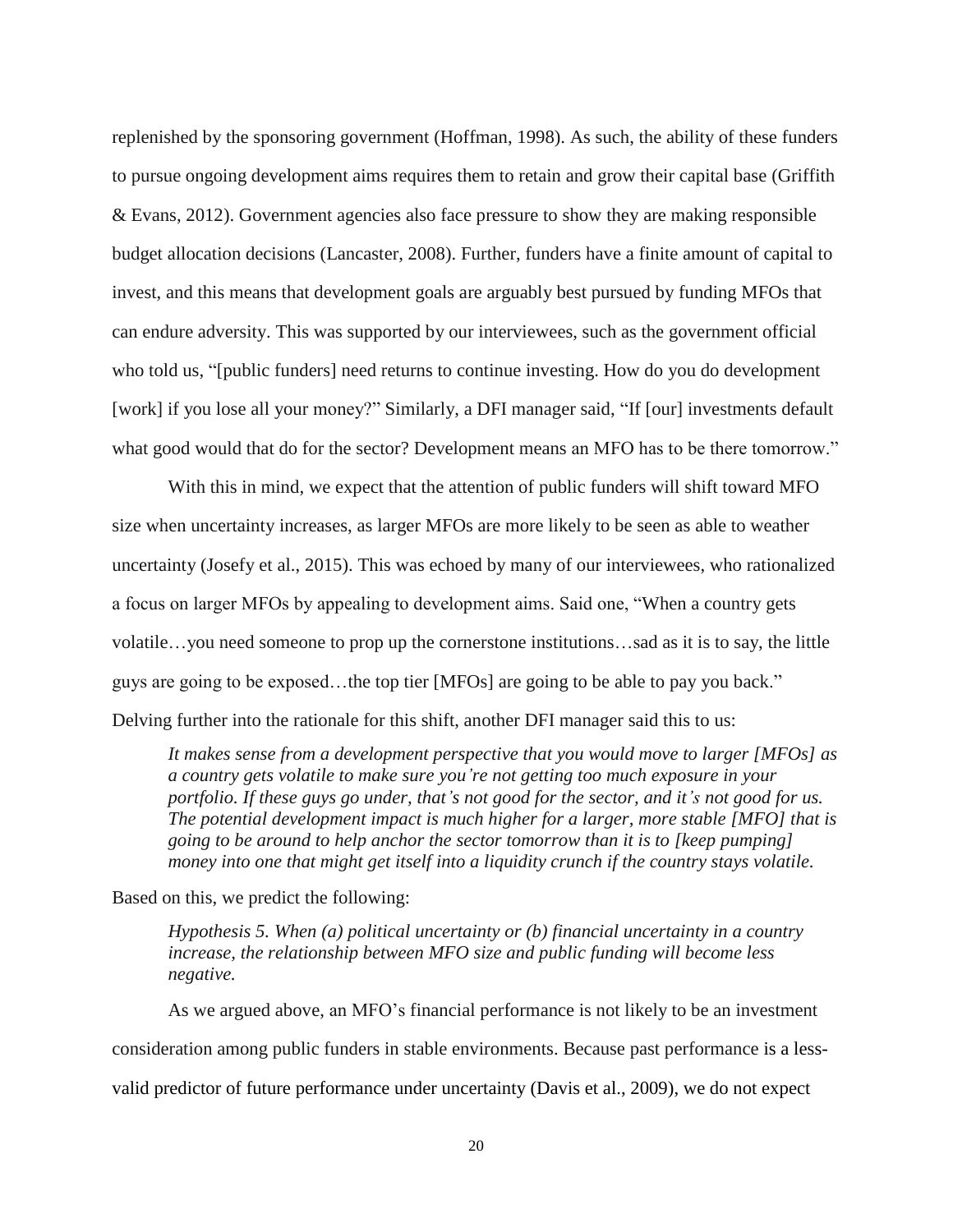replenished by the sponsoring government (Hoffman, 1998). As such, the ability of these funders to pursue ongoing development aims requires them to retain and grow their capital base (Griffith & Evans, 2012). Government agencies also face pressure to show they are making responsible budget allocation decisions (Lancaster, 2008). Further, funders have a finite amount of capital to invest, and this means that development goals are arguably best pursued by funding MFOs that can endure adversity. This was supported by our interviewees, such as the government official who told us, "[public funders] need returns to continue investing. How do you do development [work] if you lose all your money?" Similarly, a DFI manager said, "If [our] investments default what good would that do for the sector? Development means an MFO has to be there tomorrow."

With this in mind, we expect that the attention of public funders will shift toward MFO size when uncertainty increases, as larger MFOs are more likely to be seen as able to weather uncertainty (Josefy et al., 2015). This was echoed by many of our interviewees, who rationalized a focus on larger MFOs by appealing to development aims. Said one, "When a country gets volatile…you need someone to prop up the cornerstone institutions…sad as it is to say, the little guys are going to be exposed…the top tier [MFOs] are going to be able to pay you back." Delving further into the rationale for this shift, another DFI manager said this to us:

> *It makes sense from a development perspective that you would move to larger [MFOs] as a country gets volatile to make sure you're not getting too much exposure in your portfolio. If these guys go under, that's not good for the sector, and it's not good for us. The potential development impact is much higher for a larger, more stable [MFO] that is going to be around to help anchor the sector tomorrow than it is to [keep pumping] money into one that might get itself into a liquidity crunch if the country stays volatile.*

Based on this, we predict the following:

> *Hypothesis 5. When (a) political uncertainty or (b) financial uncertainty in a country increase, the relationship between MFO size and public funding will become less negative.*

As we argued above, an MFO's financial performance is not likely to be an investment consideration among public funders in stable environments. Because past performance is a less-valid predictor of future performance under uncertainty (Davis et al., 2009), we do not expect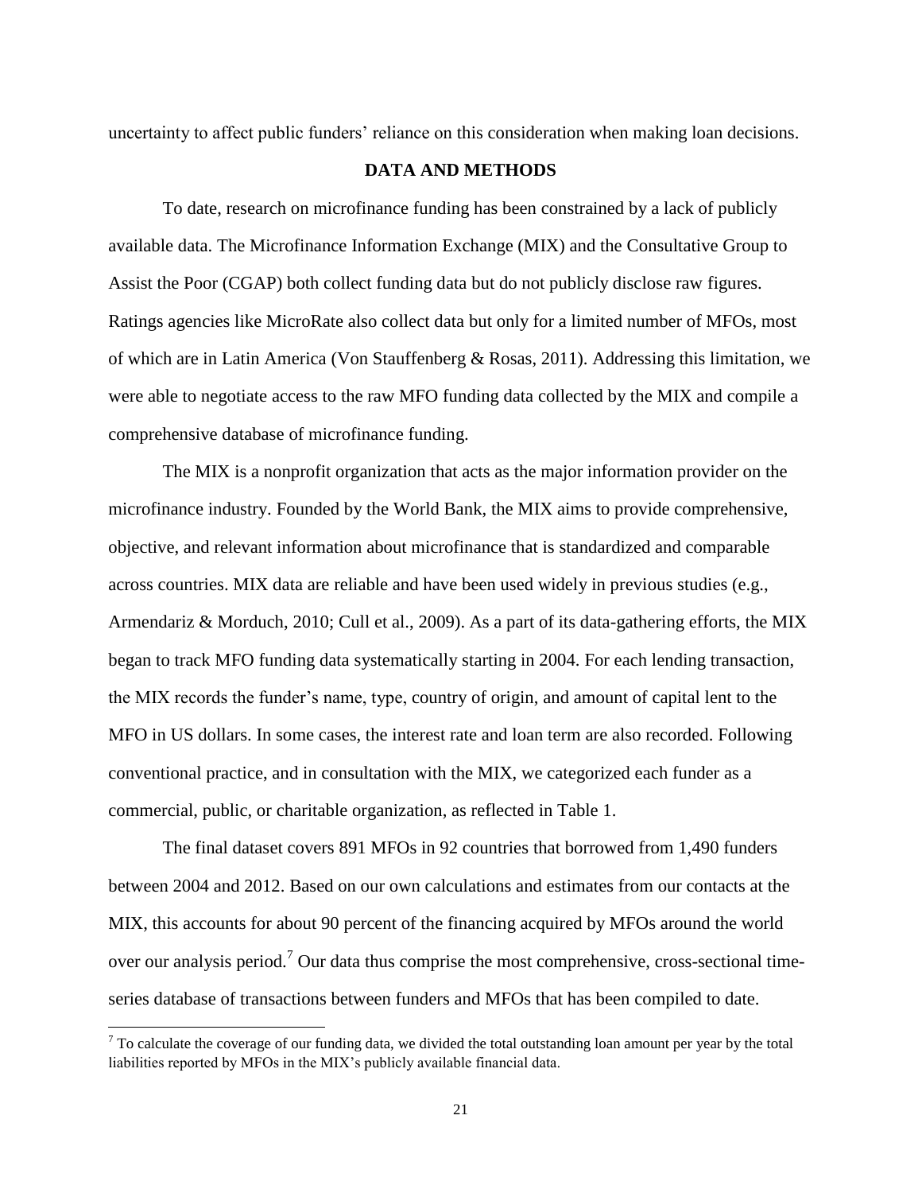uncertainty to affect public funders' reliance on this consideration when making loan decisions.

## DATA AND METHODS

To date, research on microfinance funding has been constrained by a lack of publicly available data. The Microfinance Information Exchange (MIX) and the Consultative Group to Assist the Poor (CGAP) both collect funding data but do not publicly disclose raw figures. Ratings agencies like MicroRate also collect data but only for a limited number of MFOs, most of which are in Latin America (Von Stauffenberg & Rosas, 2011). Addressing this limitation, we were able to negotiate access to the raw MFO funding data collected by the MIX and compile a comprehensive database of microfinance funding.

The MIX is a nonprofit organization that acts as the major information provider on the microfinance industry. Founded by the World Bank, the MIX aims to provide comprehensive, objective, and relevant information about microfinance that is standardized and comparable across countries. MIX data are reliable and have been used widely in previous studies (e.g., Armendariz & Morduch, 2010; Cull et al., 2009). As a part of its data-gathering efforts, the MIX began to track MFO funding data systematically starting in 2004. For each lending transaction, the MIX records the funder's name, type, country of origin, and amount of capital lent to the MFO in US dollars. In some cases, the interest rate and loan term are also recorded. Following conventional practice, and in consultation with the MIX, we categorized each funder as a commercial, public, or charitable organization, as reflected in Table 1.

The final dataset covers 891 MFOs in 92 countries that borrowed from 1,490 funders between 2004 and 2012. Based on our own calculations and estimates from our contacts at the MIX, this accounts for about 90 percent of the financing acquired by MFOs around the world over our analysis period.[7] Our data thus comprise the most comprehensive, cross-sectional time-series database of transactions between funders and MFOs that has been compiled to date.

[7] To calculate the coverage of our funding data, we divided the total outstanding loan amount per year by the total liabilities reported by MFOs in the MIX's publicly available financial data.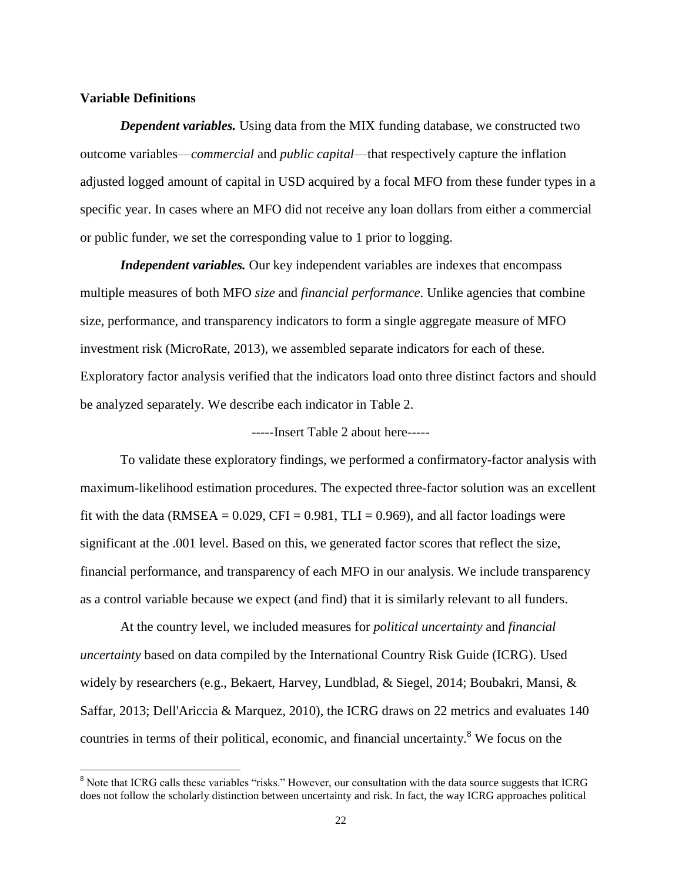**Variable Definitions**

***Dependent variables.*** Using data from the MIX funding database, we constructed two outcome variables—*commercial* and *public capital*—that respectively capture the inflation adjusted logged amount of capital in USD acquired by a focal MFO from these funder types in a specific year. In cases where an MFO did not receive any loan dollars from either a commercial or public funder, we set the corresponding value to 1 prior to logging.

***Independent variables.*** Our key independent variables are indexes that encompass multiple measures of both MFO *size* and *financial performance*. Unlike agencies that combine size, performance, and transparency indicators to form a single aggregate measure of MFO investment risk (MicroRate, 2013), we assembled separate indicators for each of these. Exploratory factor analysis verified that the indicators load onto three distinct factors and should be analyzed separately. We describe each indicator in Table 2.

-----Insert Table 2 about here-----

To validate these exploratory findings, we performed a confirmatory-factor analysis with maximum-likelihood estimation procedures. The expected three-factor solution was an excellent fit with the data (RMSEA = 0.029, CFI = 0.981, TLI = 0.969), and all factor loadings were significant at the .001 level. Based on this, we generated factor scores that reflect the size, financial performance, and transparency of each MFO in our analysis. We include transparency as a control variable because we expect (and find) that it is similarly relevant to all funders.

At the country level, we included measures for *political uncertainty* and *financial uncertainty* based on data compiled by the International Country Risk Guide (ICRG). Used widely by researchers (e.g., Bekaert, Harvey, Lundblad, & Siegel, 2014; Boubakri, Mansi, & Saffar, 2013; Dell'Ariccia & Marquez, 2010), the ICRG draws on 22 metrics and evaluates 140 countries in terms of their political, economic, and financial uncertainty.[8] We focus on the

[8] Note that ICRG calls these variables "risks." However, our consultation with the data source suggests that ICRG does not follow the scholarly distinction between uncertainty and risk. In fact, the way ICRG approaches political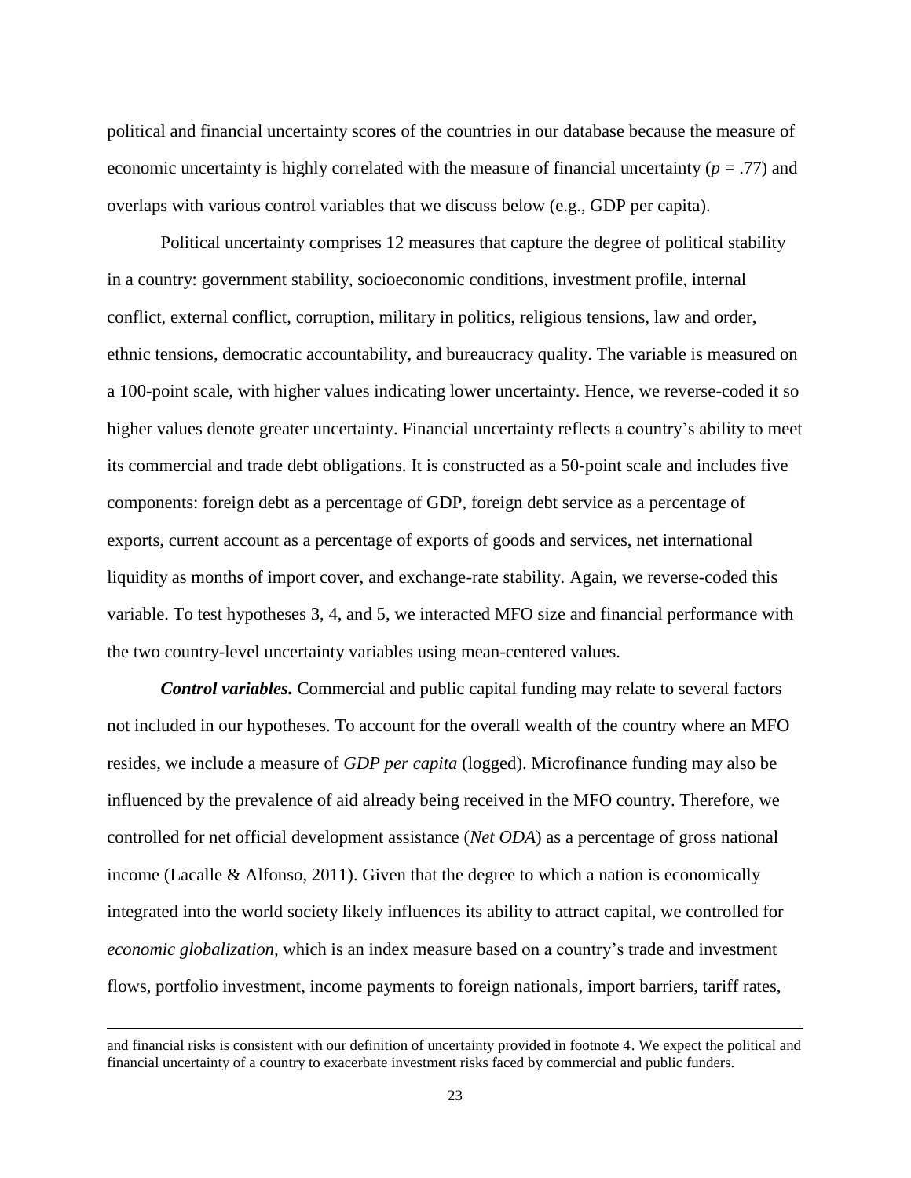political and financial uncertainty scores of the countries in our database because the measure of economic uncertainty is highly correlated with the measure of financial uncertainty ($p = .77$) and overlaps with various control variables that we discuss below (e.g., GDP per capita).

Political uncertainty comprises 12 measures that capture the degree of political stability in a country: government stability, socioeconomic conditions, investment profile, internal conflict, external conflict, corruption, military in politics, religious tensions, law and order, ethnic tensions, democratic accountability, and bureaucracy quality. The variable is measured on a 100-point scale, with higher values indicating lower uncertainty. Hence, we reverse-coded it so higher values denote greater uncertainty. Financial uncertainty reflects a country's ability to meet its commercial and trade debt obligations. It is constructed as a 50-point scale and includes five components: foreign debt as a percentage of GDP, foreign debt service as a percentage of exports, current account as a percentage of exports of goods and services, net international liquidity as months of import cover, and exchange-rate stability. Again, we reverse-coded this variable. To test hypotheses 3, 4, and 5, we interacted MFO size and financial performance with the two country-level uncertainty variables using mean-centered values.

***Control variables.*** Commercial and public capital funding may relate to several factors not included in our hypotheses. To account for the overall wealth of the country where an MFO resides, we include a measure of *GDP per capita* (logged). Microfinance funding may also be influenced by the prevalence of aid already being received in the MFO country. Therefore, we controlled for net official development assistance (*Net ODA*) as a percentage of gross national income (Lacalle & Alfonso, 2011). Given that the degree to which a nation is economically integrated into the world society likely influences its ability to attract capital, we controlled for *economic globalization*, which is an index measure based on a country's trade and investment flows, portfolio investment, income payments to foreign nationals, import barriers, tariff rates,

---

and financial risks is consistent with our definition of uncertainty provided in footnote 4. We expect the political and financial uncertainty of a country to exacerbate investment risks faced by commercial and public funders.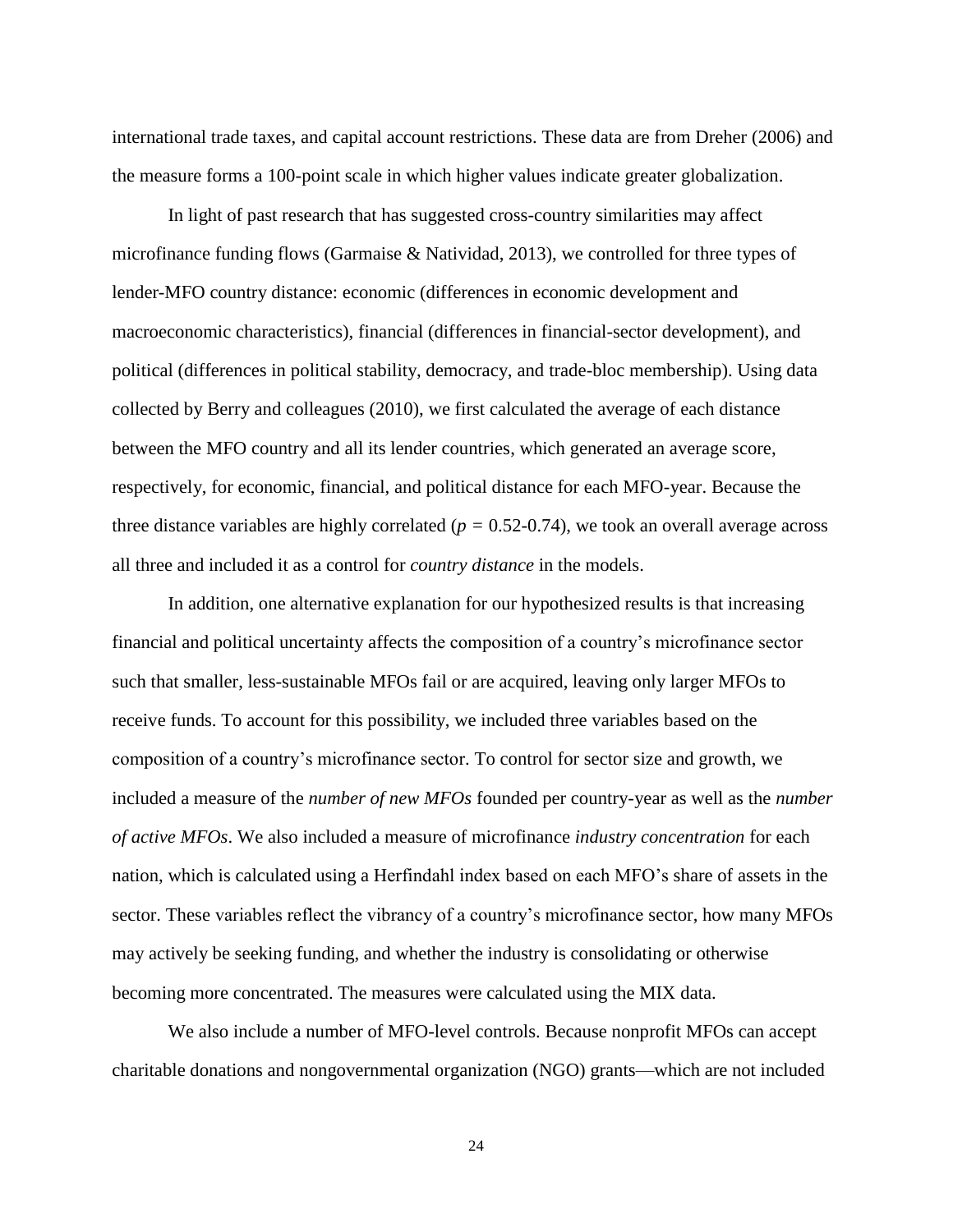international trade taxes, and capital account restrictions. These data are from Dreher (2006) and the measure forms a 100-point scale in which higher values indicate greater globalization.

In light of past research that has suggested cross-country similarities may affect microfinance funding flows (Garmaise & Natividad, 2013), we controlled for three types of lender-MFO country distance: economic (differences in economic development and macroeconomic characteristics), financial (differences in financial-sector development), and political (differences in political stability, democracy, and trade-bloc membership). Using data collected by Berry and colleagues (2010), we first calculated the average of each distance between the MFO country and all its lender countries, which generated an average score, respectively, for economic, financial, and political distance for each MFO-year. Because the three distance variables are highly correlated ($p = 0.52\text{-}0.74$), we took an overall average across all three and included it as a control for *country distance* in the models.

In addition, one alternative explanation for our hypothesized results is that increasing financial and political uncertainty affects the composition of a country's microfinance sector such that smaller, less-sustainable MFOs fail or are acquired, leaving only larger MFOs to receive funds. To account for this possibility, we included three variables based on the composition of a country's microfinance sector. To control for sector size and growth, we included a measure of the *number of new MFOs* founded per country-year as well as the *number of active MFOs*. We also included a measure of microfinance *industry concentration* for each nation, which is calculated using a Herfindahl index based on each MFO's share of assets in the sector. These variables reflect the vibrancy of a country's microfinance sector, how many MFOs may actively be seeking funding, and whether the industry is consolidating or otherwise becoming more concentrated. The measures were calculated using the MIX data.

We also include a number of MFO-level controls. Because nonprofit MFOs can accept charitable donations and nongovernmental organization (NGO) grants—which are not included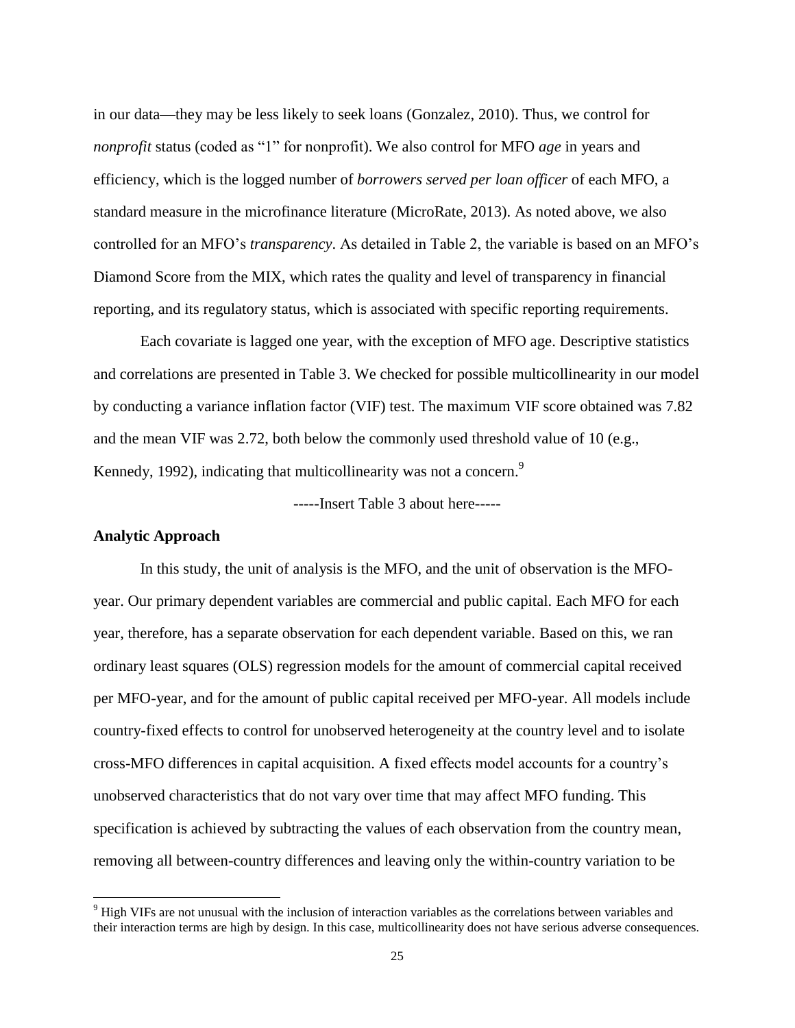in our data—they may be less likely to seek loans (Gonzalez, 2010). Thus, we control for *nonprofit* status (coded as "1" for nonprofit). We also control for MFO *age* in years and efficiency, which is the logged number of *borrowers served per loan officer* of each MFO, a standard measure in the microfinance literature (MicroRate, 2013). As noted above, we also controlled for an MFO's *transparency*. As detailed in Table 2, the variable is based on an MFO's Diamond Score from the MIX, which rates the quality and level of transparency in financial reporting, and its regulatory status, which is associated with specific reporting requirements.

Each covariate is lagged one year, with the exception of MFO age. Descriptive statistics and correlations are presented in Table 3. We checked for possible multicollinearity in our model by conducting a variance inflation factor (VIF) test. The maximum VIF score obtained was 7.82 and the mean VIF was 2.72, both below the commonly used threshold value of 10 (e.g., Kennedy, 1992), indicating that multicollinearity was not a concern.[9]

-----Insert Table 3 about here-----

**Analytic Approach**

In this study, the unit of analysis is the MFO, and the unit of observation is the MFO-year. Our primary dependent variables are commercial and public capital. Each MFO for each year, therefore, has a separate observation for each dependent variable. Based on this, we ran ordinary least squares (OLS) regression models for the amount of commercial capital received per MFO-year, and for the amount of public capital received per MFO-year. All models include country-fixed effects to control for unobserved heterogeneity at the country level and to isolate cross-MFO differences in capital acquisition. A fixed effects model accounts for a country's unobserved characteristics that do not vary over time that may affect MFO funding. This specification is achieved by subtracting the values of each observation from the country mean, removing all between-country differences and leaving only the within-country variation to be

[9] High VIFs are not unusual with the inclusion of interaction variables as the correlations between variables and their interaction terms are high by design. In this case, multicollinearity does not have serious adverse consequences.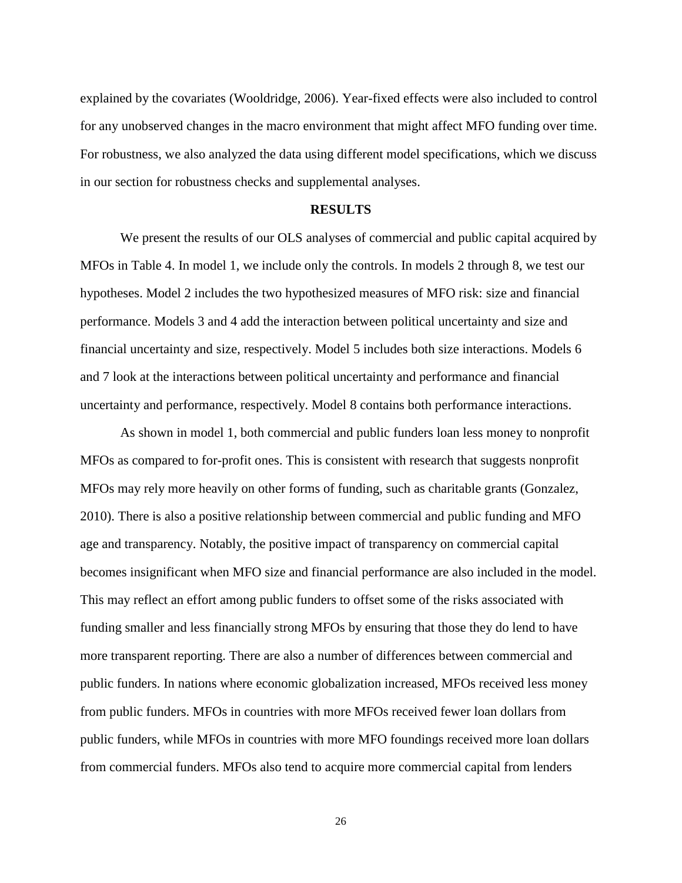explained by the covariates (Wooldridge, 2006). Year-fixed effects were also included to control for any unobserved changes in the macro environment that might affect MFO funding over time. For robustness, we also analyzed the data using different model specifications, which we discuss in our section for robustness checks and supplemental analyses.

## RESULTS

We present the results of our OLS analyses of commercial and public capital acquired by MFOs in Table 4. In model 1, we include only the controls. In models 2 through 8, we test our hypotheses. Model 2 includes the two hypothesized measures of MFO risk: size and financial performance. Models 3 and 4 add the interaction between political uncertainty and size and financial uncertainty and size, respectively. Model 5 includes both size interactions. Models 6 and 7 look at the interactions between political uncertainty and performance and financial uncertainty and performance, respectively. Model 8 contains both performance interactions.

As shown in model 1, both commercial and public funders loan less money to nonprofit MFOs as compared to for-profit ones. This is consistent with research that suggests nonprofit MFOs may rely more heavily on other forms of funding, such as charitable grants (Gonzalez, 2010). There is also a positive relationship between commercial and public funding and MFO age and transparency. Notably, the positive impact of transparency on commercial capital becomes insignificant when MFO size and financial performance are also included in the model. This may reflect an effort among public funders to offset some of the risks associated with funding smaller and less financially strong MFOs by ensuring that those they do lend to have more transparent reporting. There are also a number of differences between commercial and public funders. In nations where economic globalization increased, MFOs received less money from public funders. MFOs in countries with more MFOs received fewer loan dollars from public funders, while MFOs in countries with more MFO foundings received more loan dollars from commercial funders. MFOs also tend to acquire more commercial capital from lenders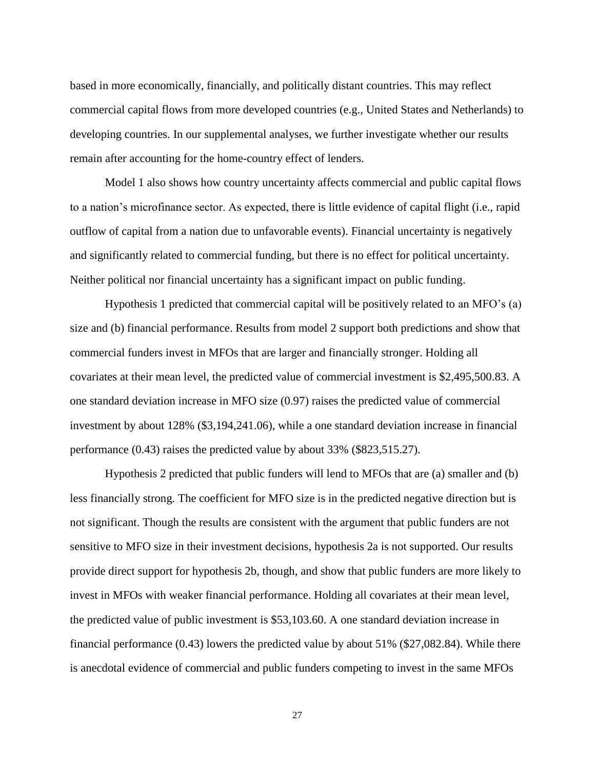based in more economically, financially, and politically distant countries. This may reflect commercial capital flows from more developed countries (e.g., United States and Netherlands) to developing countries. In our supplemental analyses, we further investigate whether our results remain after accounting for the home-country effect of lenders.

Model 1 also shows how country uncertainty affects commercial and public capital flows to a nation's microfinance sector. As expected, there is little evidence of capital flight (i.e., rapid outflow of capital from a nation due to unfavorable events). Financial uncertainty is negatively and significantly related to commercial funding, but there is no effect for political uncertainty. Neither political nor financial uncertainty has a significant impact on public funding.

Hypothesis 1 predicted that commercial capital will be positively related to an MFO's (a) size and (b) financial performance. Results from model 2 support both predictions and show that commercial funders invest in MFOs that are larger and financially stronger. Holding all covariates at their mean level, the predicted value of commercial investment is $2,495,500.83. A one standard deviation increase in MFO size (0.97) raises the predicted value of commercial investment by about 128% ($3,194,241.06), while a one standard deviation increase in financial performance (0.43) raises the predicted value by about 33% ($823,515.27).

Hypothesis 2 predicted that public funders will lend to MFOs that are (a) smaller and (b) less financially strong. The coefficient for MFO size is in the predicted negative direction but is not significant. Though the results are consistent with the argument that public funders are not sensitive to MFO size in their investment decisions, hypothesis 2a is not supported. Our results provide direct support for hypothesis 2b, though, and show that public funders are more likely to invest in MFOs with weaker financial performance. Holding all covariates at their mean level, the predicted value of public investment is $53,103.60. A one standard deviation increase in financial performance (0.43) lowers the predicted value by about 51% ($27,082.84). While there is anecdotal evidence of commercial and public funders competing to invest in the same MFOs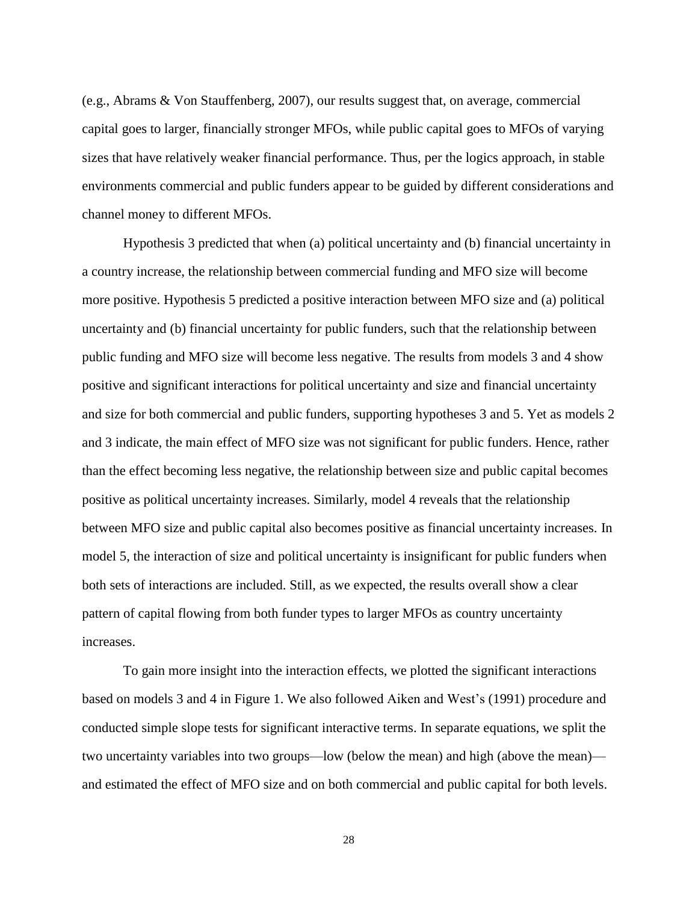(e.g., Abrams & Von Stauffenberg, 2007), our results suggest that, on average, commercial capital goes to larger, financially stronger MFOs, while public capital goes to MFOs of varying sizes that have relatively weaker financial performance. Thus, per the logics approach, in stable environments commercial and public funders appear to be guided by different considerations and channel money to different MFOs.

Hypothesis 3 predicted that when (a) political uncertainty and (b) financial uncertainty in a country increase, the relationship between commercial funding and MFO size will become more positive. Hypothesis 5 predicted a positive interaction between MFO size and (a) political uncertainty and (b) financial uncertainty for public funders, such that the relationship between public funding and MFO size will become less negative. The results from models 3 and 4 show positive and significant interactions for political uncertainty and size and financial uncertainty and size for both commercial and public funders, supporting hypotheses 3 and 5. Yet as models 2 and 3 indicate, the main effect of MFO size was not significant for public funders. Hence, rather than the effect becoming less negative, the relationship between size and public capital becomes positive as political uncertainty increases. Similarly, model 4 reveals that the relationship between MFO size and public capital also becomes positive as financial uncertainty increases. In model 5, the interaction of size and political uncertainty is insignificant for public funders when both sets of interactions are included. Still, as we expected, the results overall show a clear pattern of capital flowing from both funder types to larger MFOs as country uncertainty increases.

To gain more insight into the interaction effects, we plotted the significant interactions based on models 3 and 4 in Figure 1. We also followed Aiken and West's (1991) procedure and conducted simple slope tests for significant interactive terms. In separate equations, we split the two uncertainty variables into two groups—low (below the mean) and high (above the mean)—and estimated the effect of MFO size and on both commercial and public capital for both levels.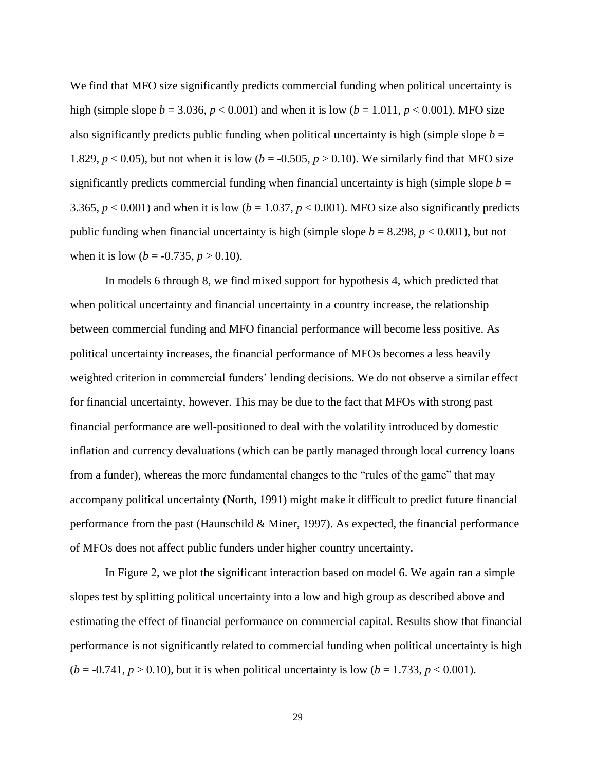We find that MFO size significantly predicts commercial funding when political uncertainty is high (simple slope $b = 3.036$, $p < 0.001$) and when it is low ($b = 1.011$, $p < 0.001$). MFO size also significantly predicts public funding when political uncertainty is high (simple slope $b = 1.829$, $p < 0.05$), but not when it is low ($b = -0.505$, $p > 0.10$). We similarly find that MFO size significantly predicts commercial funding when financial uncertainty is high (simple slope $b = 3.365$, $p < 0.001$) and when it is low ($b = 1.037$, $p < 0.001$). MFO size also significantly predicts public funding when financial uncertainty is high (simple slope $b = 8.298$, $p < 0.001$), but not when it is low ($b = -0.735$, $p > 0.10$).

In models 6 through 8, we find mixed support for hypothesis 4, which predicted that when political uncertainty and financial uncertainty in a country increase, the relationship between commercial funding and MFO financial performance will become less positive. As political uncertainty increases, the financial performance of MFOs becomes a less heavily weighted criterion in commercial funders' lending decisions. We do not observe a similar effect for financial uncertainty, however. This may be due to the fact that MFOs with strong past financial performance are well-positioned to deal with the volatility introduced by domestic inflation and currency devaluations (which can be partly managed through local currency loans from a funder), whereas the more fundamental changes to the "rules of the game" that may accompany political uncertainty (North, 1991) might make it difficult to predict future financial performance from the past (Haunschild & Miner, 1997). As expected, the financial performance of MFOs does not affect public funders under higher country uncertainty.

In Figure 2, we plot the significant interaction based on model 6. We again ran a simple slopes test by splitting political uncertainty into a low and high group as described above and estimating the effect of financial performance on commercial capital. Results show that financial performance is not significantly related to commercial funding when political uncertainty is high ($b = -0.741$, $p > 0.10$), but it is when political uncertainty is low ($b = 1.733$, $p < 0.001$).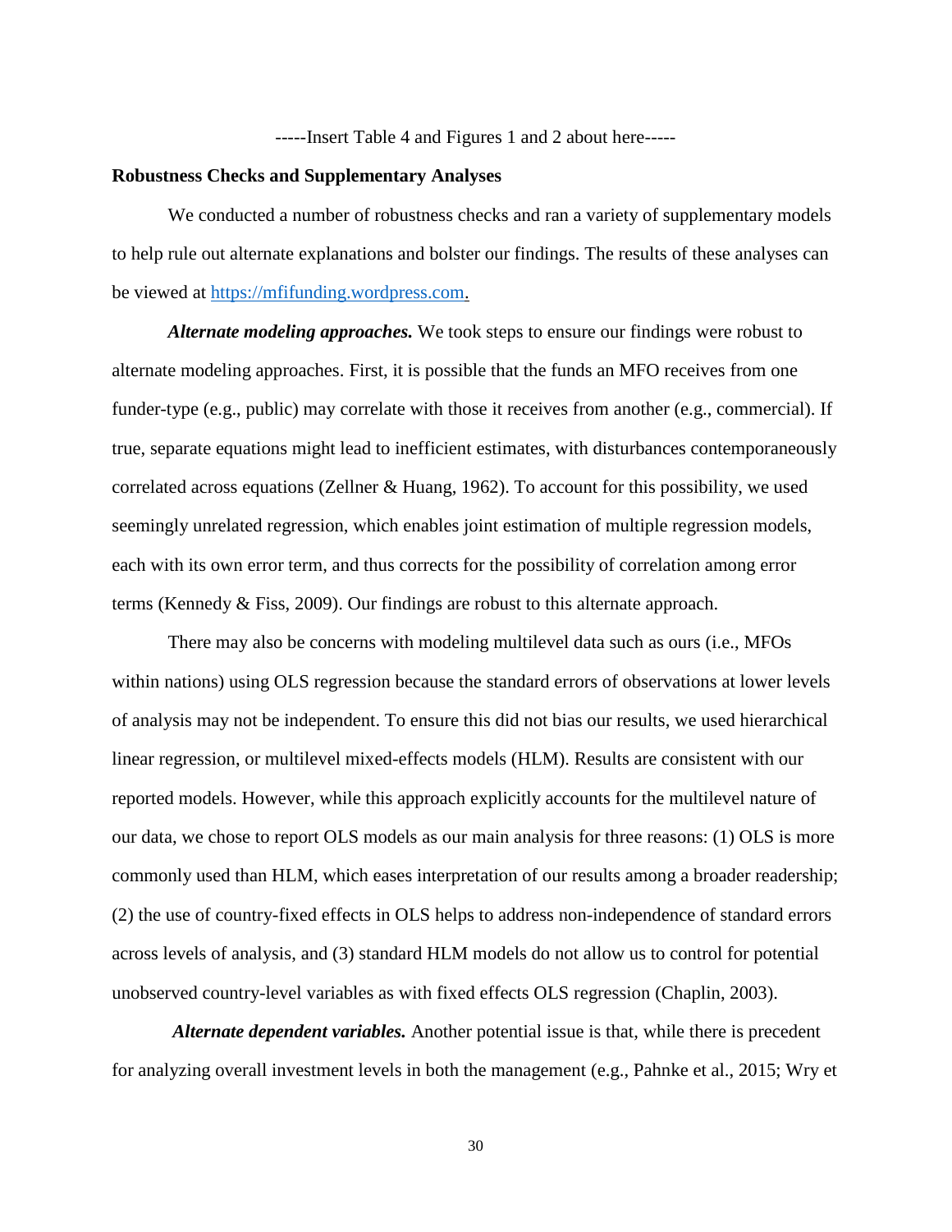-----Insert Table 4 and Figures 1 and 2 about here-----

**Robustness Checks and Supplementary Analyses**

We conducted a number of robustness checks and ran a variety of supplementary models to help rule out alternate explanations and bolster our findings. The results of these analyses can be viewed at https://mfifunding.wordpress.com.

***Alternate modeling approaches.*** We took steps to ensure our findings were robust to alternate modeling approaches. First, it is possible that the funds an MFO receives from one funder-type (e.g., public) may correlate with those it receives from another (e.g., commercial). If true, separate equations might lead to inefficient estimates, with disturbances contemporaneously correlated across equations (Zellner & Huang, 1962). To account for this possibility, we used seemingly unrelated regression, which enables joint estimation of multiple regression models, each with its own error term, and thus corrects for the possibility of correlation among error terms (Kennedy & Fiss, 2009). Our findings are robust to this alternate approach.

There may also be concerns with modeling multilevel data such as ours (i.e., MFOs within nations) using OLS regression because the standard errors of observations at lower levels of analysis may not be independent. To ensure this did not bias our results, we used hierarchical linear regression, or multilevel mixed-effects models (HLM). Results are consistent with our reported models. However, while this approach explicitly accounts for the multilevel nature of our data, we chose to report OLS models as our main analysis for three reasons: (1) OLS is more commonly used than HLM, which eases interpretation of our results among a broader readership; (2) the use of country-fixed effects in OLS helps to address non-independence of standard errors across levels of analysis, and (3) standard HLM models do not allow us to control for potential unobserved country-level variables as with fixed effects OLS regression (Chaplin, 2003).

***Alternate dependent variables.*** Another potential issue is that, while there is precedent for analyzing overall investment levels in both the management (e.g., Pahnke et al., 2015; Wry et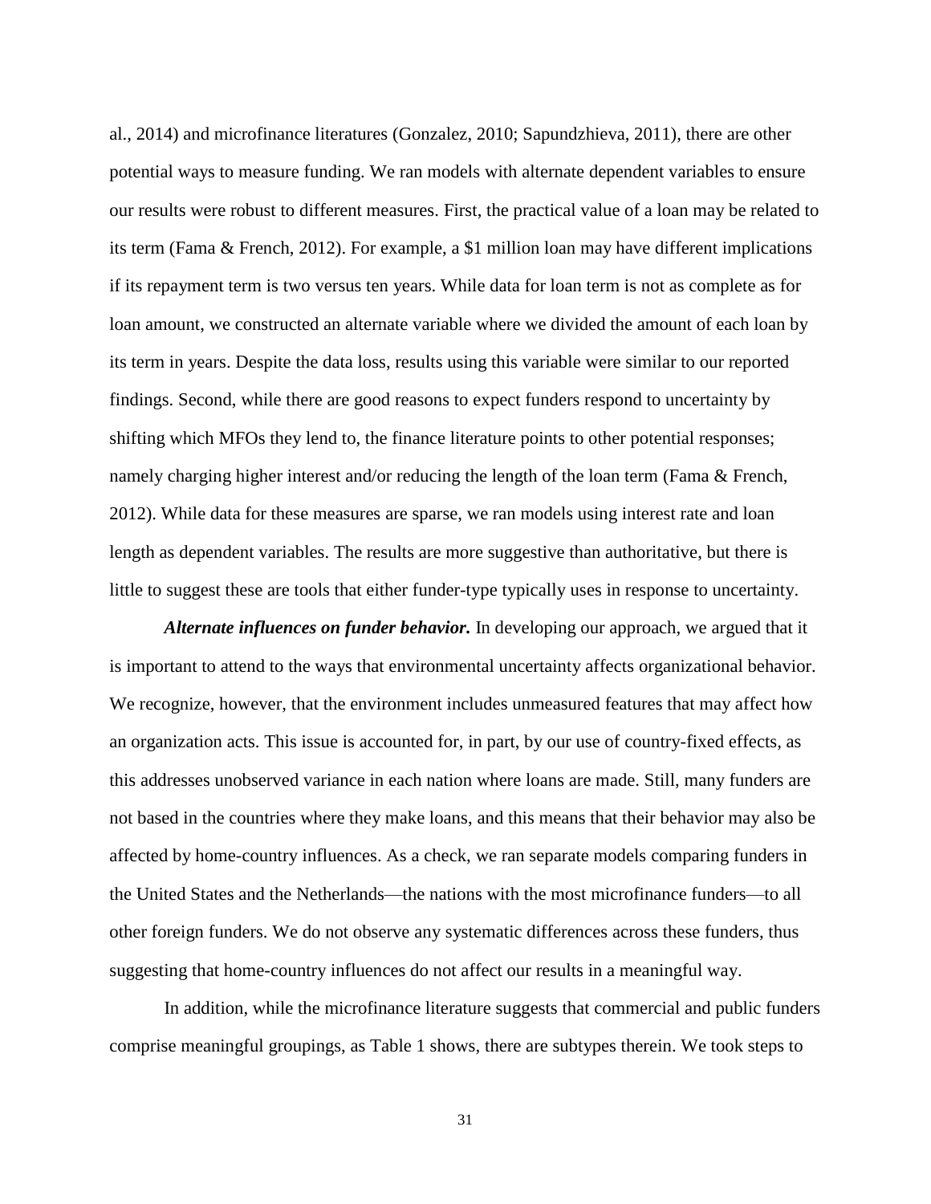al., 2014) and microfinance literatures (Gonzalez, 2010; Sapundzhieva, 2011), there are other potential ways to measure funding. We ran models with alternate dependent variables to ensure our results were robust to different measures. First, the practical value of a loan may be related to its term (Fama & French, 2012). For example, a $1 million loan may have different implications if its repayment term is two versus ten years. While data for loan term is not as complete as for loan amount, we constructed an alternate variable where we divided the amount of each loan by its term in years. Despite the data loss, results using this variable were similar to our reported findings. Second, while there are good reasons to expect funders respond to uncertainty by shifting which MFOs they lend to, the finance literature points to other potential responses; namely charging higher interest and/or reducing the length of the loan term (Fama & French, 2012). While data for these measures are sparse, we ran models using interest rate and loan length as dependent variables. The results are more suggestive than authoritative, but there is little to suggest these are tools that either funder-type typically uses in response to uncertainty.

***Alternate influences on funder behavior.*** In developing our approach, we argued that it is important to attend to the ways that environmental uncertainty affects organizational behavior. We recognize, however, that the environment includes unmeasured features that may affect how an organization acts. This issue is accounted for, in part, by our use of country-fixed effects, as this addresses unobserved variance in each nation where loans are made. Still, many funders are not based in the countries where they make loans, and this means that their behavior may also be affected by home-country influences. As a check, we ran separate models comparing funders in the United States and the Netherlands—the nations with the most microfinance funders—to all other foreign funders. We do not observe any systematic differences across these funders, thus suggesting that home-country influences do not affect our results in a meaningful way.

In addition, while the microfinance literature suggests that commercial and public funders comprise meaningful groupings, as Table 1 shows, there are subtypes therein. We took steps to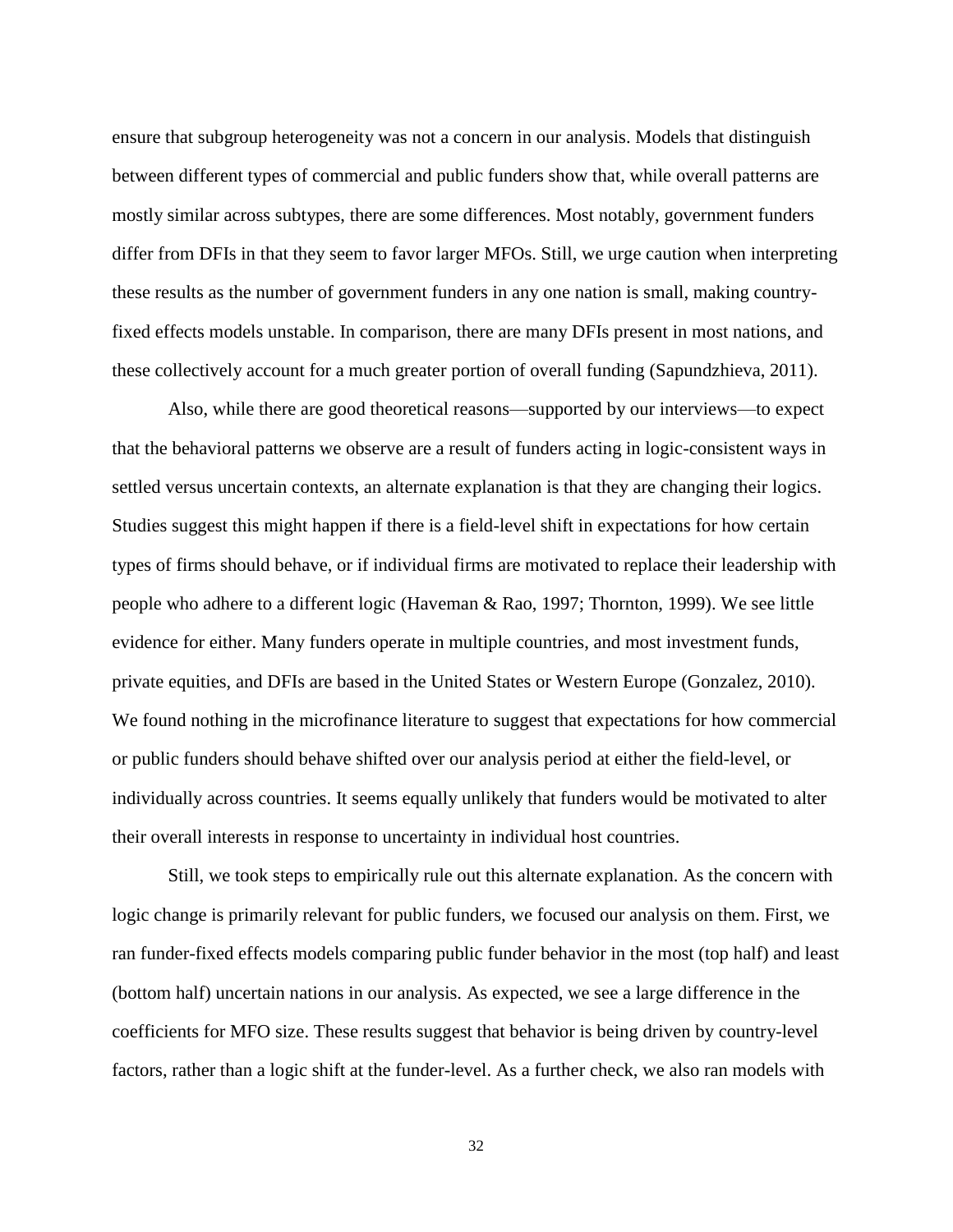ensure that subgroup heterogeneity was not a concern in our analysis. Models that distinguish between different types of commercial and public funders show that, while overall patterns are mostly similar across subtypes, there are some differences. Most notably, government funders differ from DFIs in that they seem to favor larger MFOs. Still, we urge caution when interpreting these results as the number of government funders in any one nation is small, making country-fixed effects models unstable. In comparison, there are many DFIs present in most nations, and these collectively account for a much greater portion of overall funding (Sapundzhieva, 2011).

Also, while there are good theoretical reasons—supported by our interviews—to expect that the behavioral patterns we observe are a result of funders acting in logic-consistent ways in settled versus uncertain contexts, an alternate explanation is that they are changing their logics. Studies suggest this might happen if there is a field-level shift in expectations for how certain types of firms should behave, or if individual firms are motivated to replace their leadership with people who adhere to a different logic (Haveman & Rao, 1997; Thornton, 1999). We see little evidence for either. Many funders operate in multiple countries, and most investment funds, private equities, and DFIs are based in the United States or Western Europe (Gonzalez, 2010). We found nothing in the microfinance literature to suggest that expectations for how commercial or public funders should behave shifted over our analysis period at either the field-level, or individually across countries. It seems equally unlikely that funders would be motivated to alter their overall interests in response to uncertainty in individual host countries.

Still, we took steps to empirically rule out this alternate explanation. As the concern with logic change is primarily relevant for public funders, we focused our analysis on them. First, we ran funder-fixed effects models comparing public funder behavior in the most (top half) and least (bottom half) uncertain nations in our analysis. As expected, we see a large difference in the coefficients for MFO size. These results suggest that behavior is being driven by country-level factors, rather than a logic shift at the funder-level. As a further check, we also ran models with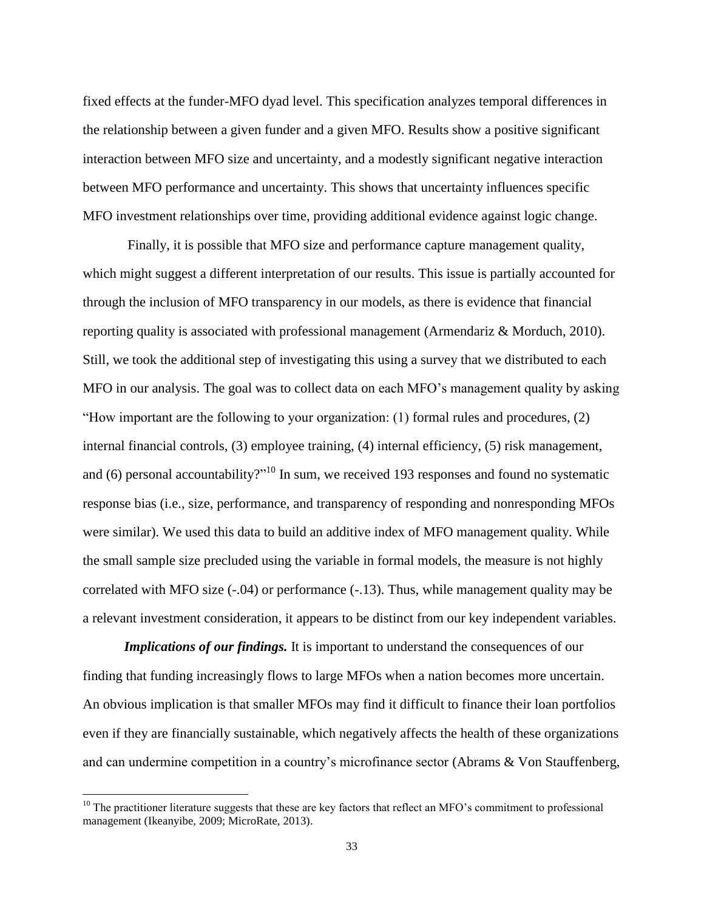fixed effects at the funder-MFO dyad level. This specification analyzes temporal differences in the relationship between a given funder and a given MFO. Results show a positive significant interaction between MFO size and uncertainty, and a modestly significant negative interaction between MFO performance and uncertainty. This shows that uncertainty influences specific MFO investment relationships over time, providing additional evidence against logic change.

Finally, it is possible that MFO size and performance capture management quality, which might suggest a different interpretation of our results. This issue is partially accounted for through the inclusion of MFO transparency in our models, as there is evidence that financial reporting quality is associated with professional management (Armendariz & Morduch, 2010). Still, we took the additional step of investigating this using a survey that we distributed to each MFO in our analysis. The goal was to collect data on each MFO's management quality by asking "How important are the following to your organization: (1) formal rules and procedures, (2) internal financial controls, (3) employee training, (4) internal efficiency, (5) risk management, and (6) personal accountability?"[10] In sum, we received 193 responses and found no systematic response bias (i.e., size, performance, and transparency of responding and nonresponding MFOs were similar). We used this data to build an additive index of MFO management quality. While the small sample size precluded using the variable in formal models, the measure is not highly correlated with MFO size (-.04) or performance (-.13). Thus, while management quality may be a relevant investment consideration, it appears to be distinct from our key independent variables.

***Implications of our findings.*** It is important to understand the consequences of our finding that funding increasingly flows to large MFOs when a nation becomes more uncertain. An obvious implication is that smaller MFOs may find it difficult to finance their loan portfolios even if they are financially sustainable, which negatively affects the health of these organizations and can undermine competition in a country's microfinance sector (Abrams & Von Stauffenberg,

[10] The practitioner literature suggests that these are key factors that reflect an MFO's commitment to professional management (Ikeanyibe, 2009; MicroRate, 2013).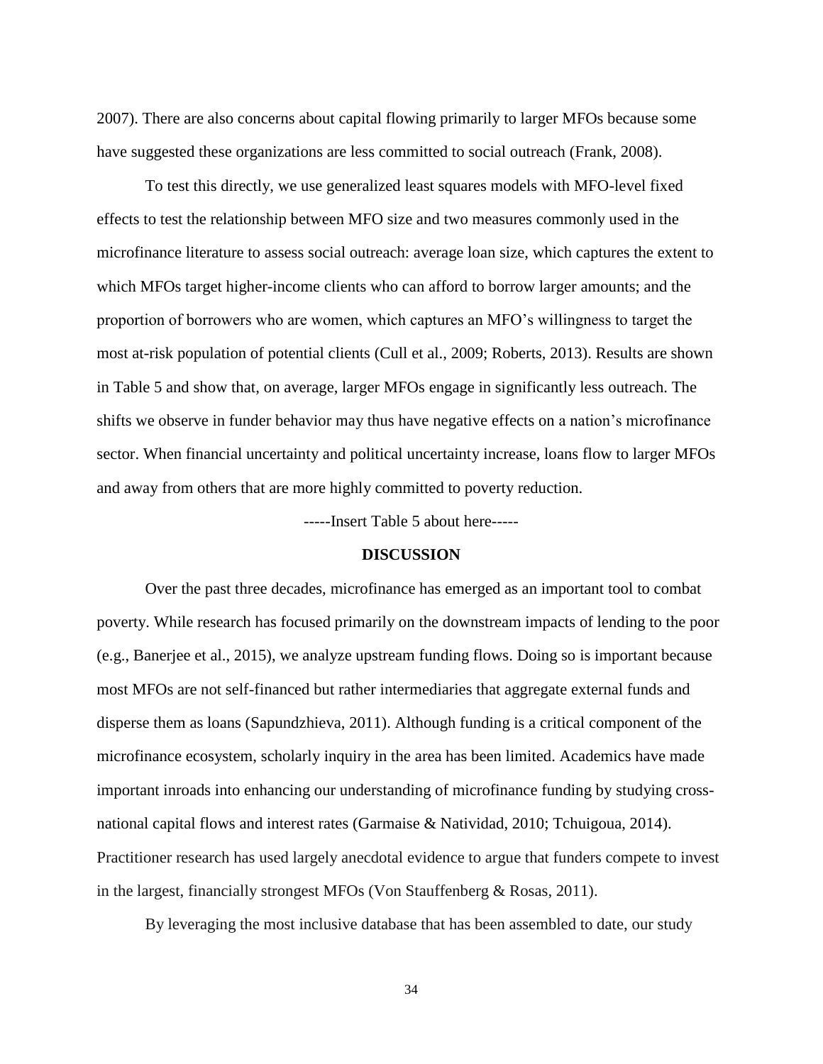2007). There are also concerns about capital flowing primarily to larger MFOs because some have suggested these organizations are less committed to social outreach (Frank, 2008).

To test this directly, we use generalized least squares models with MFO-level fixed effects to test the relationship between MFO size and two measures commonly used in the microfinance literature to assess social outreach: average loan size, which captures the extent to which MFOs target higher-income clients who can afford to borrow larger amounts; and the proportion of borrowers who are women, which captures an MFO's willingness to target the most at-risk population of potential clients (Cull et al., 2009; Roberts, 2013). Results are shown in Table 5 and show that, on average, larger MFOs engage in significantly less outreach. The shifts we observe in funder behavior may thus have negative effects on a nation's microfinance sector. When financial uncertainty and political uncertainty increase, loans flow to larger MFOs and away from others that are more highly committed to poverty reduction.

-----Insert Table 5 about here-----

## DISCUSSION

Over the past three decades, microfinance has emerged as an important tool to combat poverty. While research has focused primarily on the downstream impacts of lending to the poor (e.g., Banerjee et al., 2015), we analyze upstream funding flows. Doing so is important because most MFOs are not self-financed but rather intermediaries that aggregate external funds and disperse them as loans (Sapundzhieva, 2011). Although funding is a critical component of the microfinance ecosystem, scholarly inquiry in the area has been limited. Academics have made important inroads into enhancing our understanding of microfinance funding by studying cross-national capital flows and interest rates (Garmaise & Natividad, 2010; Tchuigoua, 2014). Practitioner research has used largely anecdotal evidence to argue that funders compete to invest in the largest, financially strongest MFOs (Von Stauffenberg & Rosas, 2011).

By leveraging the most inclusive database that has been assembled to date, our study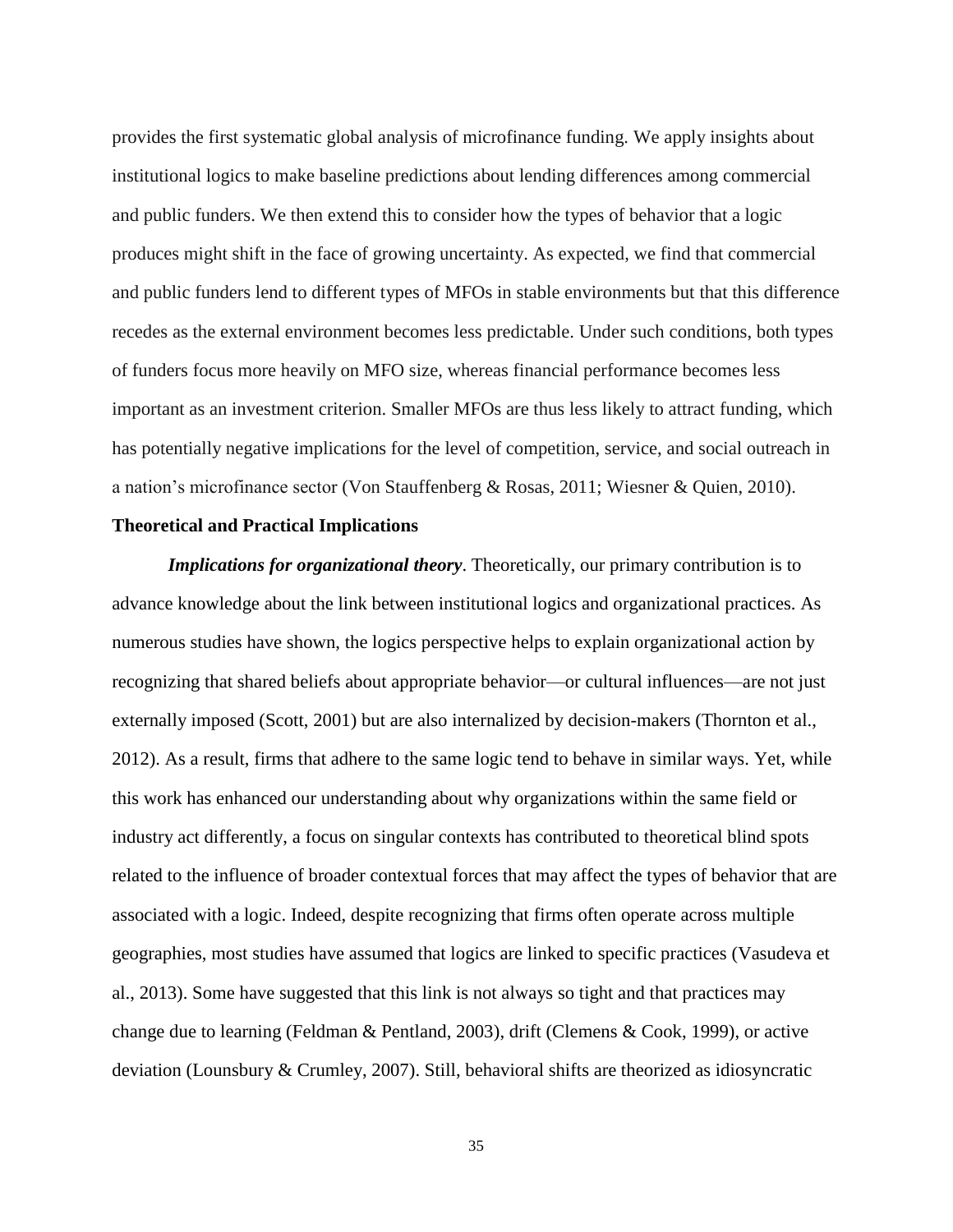provides the first systematic global analysis of microfinance funding. We apply insights about institutional logics to make baseline predictions about lending differences among commercial and public funders. We then extend this to consider how the types of behavior that a logic produces might shift in the face of growing uncertainty. As expected, we find that commercial and public funders lend to different types of MFOs in stable environments but that this difference recedes as the external environment becomes less predictable. Under such conditions, both types of funders focus more heavily on MFO size, whereas financial performance becomes less important as an investment criterion. Smaller MFOs are thus less likely to attract funding, which has potentially negative implications for the level of competition, service, and social outreach in a nation's microfinance sector (Von Stauffenberg & Rosas, 2011; Wiesner & Quien, 2010).

**Theoretical and Practical Implications**

***Implications for organizational theory***. Theoretically, our primary contribution is to advance knowledge about the link between institutional logics and organizational practices. As numerous studies have shown, the logics perspective helps to explain organizational action by recognizing that shared beliefs about appropriate behavior—or cultural influences—are not just externally imposed (Scott, 2001) but are also internalized by decision-makers (Thornton et al., 2012). As a result, firms that adhere to the same logic tend to behave in similar ways. Yet, while this work has enhanced our understanding about why organizations within the same field or industry act differently, a focus on singular contexts has contributed to theoretical blind spots related to the influence of broader contextual forces that may affect the types of behavior that are associated with a logic. Indeed, despite recognizing that firms often operate across multiple geographies, most studies have assumed that logics are linked to specific practices (Vasudeva et al., 2013). Some have suggested that this link is not always so tight and that practices may change due to learning (Feldman & Pentland, 2003), drift (Clemens & Cook, 1999), or active deviation (Lounsbury & Crumley, 2007). Still, behavioral shifts are theorized as idiosyncratic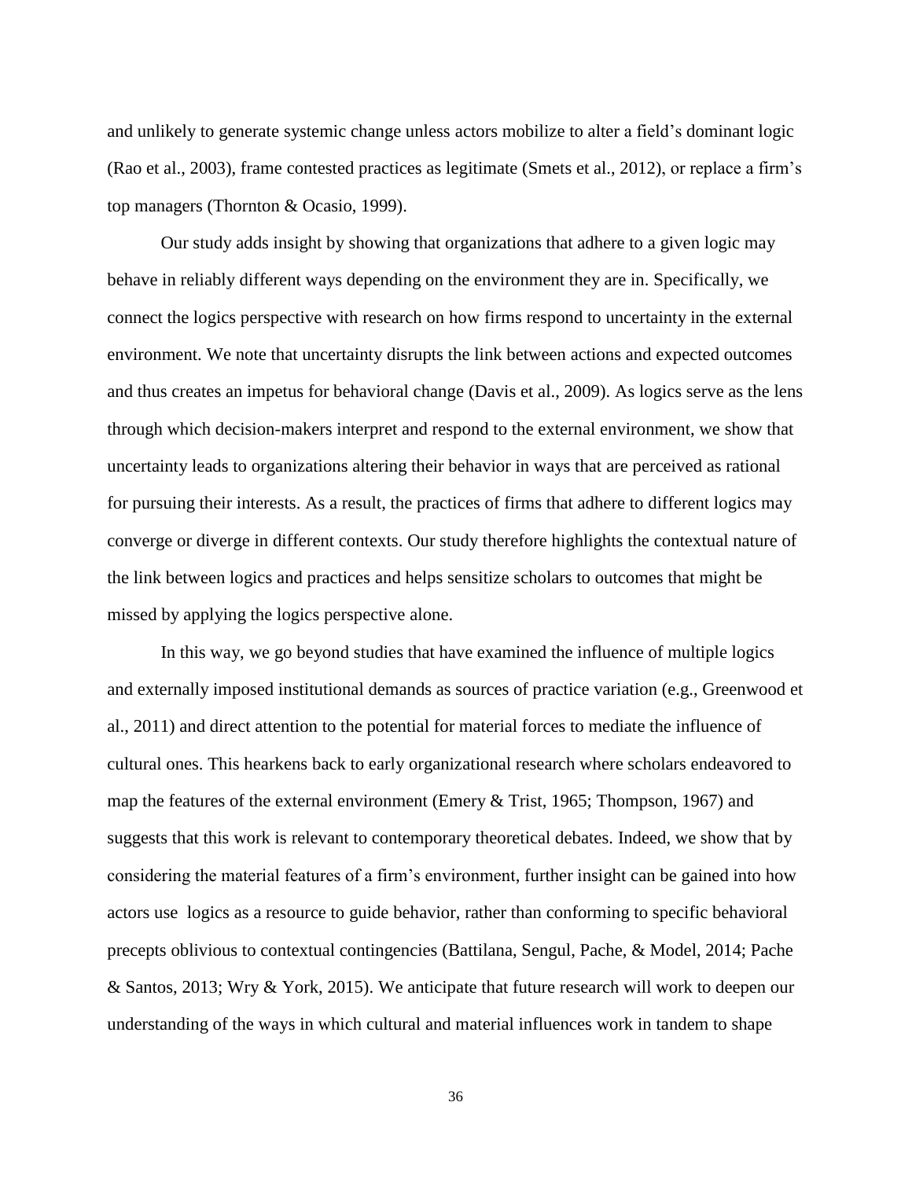and unlikely to generate systemic change unless actors mobilize to alter a field's dominant logic (Rao et al., 2003), frame contested practices as legitimate (Smets et al., 2012), or replace a firm's top managers (Thornton & Ocasio, 1999).

Our study adds insight by showing that organizations that adhere to a given logic may behave in reliably different ways depending on the environment they are in. Specifically, we connect the logics perspective with research on how firms respond to uncertainty in the external environment. We note that uncertainty disrupts the link between actions and expected outcomes and thus creates an impetus for behavioral change (Davis et al., 2009). As logics serve as the lens through which decision-makers interpret and respond to the external environment, we show that uncertainty leads to organizations altering their behavior in ways that are perceived as rational for pursuing their interests. As a result, the practices of firms that adhere to different logics may converge or diverge in different contexts. Our study therefore highlights the contextual nature of the link between logics and practices and helps sensitize scholars to outcomes that might be missed by applying the logics perspective alone.

In this way, we go beyond studies that have examined the influence of multiple logics and externally imposed institutional demands as sources of practice variation (e.g., Greenwood et al., 2011) and direct attention to the potential for material forces to mediate the influence of cultural ones. This hearkens back to early organizational research where scholars endeavored to map the features of the external environment (Emery & Trist, 1965; Thompson, 1967) and suggests that this work is relevant to contemporary theoretical debates. Indeed, we show that by considering the material features of a firm's environment, further insight can be gained into how actors use logics as a resource to guide behavior, rather than conforming to specific behavioral precepts oblivious to contextual contingencies (Battilana, Sengul, Pache, & Model, 2014; Pache & Santos, 2013; Wry & York, 2015). We anticipate that future research will work to deepen our understanding of the ways in which cultural and material influences work in tandem to shape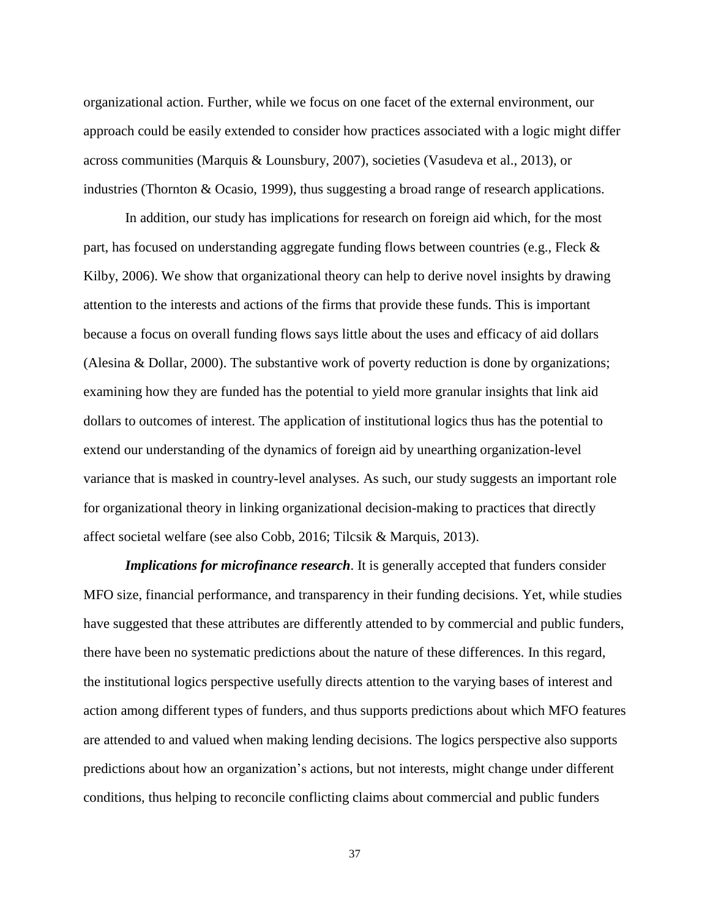organizational action. Further, while we focus on one facet of the external environment, our approach could be easily extended to consider how practices associated with a logic might differ across communities (Marquis & Lounsbury, 2007), societies (Vasudeva et al., 2013), or industries (Thornton & Ocasio, 1999), thus suggesting a broad range of research applications.

In addition, our study has implications for research on foreign aid which, for the most part, has focused on understanding aggregate funding flows between countries (e.g., Fleck & Kilby, 2006). We show that organizational theory can help to derive novel insights by drawing attention to the interests and actions of the firms that provide these funds. This is important because a focus on overall funding flows says little about the uses and efficacy of aid dollars (Alesina & Dollar, 2000). The substantive work of poverty reduction is done by organizations; examining how they are funded has the potential to yield more granular insights that link aid dollars to outcomes of interest. The application of institutional logics thus has the potential to extend our understanding of the dynamics of foreign aid by unearthing organization-level variance that is masked in country-level analyses. As such, our study suggests an important role for organizational theory in linking organizational decision-making to practices that directly affect societal welfare (see also Cobb, 2016; Tilcsik & Marquis, 2013).

***Implications for microfinance research***. It is generally accepted that funders consider MFO size, financial performance, and transparency in their funding decisions. Yet, while studies have suggested that these attributes are differently attended to by commercial and public funders, there have been no systematic predictions about the nature of these differences. In this regard, the institutional logics perspective usefully directs attention to the varying bases of interest and action among different types of funders, and thus supports predictions about which MFO features are attended to and valued when making lending decisions. The logics perspective also supports predictions about how an organization's actions, but not interests, might change under different conditions, thus helping to reconcile conflicting claims about commercial and public funders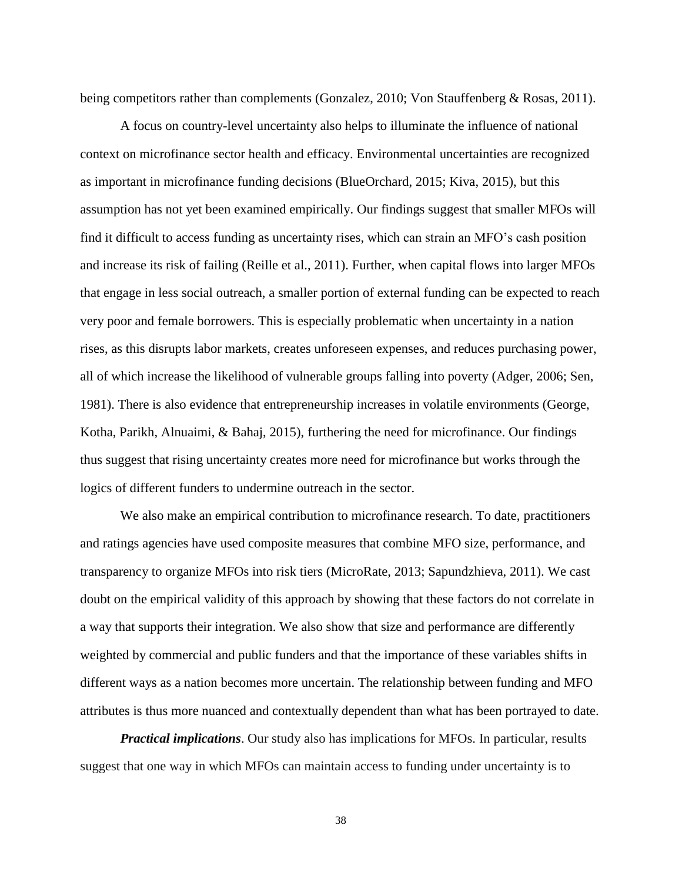being competitors rather than complements (Gonzalez, 2010; Von Stauffenberg & Rosas, 2011).

A focus on country-level uncertainty also helps to illuminate the influence of national context on microfinance sector health and efficacy. Environmental uncertainties are recognized as important in microfinance funding decisions (BlueOrchard, 2015; Kiva, 2015), but this assumption has not yet been examined empirically. Our findings suggest that smaller MFOs will find it difficult to access funding as uncertainty rises, which can strain an MFO's cash position and increase its risk of failing (Reille et al., 2011). Further, when capital flows into larger MFOs that engage in less social outreach, a smaller portion of external funding can be expected to reach very poor and female borrowers. This is especially problematic when uncertainty in a nation rises, as this disrupts labor markets, creates unforeseen expenses, and reduces purchasing power, all of which increase the likelihood of vulnerable groups falling into poverty (Adger, 2006; Sen, 1981). There is also evidence that entrepreneurship increases in volatile environments (George, Kotha, Parikh, Alnuaimi, & Bahaj, 2015), furthering the need for microfinance. Our findings thus suggest that rising uncertainty creates more need for microfinance but works through the logics of different funders to undermine outreach in the sector.

We also make an empirical contribution to microfinance research. To date, practitioners and ratings agencies have used composite measures that combine MFO size, performance, and transparency to organize MFOs into risk tiers (MicroRate, 2013; Sapundzhieva, 2011). We cast doubt on the empirical validity of this approach by showing that these factors do not correlate in a way that supports their integration. We also show that size and performance are differently weighted by commercial and public funders and that the importance of these variables shifts in different ways as a nation becomes more uncertain. The relationship between funding and MFO attributes is thus more nuanced and contextually dependent than what has been portrayed to date.

***Practical implications***. Our study also has implications for MFOs. In particular, results suggest that one way in which MFOs can maintain access to funding under uncertainty is to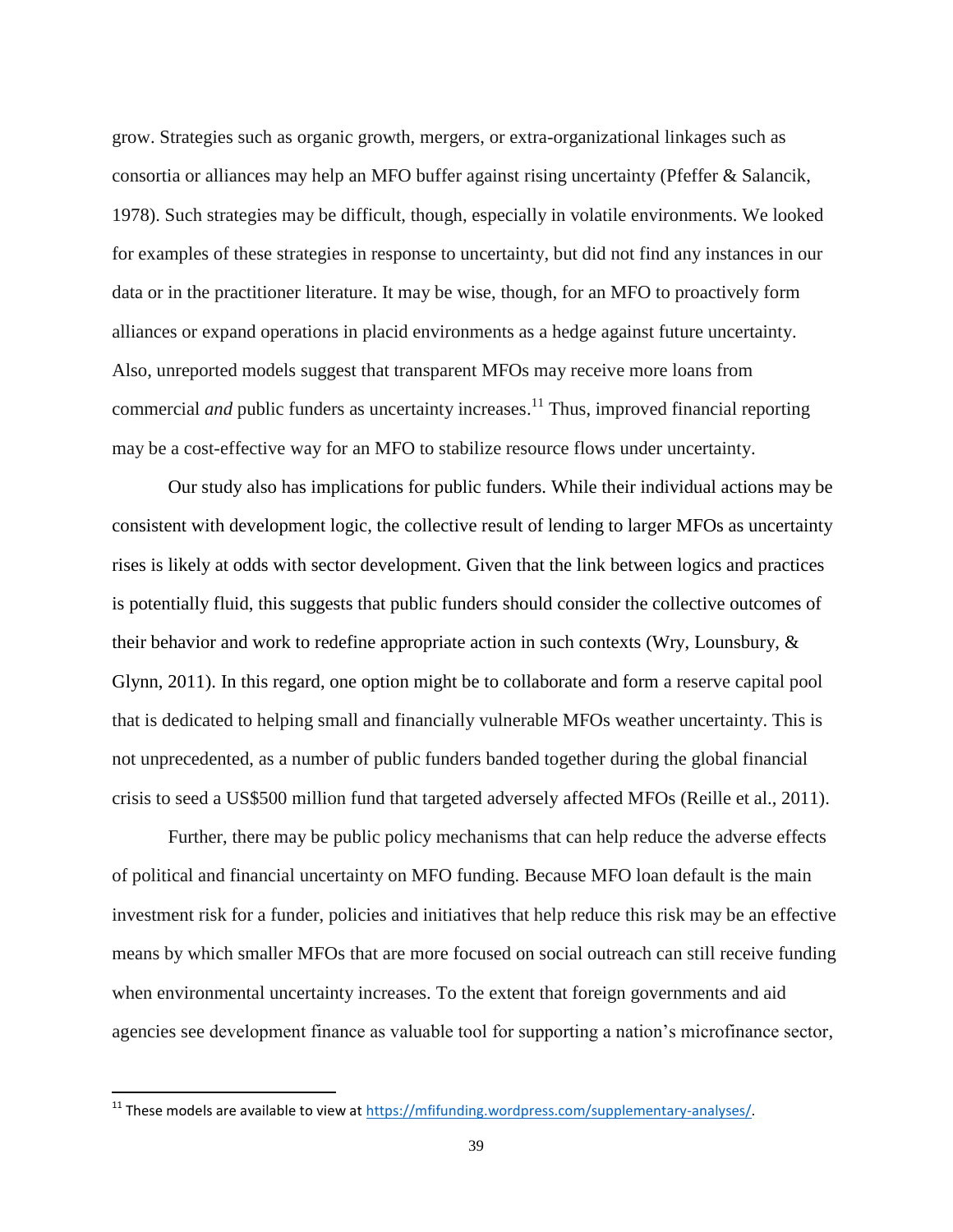grow. Strategies such as organic growth, mergers, or extra-organizational linkages such as consortia or alliances may help an MFO buffer against rising uncertainty (Pfeffer & Salancik, 1978). Such strategies may be difficult, though, especially in volatile environments. We looked for examples of these strategies in response to uncertainty, but did not find any instances in our data or in the practitioner literature. It may be wise, though, for an MFO to proactively form alliances or expand operations in placid environments as a hedge against future uncertainty. Also, unreported models suggest that transparent MFOs may receive more loans from commercial *and* public funders as uncertainty increases.[11] Thus, improved financial reporting may be a cost-effective way for an MFO to stabilize resource flows under uncertainty.

Our study also has implications for public funders. While their individual actions may be consistent with development logic, the collective result of lending to larger MFOs as uncertainty rises is likely at odds with sector development. Given that the link between logics and practices is potentially fluid, this suggests that public funders should consider the collective outcomes of their behavior and work to redefine appropriate action in such contexts (Wry, Lounsbury, & Glynn, 2011). In this regard, one option might be to collaborate and form a reserve capital pool that is dedicated to helping small and financially vulnerable MFOs weather uncertainty. This is not unprecedented, as a number of public funders banded together during the global financial crisis to seed a US$500 million fund that targeted adversely affected MFOs (Reille et al., 2011).

Further, there may be public policy mechanisms that can help reduce the adverse effects of political and financial uncertainty on MFO funding. Because MFO loan default is the main investment risk for a funder, policies and initiatives that help reduce this risk may be an effective means by which smaller MFOs that are more focused on social outreach can still receive funding when environmental uncertainty increases. To the extent that foreign governments and aid agencies see development finance as valuable tool for supporting a nation's microfinance sector,

[11] These models are available to view at https://mfifunding.wordpress.com/supplementary-analyses/.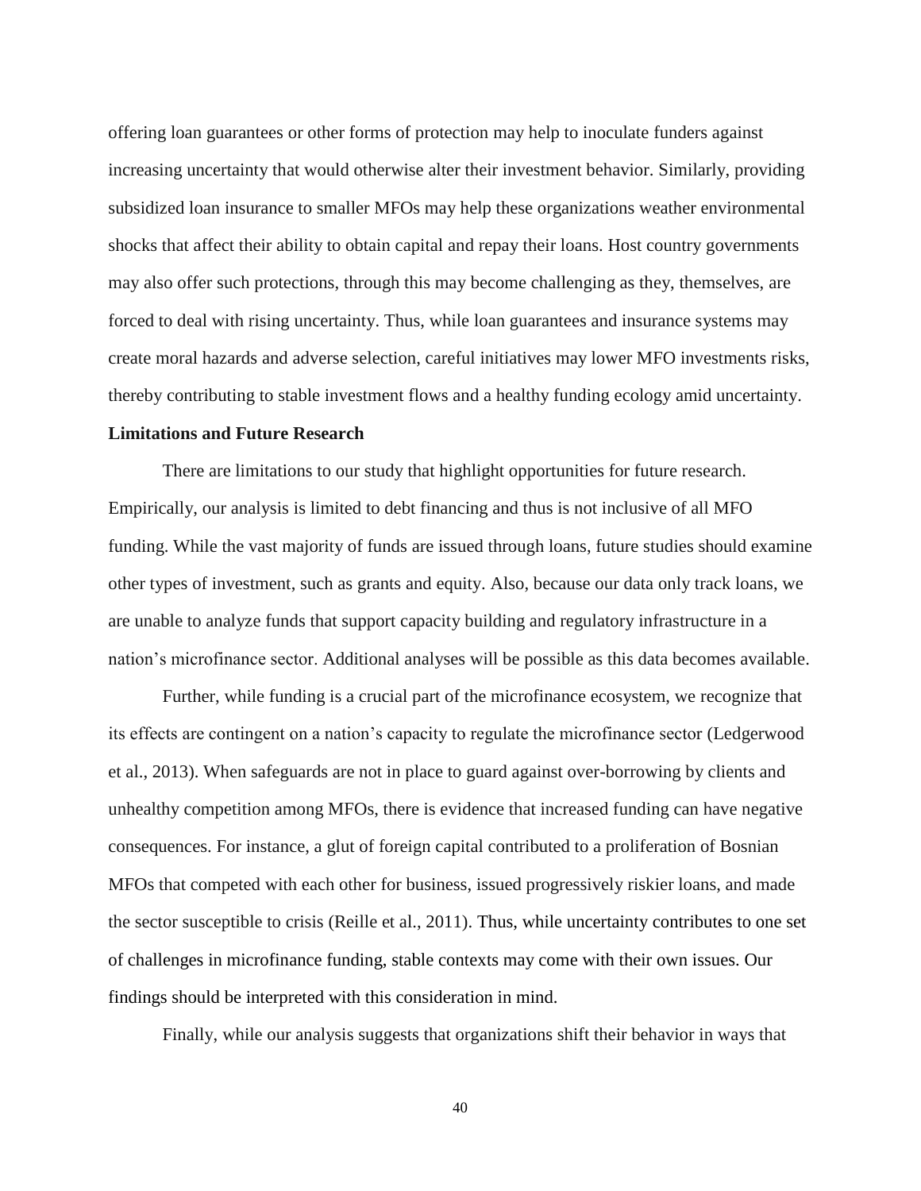offering loan guarantees or other forms of protection may help to inoculate funders against increasing uncertainty that would otherwise alter their investment behavior. Similarly, providing subsidized loan insurance to smaller MFOs may help these organizations weather environmental shocks that affect their ability to obtain capital and repay their loans. Host country governments may also offer such protections, through this may become challenging as they, themselves, are forced to deal with rising uncertainty. Thus, while loan guarantees and insurance systems may create moral hazards and adverse selection, careful initiatives may lower MFO investments risks, thereby contributing to stable investment flows and a healthy funding ecology amid uncertainty.

**Limitations and Future Research**

There are limitations to our study that highlight opportunities for future research. Empirically, our analysis is limited to debt financing and thus is not inclusive of all MFO funding. While the vast majority of funds are issued through loans, future studies should examine other types of investment, such as grants and equity. Also, because our data only track loans, we are unable to analyze funds that support capacity building and regulatory infrastructure in a nation's microfinance sector. Additional analyses will be possible as this data becomes available.

Further, while funding is a crucial part of the microfinance ecosystem, we recognize that its effects are contingent on a nation's capacity to regulate the microfinance sector (Ledgerwood et al., 2013). When safeguards are not in place to guard against over-borrowing by clients and unhealthy competition among MFOs, there is evidence that increased funding can have negative consequences. For instance, a glut of foreign capital contributed to a proliferation of Bosnian MFOs that competed with each other for business, issued progressively riskier loans, and made the sector susceptible to crisis (Reille et al., 2011). Thus, while uncertainty contributes to one set of challenges in microfinance funding, stable contexts may come with their own issues. Our findings should be interpreted with this consideration in mind.

Finally, while our analysis suggests that organizations shift their behavior in ways that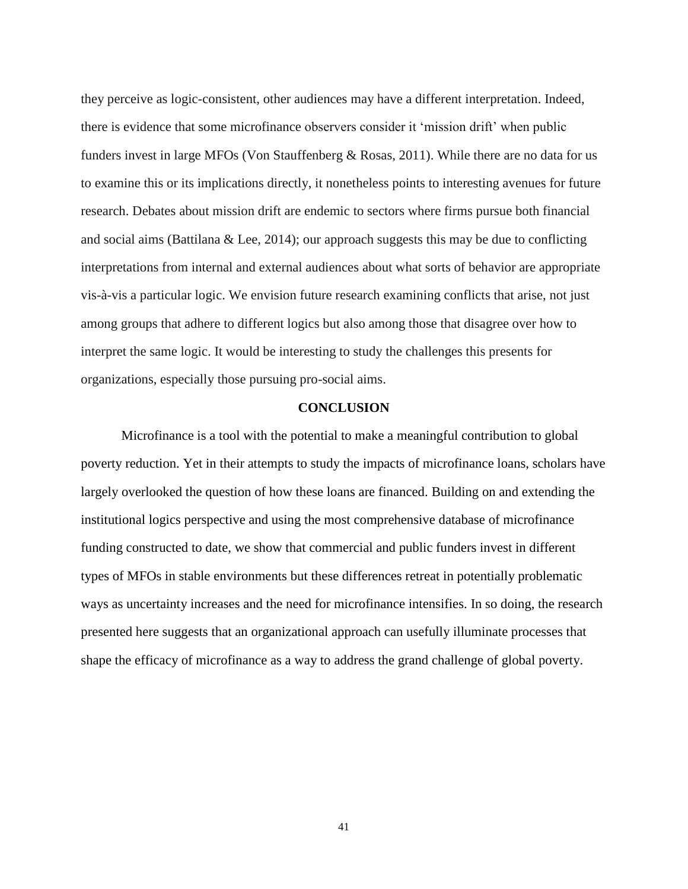they perceive as logic-consistent, other audiences may have a different interpretation. Indeed, there is evidence that some microfinance observers consider it 'mission drift' when public funders invest in large MFOs (Von Stauffenberg & Rosas, 2011). While there are no data for us to examine this or its implications directly, it nonetheless points to interesting avenues for future research. Debates about mission drift are endemic to sectors where firms pursue both financial and social aims (Battilana & Lee, 2014); our approach suggests this may be due to conflicting interpretations from internal and external audiences about what sorts of behavior are appropriate vis-à-vis a particular logic. We envision future research examining conflicts that arise, not just among groups that adhere to different logics but also among those that disagree over how to interpret the same logic. It would be interesting to study the challenges this presents for organizations, especially those pursuing pro-social aims.

## CONCLUSION

Microfinance is a tool with the potential to make a meaningful contribution to global poverty reduction. Yet in their attempts to study the impacts of microfinance loans, scholars have largely overlooked the question of how these loans are financed. Building on and extending the institutional logics perspective and using the most comprehensive database of microfinance funding constructed to date, we show that commercial and public funders invest in different types of MFOs in stable environments but these differences retreat in potentially problematic ways as uncertainty increases and the need for microfinance intensifies. In so doing, the research presented here suggests that an organizational approach can usefully illuminate processes that shape the efficacy of microfinance as a way to address the grand challenge of global poverty.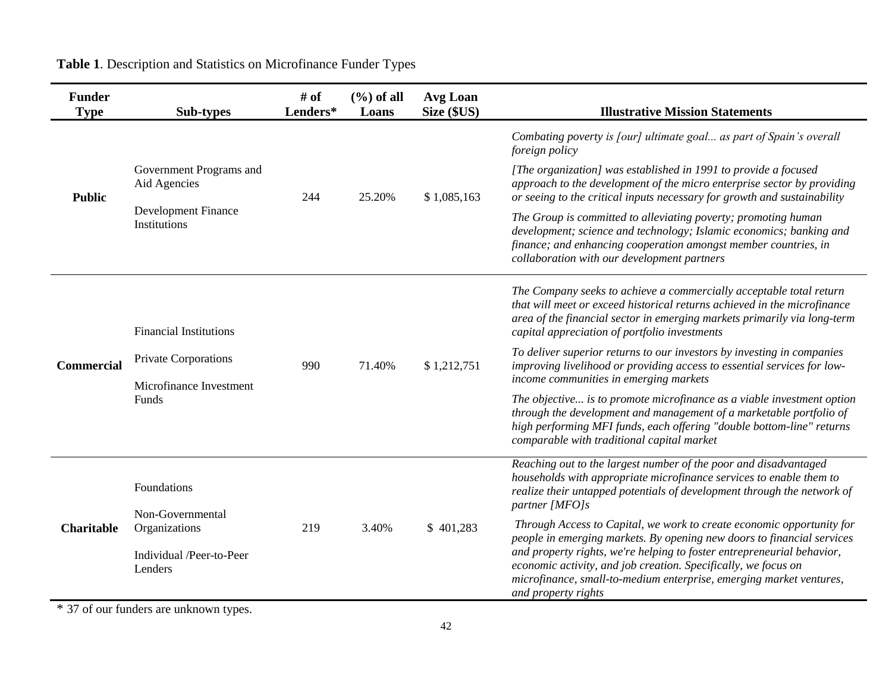**Table 1**. Description and Statistics on Microfinance Funder Types

| Funder Type | Sub-types | # of Lenders* | (%) of all Loans | Avg Loan Size ($US) | Illustrative Mission Statements |
|---|---|---|---|---|---|
| **Public** | Government Programs and Aid Agencies<br>Development Finance Institutions | 244 | 25.20% | $ 1,085,163 | *Combating poverty is [our] ultimate goal... as part of Spain's overall foreign policy*<br>*[The organization] was established in 1991 to provide a focused approach to the development of the micro enterprise sector by providing or seeing to the critical inputs necessary for growth and sustainability*<br>*The Group is committed to alleviating poverty; promoting human development; science and technology; Islamic economics; banking and finance; and enhancing cooperation amongst member countries, in collaboration with our development partners* |
| **Commercial** | Financial Institutions<br>Private Corporations<br>Microfinance Investment Funds | 990 | 71.40% | $ 1,212,751 | *The Company seeks to achieve a commercially acceptable total return that will meet or exceed historical returns achieved in the microfinance area of the financial sector in emerging markets primarily via long-term capital appreciation of portfolio investments*<br>*To deliver superior returns to our investors by investing in companies improving livelihood or providing access to essential services for low-income communities in emerging markets*<br>*The objective... is to promote microfinance as a viable investment option through the development and management of a marketable portfolio of high performing MFI funds, each offering "double bottom-line" returns comparable with traditional capital market* |
| **Charitable** | Foundations<br>Non-Governmental Organizations<br>Individual /Peer-to-Peer Lenders | 219 | 3.40% | $ 401,283 | *Reaching out to the largest number of the poor and disadvantaged households with appropriate microfinance services to enable them to realize their untapped potentials of development through the network of partner [MFO]s*<br>*Through Access to Capital, we work to create economic opportunity for people in emerging markets. By opening new doors to financial services and property rights, we're helping to foster entrepreneurial behavior, economic activity, and job creation. Specifically, we focus on microfinance, small-to-medium enterprise, emerging market ventures, and property rights* |

\* 37 of our funders are unknown types.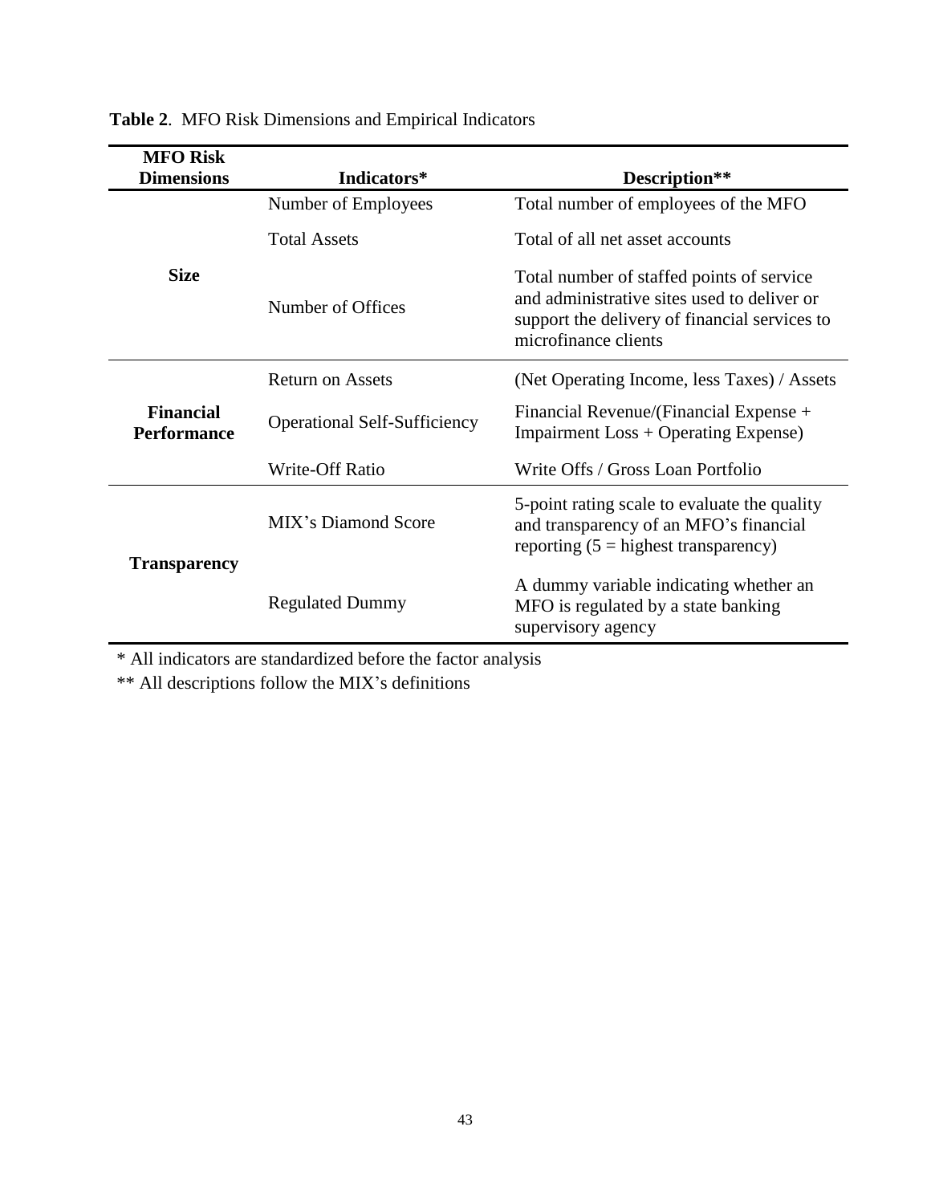**Table 2**. MFO Risk Dimensions and Empirical Indicators

| MFO Risk Dimensions | Indicators* | Description** |
| --- | --- | --- |
| **Size** | Number of Employees | Total number of employees of the MFO |
| | Total Assets | Total of all net asset accounts |
| | Number of Offices | Total number of staffed points of service and administrative sites used to deliver or support the delivery of financial services to microfinance clients |
| **Financial Performance** | Return on Assets | (Net Operating Income, less Taxes) / Assets |
| | Operational Self-Sufficiency | Financial Revenue/(Financial Expense + Impairment Loss + Operating Expense) |
| | Write-Off Ratio | Write Offs / Gross Loan Portfolio |
| **Transparency** | MIX's Diamond Score | 5-point rating scale to evaluate the quality and transparency of an MFO's financial reporting (5 = highest transparency) |
| | Regulated Dummy | A dummy variable indicating whether an MFO is regulated by a state banking supervisory agency |

* All indicators are standardized before the factor analysis

** All descriptions follow the MIX's definitions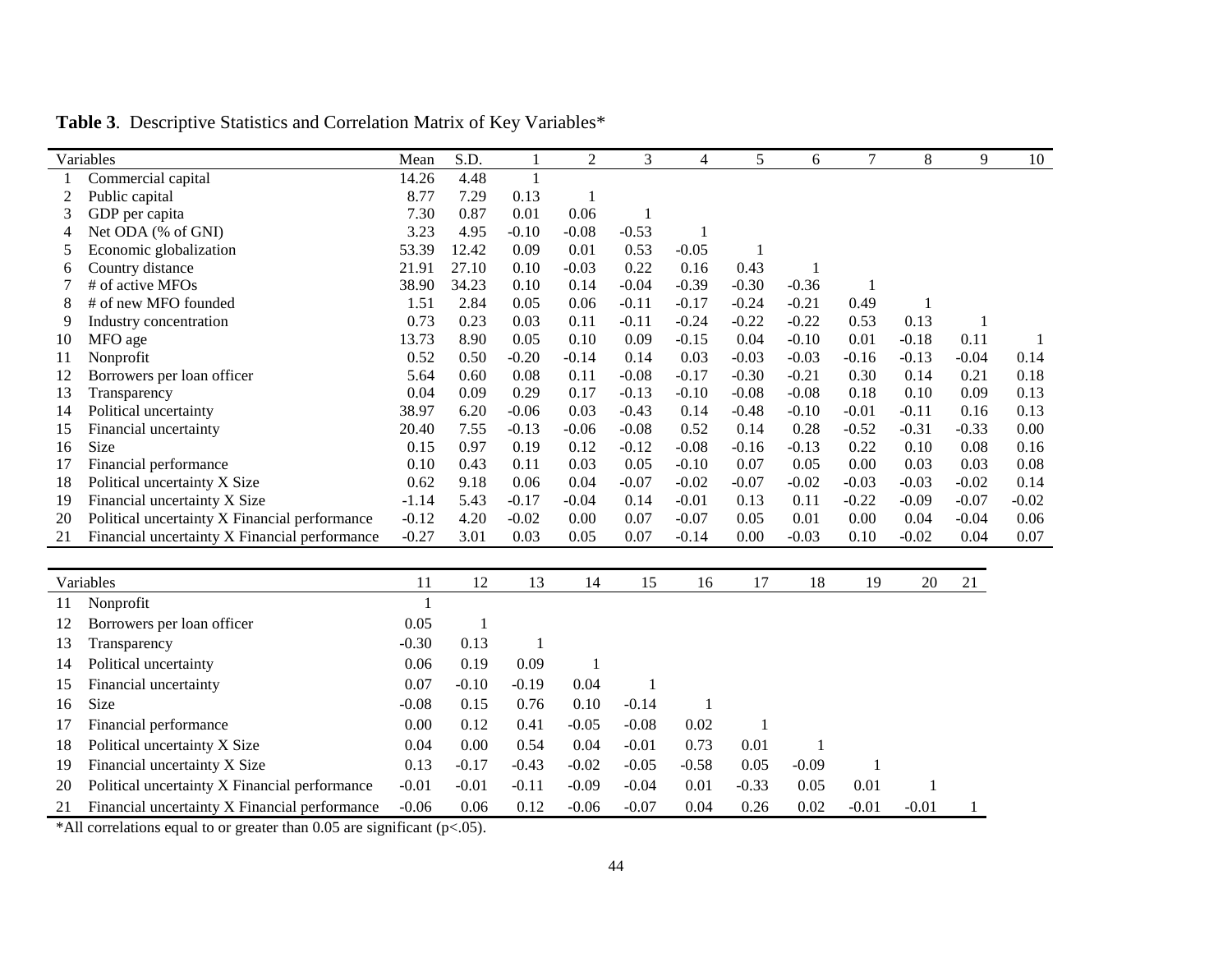**Table 3**. Descriptive Statistics and Correlation Matrix of Key Variables*

| | Variables | Mean | S.D. | 1 | 2 | 3 | 4 | 5 | 6 | 7 | 8 | 9 | 10 |
|---|---|---|---|---|---|---|---|---|---|---|---|---|---|
| 1 | Commercial capital | 14.26 | 4.48 | 1 | | | | | | | | | |
| 2 | Public capital | 8.77 | 7.29 | 0.13 | 1 | | | | | | | | |
| 3 | GDP per capita | 7.30 | 0.87 | 0.01 | 0.06 | 1 | | | | | | | |
| 4 | Net ODA (% of GNI) | 3.23 | 4.95 | -0.10 | -0.08 | -0.53 | 1 | | | | | | |
| 5 | Economic globalization | 53.39 | 12.42 | 0.09 | 0.01 | 0.53 | -0.05 | 1 | | | | | |
| 6 | Country distance | 21.91 | 27.10 | 0.10 | -0.03 | 0.22 | 0.16 | 0.43 | 1 | | | | |
| 7 | # of active MFOs | 38.90 | 34.23 | 0.10 | 0.14 | -0.04 | -0.39 | -0.30 | -0.36 | 1 | | | |
| 8 | # of new MFO founded | 1.51 | 2.84 | 0.05 | 0.06 | -0.11 | -0.17 | -0.24 | -0.21 | 0.49 | 1 | | |
| 9 | Industry concentration | 0.73 | 0.23 | 0.03 | 0.11 | -0.11 | -0.24 | -0.22 | -0.22 | 0.53 | 0.13 | 1 | |
| 10 | MFO age | 13.73 | 8.90 | 0.05 | 0.10 | 0.09 | -0.15 | 0.04 | -0.10 | 0.01 | -0.18 | 0.11 | 1 |
| 11 | Nonprofit | 0.52 | 0.50 | -0.20 | -0.14 | 0.14 | 0.03 | -0.03 | -0.03 | -0.16 | -0.13 | -0.04 | 0.14 |
| 12 | Borrowers per loan officer | 5.64 | 0.60 | 0.08 | 0.11 | -0.08 | -0.17 | -0.30 | -0.21 | 0.30 | 0.14 | 0.21 | 0.18 |
| 13 | Transparency | 0.04 | 0.09 | 0.29 | 0.17 | -0.13 | -0.10 | -0.08 | -0.08 | 0.18 | 0.10 | 0.09 | 0.13 |
| 14 | Political uncertainty | 38.97 | 6.20 | -0.06 | 0.03 | -0.43 | 0.14 | -0.48 | -0.10 | -0.01 | -0.11 | 0.16 | 0.13 |
| 15 | Financial uncertainty | 20.40 | 7.55 | -0.13 | -0.06 | -0.08 | 0.52 | 0.14 | 0.28 | -0.52 | -0.31 | -0.33 | 0.00 |
| 16 | Size | 0.15 | 0.97 | 0.19 | 0.12 | -0.12 | -0.08 | -0.16 | -0.13 | 0.22 | 0.10 | 0.08 | 0.16 |
| 17 | Financial performance | 0.10 | 0.43 | 0.11 | 0.03 | 0.05 | -0.10 | 0.07 | 0.05 | 0.00 | 0.03 | 0.03 | 0.08 |
| 18 | Political uncertainty X Size | 0.62 | 9.18 | 0.06 | 0.04 | -0.07 | -0.02 | -0.07 | -0.02 | -0.03 | -0.03 | -0.02 | 0.14 |
| 19 | Financial uncertainty X Size | -1.14 | 5.43 | -0.17 | -0.04 | 0.14 | -0.01 | 0.13 | 0.11 | -0.22 | -0.09 | -0.07 | -0.02 |
| 20 | Political uncertainty X Financial performance | -0.12 | 4.20 | -0.02 | 0.00 | 0.07 | -0.07 | 0.05 | 0.01 | 0.00 | 0.04 | -0.04 | 0.06 |
| 21 | Financial uncertainty X Financial performance | -0.27 | 3.01 | 0.03 | 0.05 | 0.07 | -0.14 | 0.00 | -0.03 | 0.10 | -0.02 | 0.04 | 0.07 |

| | Variables | 11 | 12 | 13 | 14 | 15 | 16 | 17 | 18 | 19 | 20 | 21 |
|---|---|---|---|---|---|---|---|---|---|---|---|---|
| 11 | Nonprofit | 1 | | | | | | | | | | |
| 12 | Borrowers per loan officer | 0.05 | 1 | | | | | | | | | |
| 13 | Transparency | -0.30 | 0.13 | 1 | | | | | | | | |
| 14 | Political uncertainty | 0.06 | 0.19 | 0.09 | 1 | | | | | | | |
| 15 | Financial uncertainty | 0.07 | -0.10 | -0.19 | 0.04 | 1 | | | | | | |
| 16 | Size | -0.08 | 0.15 | 0.76 | 0.10 | -0.14 | 1 | | | | | |
| 17 | Financial performance | 0.00 | 0.12 | 0.41 | -0.05 | -0.08 | 0.02 | 1 | | | | |
| 18 | Political uncertainty X Size | 0.04 | 0.00 | 0.54 | 0.04 | -0.01 | 0.73 | 0.01 | 1 | | | |
| 19 | Financial uncertainty X Size | 0.13 | -0.17 | -0.43 | -0.02 | -0.05 | -0.58 | 0.05 | -0.09 | 1 | | |
| 20 | Political uncertainty X Financial performance | -0.01 | -0.01 | -0.11 | -0.09 | -0.04 | 0.01 | -0.33 | 0.05 | 0.01 | 1 | |
| 21 | Financial uncertainty X Financial performance | -0.06 | 0.06 | 0.12 | -0.06 | -0.07 | 0.04 | 0.26 | 0.02 | -0.01 | -0.01 | 1 |

*All correlations equal to or greater than 0.05 are significant ($p<.05$).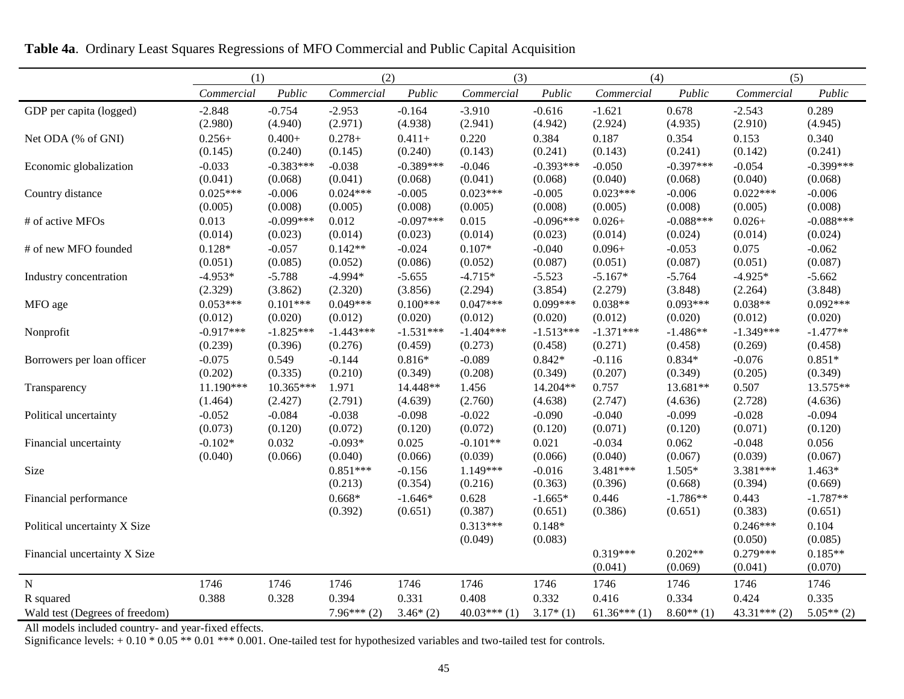**Table 4a**. Ordinary Least Squares Regressions of MFO Commercial and Public Capital Acquisition

| | (1) | | (2) | | (3) | | (4) | | (5) | |
|---|---|---|---|---|---|---|---|---|---|---|
| | *Commercial* | *Public* | *Commercial* | *Public* | *Commercial* | *Public* | *Commercial* | *Public* | *Commercial* | *Public* |
| GDP per capita (logged) | -2.848 | -0.754 | -2.953 | -0.164 | -3.910 | -0.616 | -1.621 | 0.678 | -2.543 | 0.289 |
| | (2.980) | (4.940) | (2.971) | (4.938) | (2.941) | (4.942) | (2.924) | (4.935) | (2.910) | (4.945) |
| Net ODA (% of GNI) | 0.256+ | 0.400+ | 0.278+ | 0.411+ | 0.220 | 0.384 | 0.187 | 0.354 | 0.153 | 0.340 |
| | (0.145) | (0.240) | (0.145) | (0.240) | (0.143) | (0.241) | (0.143) | (0.241) | (0.142) | (0.241) |
| Economic globalization | -0.033 | -0.383*** | -0.038 | -0.389*** | -0.046 | -0.393*** | -0.050 | -0.397*** | -0.054 | -0.399*** |
| | (0.041) | (0.068) | (0.041) | (0.068) | (0.041) | (0.068) | (0.040) | (0.068) | (0.040) | (0.068) |
| Country distance | 0.025*** | -0.006 | 0.024*** | -0.005 | 0.023*** | -0.005 | 0.023*** | -0.006 | 0.022*** | -0.006 |
| | (0.005) | (0.008) | (0.005) | (0.008) | (0.005) | (0.008) | (0.005) | (0.008) | (0.005) | (0.008) |
| # of active MFOs | 0.013 | -0.099*** | 0.012 | -0.097*** | 0.015 | -0.096*** | 0.026+ | -0.088*** | 0.026+ | -0.088*** |
| | (0.014) | (0.023) | (0.014) | (0.023) | (0.014) | (0.023) | (0.014) | (0.024) | (0.014) | (0.024) |
| # of new MFO founded | 0.128* | -0.057 | 0.142** | -0.024 | 0.107* | -0.040 | 0.096+ | -0.053 | 0.075 | -0.062 |
| | (0.051) | (0.085) | (0.052) | (0.086) | (0.052) | (0.087) | (0.051) | (0.087) | (0.051) | (0.087) |
| Industry concentration | -4.953* | -5.788 | -4.994* | -5.655 | -4.715* | -5.523 | -5.167* | -5.764 | -4.925* | -5.662 |
| | (2.329) | (3.862) | (2.320) | (3.856) | (2.294) | (3.854) | (2.279) | (3.848) | (2.264) | (3.848) |
| MFO age | 0.053*** | 0.101*** | 0.049*** | 0.100*** | 0.047*** | 0.099*** | 0.038** | 0.093*** | 0.038** | 0.092*** |
| | (0.012) | (0.020) | (0.012) | (0.020) | (0.012) | (0.020) | (0.012) | (0.020) | (0.012) | (0.020) |
| Nonprofit | -0.917*** | -1.825*** | -1.443*** | -1.531*** | -1.404*** | -1.513*** | -1.371*** | -1.486** | -1.349*** | -1.477** |
| | (0.239) | (0.396) | (0.276) | (0.459) | (0.273) | (0.458) | (0.271) | (0.458) | (0.269) | (0.458) |
| Borrowers per loan officer | -0.075 | 0.549 | -0.144 | 0.816* | -0.089 | 0.842* | -0.116 | 0.834* | -0.076 | 0.851* |
| | (0.202) | (0.335) | (0.210) | (0.349) | (0.208) | (0.349) | (0.207) | (0.349) | (0.205) | (0.349) |
| Transparency | 11.190*** | 10.365*** | 1.971 | 14.448** | 1.456 | 14.204** | 0.757 | 13.681** | 0.507 | 13.575** |
| | (1.464) | (2.427) | (2.791) | (4.639) | (2.760) | (4.638) | (2.747) | (4.636) | (2.728) | (4.636) |
| Political uncertainty | -0.052 | -0.084 | -0.038 | -0.098 | -0.022 | -0.090 | -0.040 | -0.099 | -0.028 | -0.094 |
| | (0.073) | (0.120) | (0.072) | (0.120) | (0.072) | (0.120) | (0.071) | (0.120) | (0.071) | (0.120) |
| Financial uncertainty | -0.102* | 0.032 | -0.093* | 0.025 | -0.101** | 0.021 | -0.034 | 0.062 | -0.048 | 0.056 |
| | (0.040) | (0.066) | (0.040) | (0.066) | (0.039) | (0.066) | (0.040) | (0.067) | (0.039) | (0.067) |
| Size | | | 0.851*** | -0.156 | 1.149*** | -0.016 | 3.481*** | 1.505* | 3.381*** | 1.463* |
| | | | (0.213) | (0.354) | (0.216) | (0.363) | (0.396) | (0.668) | (0.394) | (0.669) |
| Financial performance | | | 0.668* | -1.646* | 0.628 | -1.665* | 0.446 | -1.786** | 0.443 | -1.787** |
| | | | (0.392) | (0.651) | (0.387) | (0.651) | (0.386) | (0.651) | (0.383) | (0.651) |
| Political uncertainty X Size | | | | | 0.313*** | 0.148* | | | 0.246*** | 0.104 |
| | | | | | (0.049) | (0.083) | | | (0.050) | (0.085) |
| Financial uncertainty X Size | | | | | | | 0.319*** | 0.202** | 0.279*** | 0.185** |
| | | | | | | | (0.041) | (0.069) | (0.041) | (0.070) |
| N | 1746 | 1746 | 1746 | 1746 | 1746 | 1746 | 1746 | 1746 | 1746 | 1746 |
| R squared | 0.388 | 0.328 | 0.394 | 0.331 | 0.408 | 0.332 | 0.416 | 0.334 | 0.424 | 0.335 |
| Wald test (Degrees of freedom) | | | 7.96*** (2) | 3.46* (2) | 40.03*** (1) | 3.17* (1) | 61.36*** (1) | 8.60** (1) | 43.31*** (2) | 5.05** (2) |

All models included country- and year-fixed effects.
Significance levels: + 0.10 * 0.05 ** 0.01 *** 0.001. One-tailed test for hypothesized variables and two-tailed test for controls.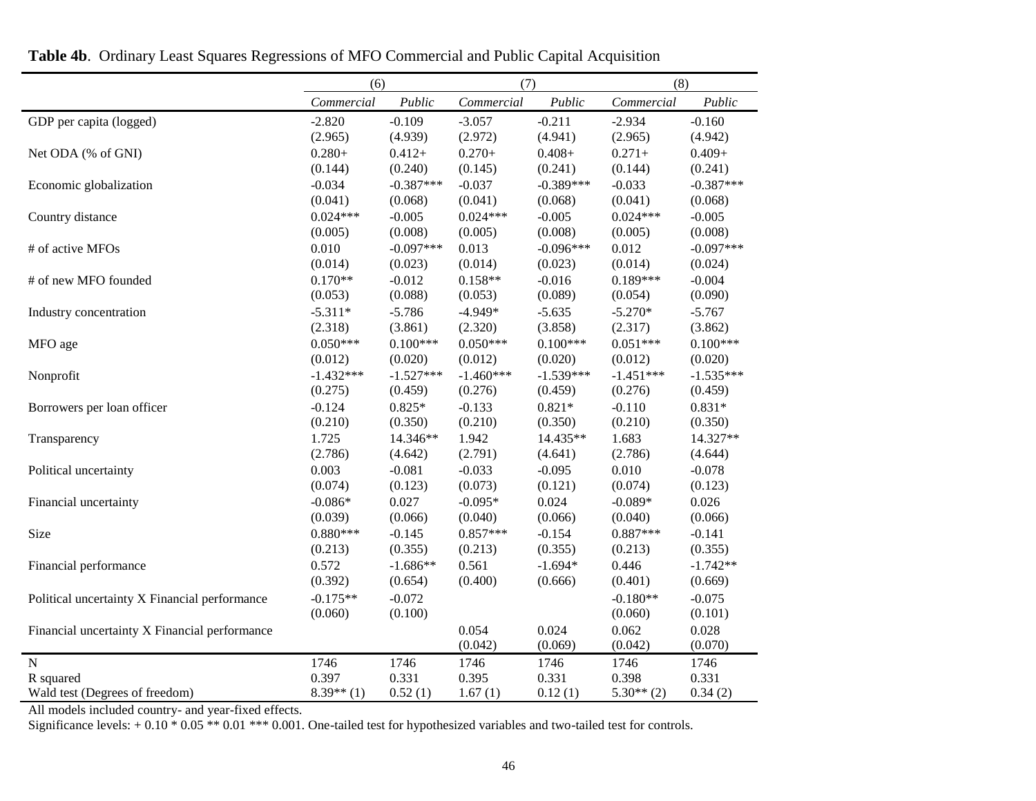**Table 4b**. Ordinary Least Squares Regressions of MFO Commercial and Public Capital Acquisition

| | (6) | | (7) | | (8) | |
|---|---|---|---|---|---|---|
| | *Commercial* | *Public* | *Commercial* | *Public* | *Commercial* | *Public* |
| GDP per capita (logged) | -2.820 | -0.109 | -3.057 | -0.211 | -2.934 | -0.160 |
| | (2.965) | (4.939) | (2.972) | (4.941) | (2.965) | (4.942) |
| Net ODA (% of GNI) | 0.280+ | 0.412+ | 0.270+ | 0.408+ | 0.271+ | 0.409+ |
| | (0.144) | (0.240) | (0.145) | (0.241) | (0.144) | (0.241) |
| Economic globalization | -0.034 | -0.387*** | -0.037 | -0.389*** | -0.033 | -0.387*** |
| | (0.041) | (0.068) | (0.041) | (0.068) | (0.041) | (0.068) |
| Country distance | 0.024*** | -0.005 | 0.024*** | -0.005 | 0.024*** | -0.005 |
| | (0.005) | (0.008) | (0.005) | (0.008) | (0.005) | (0.008) |
| # of active MFOs | 0.010 | -0.097*** | 0.013 | -0.096*** | 0.012 | -0.097*** |
| | (0.014) | (0.023) | (0.014) | (0.023) | (0.014) | (0.024) |
| # of new MFO founded | 0.170** | -0.012 | 0.158** | -0.016 | 0.189*** | -0.004 |
| | (0.053) | (0.088) | (0.053) | (0.089) | (0.054) | (0.090) |
| Industry concentration | -5.311* | -5.786 | -4.949* | -5.635 | -5.270* | -5.767 |
| | (2.318) | (3.861) | (2.320) | (3.858) | (2.317) | (3.862) |
| MFO age | 0.050*** | 0.100*** | 0.050*** | 0.100*** | 0.051*** | 0.100*** |
| | (0.012) | (0.020) | (0.012) | (0.020) | (0.012) | (0.020) |
| Nonprofit | -1.432*** | -1.527*** | -1.460*** | -1.539*** | -1.451*** | -1.535*** |
| | (0.275) | (0.459) | (0.276) | (0.459) | (0.276) | (0.459) |
| Borrowers per loan officer | -0.124 | 0.825* | -0.133 | 0.821* | -0.110 | 0.831* |
| | (0.210) | (0.350) | (0.210) | (0.350) | (0.210) | (0.350) |
| Transparency | 1.725 | 14.346** | 1.942 | 14.435** | 1.683 | 14.327** |
| | (2.786) | (4.642) | (2.791) | (4.641) | (2.786) | (4.644) |
| Political uncertainty | 0.003 | -0.081 | -0.033 | -0.095 | 0.010 | -0.078 |
| | (0.074) | (0.123) | (0.073) | (0.121) | (0.074) | (0.123) |
| Financial uncertainty | -0.086* | 0.027 | -0.095* | 0.024 | -0.089* | 0.026 |
| | (0.039) | (0.066) | (0.040) | (0.066) | (0.040) | (0.066) |
| Size | 0.880*** | -0.145 | 0.857*** | -0.154 | 0.887*** | -0.141 |
| | (0.213) | (0.355) | (0.213) | (0.355) | (0.213) | (0.355) |
| Financial performance | 0.572 | -1.686** | 0.561 | -1.694* | 0.446 | -1.742** |
| | (0.392) | (0.654) | (0.400) | (0.666) | (0.401) | (0.669) |
| Political uncertainty X Financial performance | -0.175** | -0.072 | | | -0.180** | -0.075 |
| | (0.060) | (0.100) | | | (0.060) | (0.101) |
| Financial uncertainty X Financial performance | | | 0.054 | 0.024 | 0.062 | 0.028 |
| | | | (0.042) | (0.069) | (0.042) | (0.070) |
| N | 1746 | 1746 | 1746 | 1746 | 1746 | 1746 |
| R squared | 0.397 | 0.331 | 0.395 | 0.331 | 0.398 | 0.331 |
| Wald test (Degrees of freedom) | 8.39** (1) | 0.52 (1) | 1.67 (1) | 0.12 (1) | 5.30** (2) | 0.34 (2) |

All models included country- and year-fixed effects.

Significance levels: + 0.10 * 0.05 ** 0.01 *** 0.001. One-tailed test for hypothesized variables and two-tailed test for controls.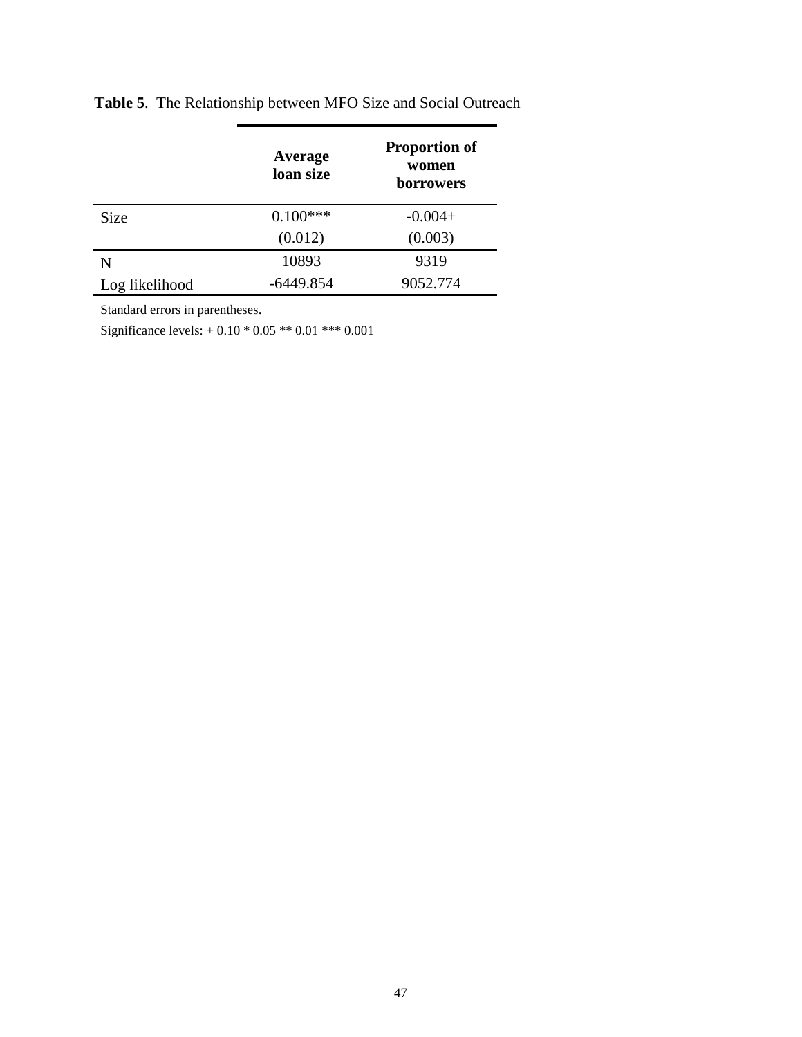**Table 5**. The Relationship between MFO Size and Social Outreach

| | Average loan size | Proportion of women borrowers |
|---|---|---|
| Size | 0.100*** | -0.004+ |
| | (0.012) | (0.003) |
| N | 10893 | 9319 |
| Log likelihood | -6449.854 | 9052.774 |

Standard errors in parentheses.

Significance levels: + 0.10 * 0.05 ** 0.01 *** 0.001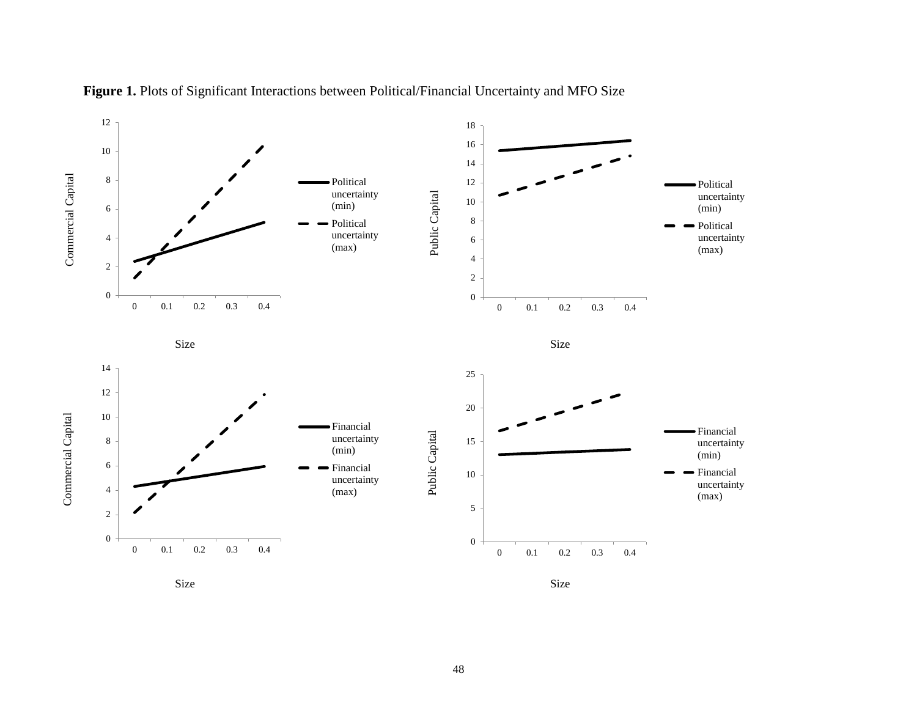**Figure 1.** Plots of Significant Interactions between Political/Financial Uncertainty and MFO Size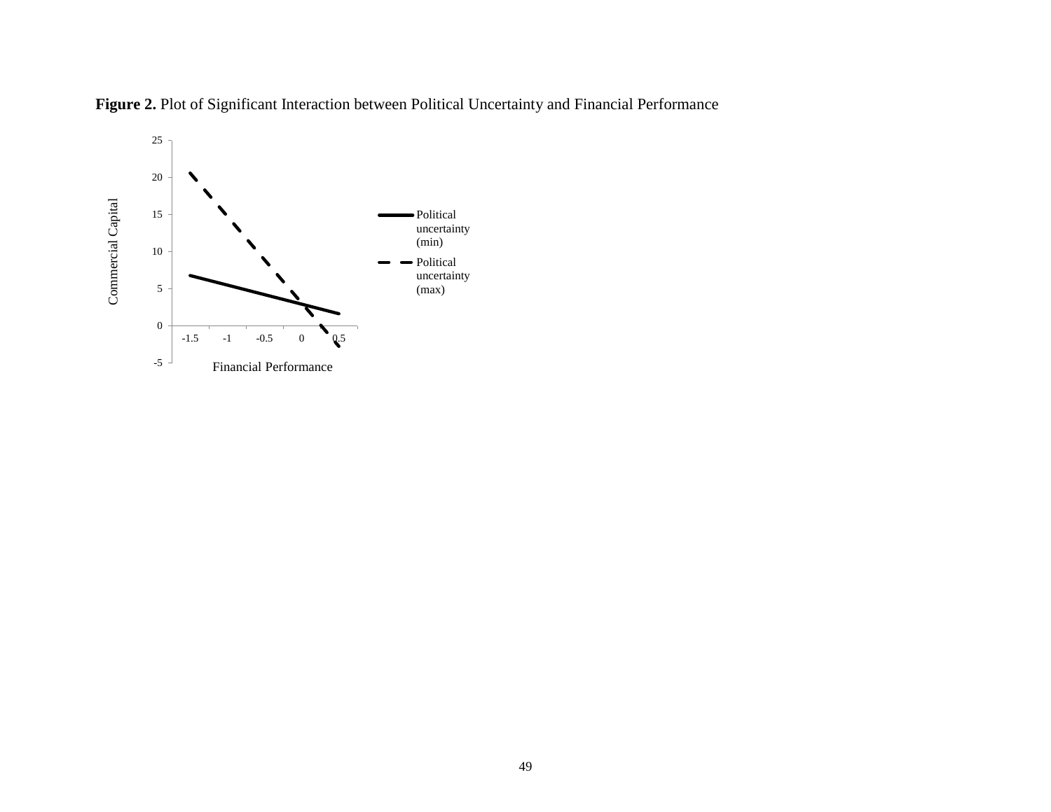**Figure 2.** Plot of Significant Interaction between Political Uncertainty and Financial Performance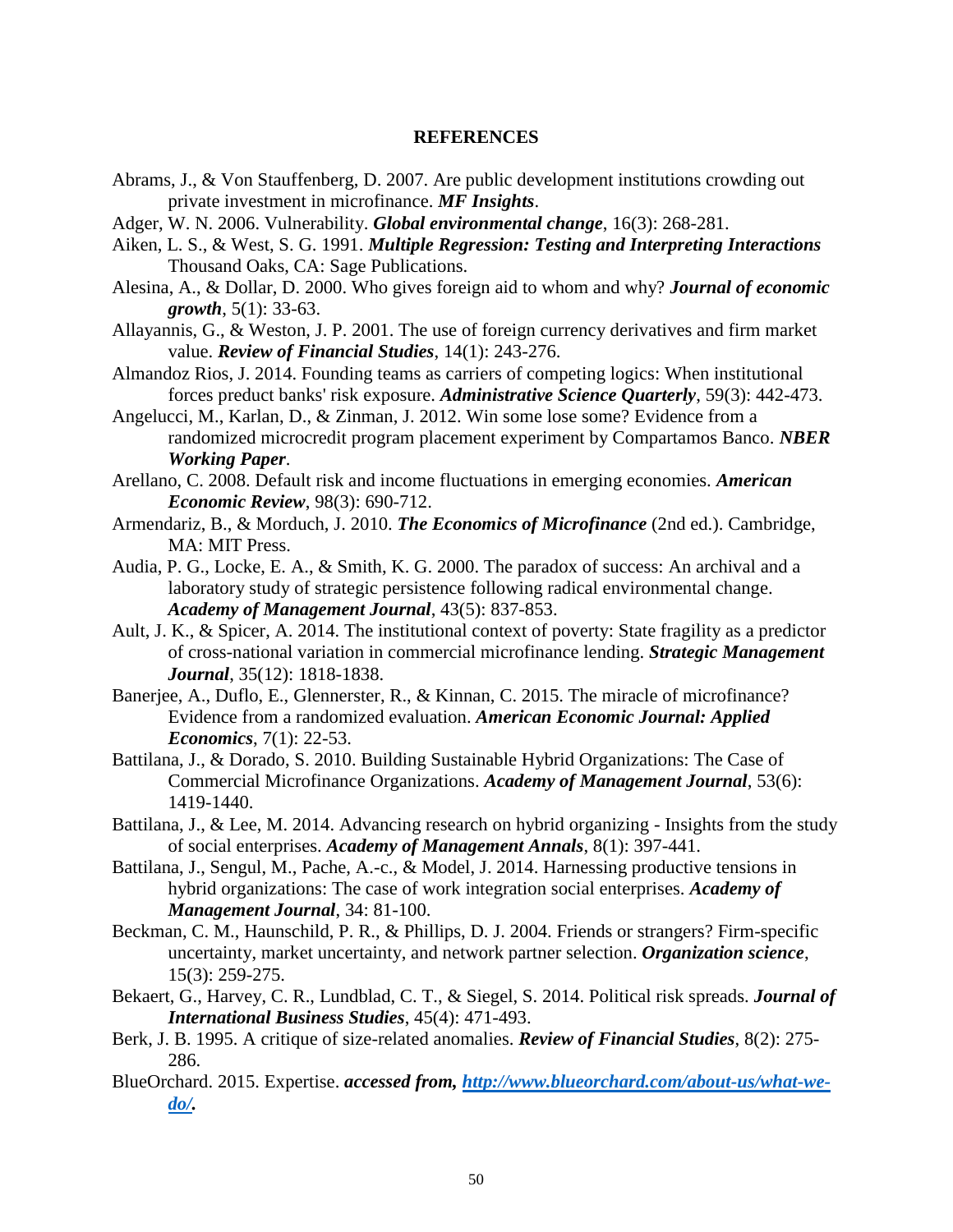## REFERENCES

Abrams, J., & Von Stauffenberg, D. 2007. Are public development institutions crowding out private investment in microfinance. ***MF Insights***.

Adger, W. N. 2006. Vulnerability. ***Global environmental change***, 16(3): 268-281.

Aiken, L. S., & West, S. G. 1991. ***Multiple Regression: Testing and Interpreting Interactions*** Thousand Oaks, CA: Sage Publications.

Alesina, A., & Dollar, D. 2000. Who gives foreign aid to whom and why? ***Journal of economic growth***, 5(1): 33-63.

Allayannis, G., & Weston, J. P. 2001. The use of foreign currency derivatives and firm market value. ***Review of Financial Studies***, 14(1): 243-276.

Almandoz Rios, J. 2014. Founding teams as carriers of competing logics: When institutional forces preduct banks' risk exposure. ***Administrative Science Quarterly***, 59(3): 442-473.

Angelucci, M., Karlan, D., & Zinman, J. 2012. Win some lose some? Evidence from a randomized microcredit program placement experiment by Compartamos Banco. ***NBER Working Paper***.

Arellano, C. 2008. Default risk and income fluctuations in emerging economies. ***American Economic Review***, 98(3): 690-712.

Armendariz, B., & Morduch, J. 2010. ***The Economics of Microfinance*** (2nd ed.). Cambridge, MA: MIT Press.

Audia, P. G., Locke, E. A., & Smith, K. G. 2000. The paradox of success: An archival and a laboratory study of strategic persistence following radical environmental change. ***Academy of Management Journal***, 43(5): 837-853.

Ault, J. K., & Spicer, A. 2014. The institutional context of poverty: State fragility as a predictor of cross-national variation in commercial microfinance lending. ***Strategic Management Journal***, 35(12): 1818-1838.

Banerjee, A., Duflo, E., Glennerster, R., & Kinnan, C. 2015. The miracle of microfinance? Evidence from a randomized evaluation. ***American Economic Journal: Applied Economics***, 7(1): 22-53.

Battilana, J., & Dorado, S. 2010. Building Sustainable Hybrid Organizations: The Case of Commercial Microfinance Organizations. ***Academy of Management Journal***, 53(6): 1419-1440.

Battilana, J., & Lee, M. 2014. Advancing research on hybrid organizing - Insights from the study of social enterprises. ***Academy of Management Annals***, 8(1): 397-441.

Battilana, J., Sengul, M., Pache, A.-c., & Model, J. 2014. Harnessing productive tensions in hybrid organizations: The case of work integration social enterprises. ***Academy of Management Journal***, 34: 81-100.

Beckman, C. M., Haunschild, P. R., & Phillips, D. J. 2004. Friends or strangers? Firm-specific uncertainty, market uncertainty, and network partner selection. ***Organization science***, 15(3): 259-275.

Bekaert, G., Harvey, C. R., Lundblad, C. T., & Siegel, S. 2014. Political risk spreads. ***Journal of International Business Studies***, 45(4): 471-493.

Berk, J. B. 1995. A critique of size-related anomalies. ***Review of Financial Studies***, 8(2): 275-286.

BlueOrchard. 2015. Expertise. ***accessed from, [http://www.blueorchard.com/about-us/what-we-do/](http://www.blueorchard.com/about-us/what-we-do/).***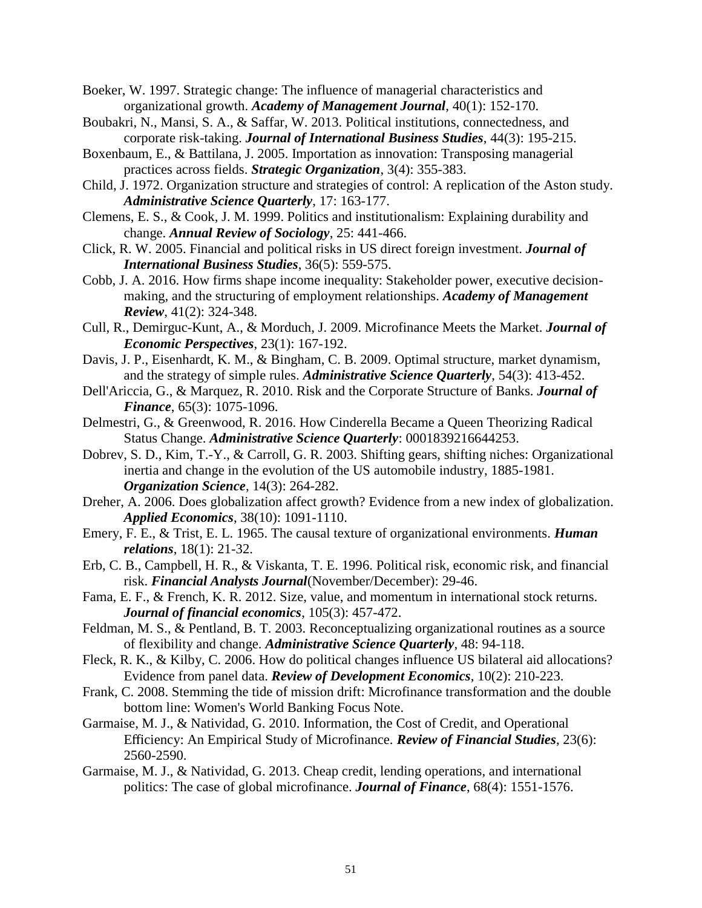Boeker, W. 1997. Strategic change: The influence of managerial characteristics and organizational growth. ***Academy of Management Journal***, 40(1): 152-170.

Boubakri, N., Mansi, S. A., & Saffar, W. 2013. Political institutions, connectedness, and corporate risk-taking. ***Journal of International Business Studies***, 44(3): 195-215.

Boxenbaum, E., & Battilana, J. 2005. Importation as innovation: Transposing managerial practices across fields. ***Strategic Organization***, 3(4): 355-383.

Child, J. 1972. Organization structure and strategies of control: A replication of the Aston study. ***Administrative Science Quarterly***, 17: 163-177.

Clemens, E. S., & Cook, J. M. 1999. Politics and institutionalism: Explaining durability and change. ***Annual Review of Sociology***, 25: 441-466.

Click, R. W. 2005. Financial and political risks in US direct foreign investment. ***Journal of International Business Studies***, 36(5): 559-575.

Cobb, J. A. 2016. How firms shape income inequality: Stakeholder power, executive decision-making, and the structuring of employment relationships. ***Academy of Management Review***, 41(2): 324-348.

Cull, R., Demirguc-Kunt, A., & Morduch, J. 2009. Microfinance Meets the Market. ***Journal of Economic Perspectives***, 23(1): 167-192.

Davis, J. P., Eisenhardt, K. M., & Bingham, C. B. 2009. Optimal structure, market dynamism, and the strategy of simple rules. ***Administrative Science Quarterly***, 54(3): 413-452.

Dell'Ariccia, G., & Marquez, R. 2010. Risk and the Corporate Structure of Banks. ***Journal of Finance***, 65(3): 1075-1096.

Delmestri, G., & Greenwood, R. 2016. How Cinderella Became a Queen Theorizing Radical Status Change. ***Administrative Science Quarterly***: 0001839216644253.

Dobrev, S. D., Kim, T.-Y., & Carroll, G. R. 2003. Shifting gears, shifting niches: Organizational inertia and change in the evolution of the US automobile industry, 1885-1981. ***Organization Science***, 14(3): 264-282.

Dreher, A. 2006. Does globalization affect growth? Evidence from a new index of globalization. ***Applied Economics***, 38(10): 1091-1110.

Emery, F. E., & Trist, E. L. 1965. The causal texture of organizational environments. ***Human relations***, 18(1): 21-32.

Erb, C. B., Campbell, H. R., & Viskanta, T. E. 1996. Political risk, economic risk, and financial risk. ***Financial Analysts Journal***(November/December): 29-46.

Fama, E. F., & French, K. R. 2012. Size, value, and momentum in international stock returns. ***Journal of financial economics***, 105(3): 457-472.

Feldman, M. S., & Pentland, B. T. 2003. Reconceptualizing organizational routines as a source of flexibility and change. ***Administrative Science Quarterly***, 48: 94-118.

Fleck, R. K., & Kilby, C. 2006. How do political changes influence US bilateral aid allocations? Evidence from panel data. ***Review of Development Economics***, 10(2): 210-223.

Frank, C. 2008. Stemming the tide of mission drift: Microfinance transformation and the double bottom line: Women's World Banking Focus Note.

Garmaise, M. J., & Natividad, G. 2010. Information, the Cost of Credit, and Operational Efficiency: An Empirical Study of Microfinance. ***Review of Financial Studies***, 23(6): 2560-2590.

Garmaise, M. J., & Natividad, G. 2013. Cheap credit, lending operations, and international politics: The case of global microfinance. ***Journal of Finance***, 68(4): 1551-1576.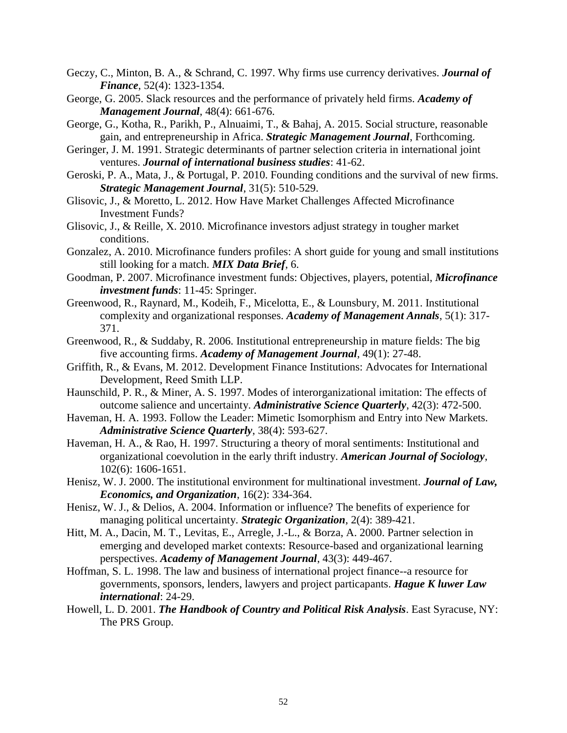Geczy, C., Minton, B. A., & Schrand, C. 1997. Why firms use currency derivatives. ***Journal of Finance***, 52(4): 1323-1354.

George, G. 2005. Slack resources and the performance of privately held firms. ***Academy of Management Journal***, 48(4): 661-676.

George, G., Kotha, R., Parikh, P., Alnuaimi, T., & Bahaj, A. 2015. Social structure, reasonable gain, and entrepreneurship in Africa. ***Strategic Management Journal***, Forthcoming.

Geringer, J. M. 1991. Strategic determinants of partner selection criteria in international joint ventures. ***Journal of international business studies***: 41-62.

Geroski, P. A., Mata, J., & Portugal, P. 2010. Founding conditions and the survival of new firms. ***Strategic Management Journal***, 31(5): 510-529.

Glisovic, J., & Moretto, L. 2012. How Have Market Challenges Affected Microfinance Investment Funds?

Glisovic, J., & Reille, X. 2010. Microfinance investors adjust strategy in tougher market conditions.

Gonzalez, A. 2010. Microfinance funders profiles: A short guide for young and small institutions still looking for a match. ***MIX Data Brief***, 6.

Goodman, P. 2007. Microfinance investment funds: Objectives, players, potential, ***Microfinance investment funds***: 11-45: Springer.

Greenwood, R., Raynard, M., Kodeih, F., Micelotta, E., & Lounsbury, M. 2011. Institutional complexity and organizational responses. ***Academy of Management Annals***, 5(1): 317-371.

Greenwood, R., & Suddaby, R. 2006. Institutional entrepreneurship in mature fields: The big five accounting firms. ***Academy of Management Journal***, 49(1): 27-48.

Griffith, R., & Evans, M. 2012. Development Finance Institutions: Advocates for International Development, Reed Smith LLP.

Haunschild, P. R., & Miner, A. S. 1997. Modes of interorganizational imitation: The effects of outcome salience and uncertainty. ***Administrative Science Quarterly***, 42(3): 472-500.

Haveman, H. A. 1993. Follow the Leader: Mimetic Isomorphism and Entry into New Markets. ***Administrative Science Quarterly***, 38(4): 593-627.

Haveman, H. A., & Rao, H. 1997. Structuring a theory of moral sentiments: Institutional and organizational coevolution in the early thrift industry. ***American Journal of Sociology***, 102(6): 1606-1651.

Henisz, W. J. 2000. The institutional environment for multinational investment. ***Journal of Law, Economics, and Organization***, 16(2): 334-364.

Henisz, W. J., & Delios, A. 2004. Information or influence? The benefits of experience for managing political uncertainty. ***Strategic Organization***, 2(4): 389-421.

Hitt, M. A., Dacin, M. T., Levitas, E., Arregle, J.-L., & Borza, A. 2000. Partner selection in emerging and developed market contexts: Resource-based and organizational learning perspectives. ***Academy of Management Journal***, 43(3): 449-467.

Hoffman, S. L. 1998. The law and business of international project finance--a resource for governments, sponsors, lenders, lawyers and project particapants. ***Hague K luwer Law international***: 24-29.

Howell, L. D. 2001. ***The Handbook of Country and Political Risk Analysis***. East Syracuse, NY: The PRS Group.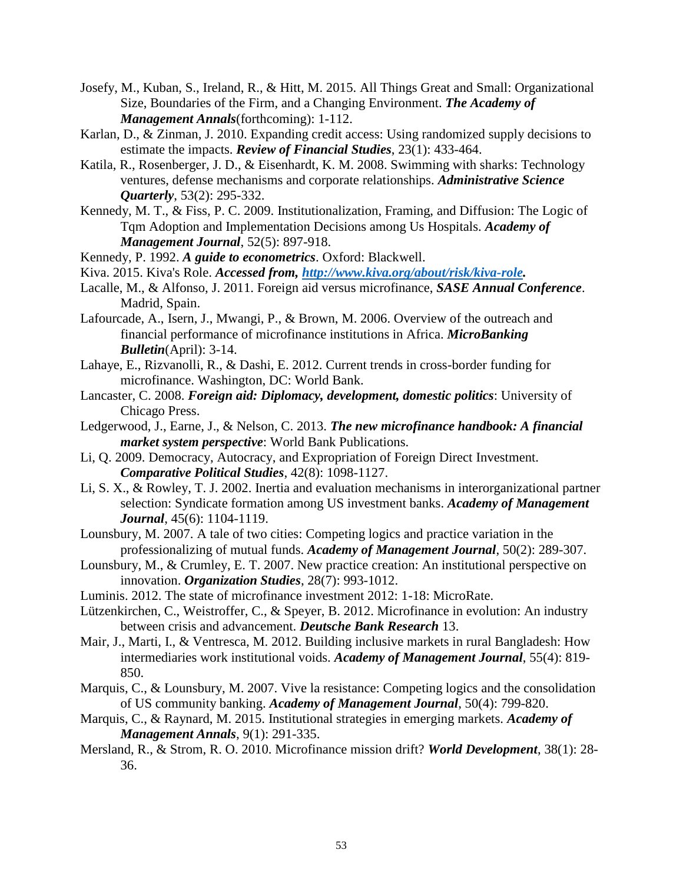Josefy, M., Kuban, S., Ireland, R., & Hitt, M. 2015. All Things Great and Small: Organizational Size, Boundaries of the Firm, and a Changing Environment. ***The Academy of Management Annals***(forthcoming): 1-112.

Karlan, D., & Zinman, J. 2010. Expanding credit access: Using randomized supply decisions to estimate the impacts. ***Review of Financial Studies***, 23(1): 433-464.

Katila, R., Rosenberger, J. D., & Eisenhardt, K. M. 2008. Swimming with sharks: Technology ventures, defense mechanisms and corporate relationships. ***Administrative Science Quarterly***, 53(2): 295-332.

Kennedy, M. T., & Fiss, P. C. 2009. Institutionalization, Framing, and Diffusion: The Logic of Tqm Adoption and Implementation Decisions among Us Hospitals. ***Academy of Management Journal***, 52(5): 897-918.

Kennedy, P. 1992. ***A guide to econometrics***. Oxford: Blackwell.

Kiva. 2015. Kiva's Role. ***Accessed from, [http://www.kiva.org/about/risk/kiva-role](http://www.kiva.org/about/risk/kiva-role).***

Lacalle, M., & Alfonso, J. 2011. Foreign aid versus microfinance, ***SASE Annual Conference***. Madrid, Spain.

Lafourcade, A., Isern, J., Mwangi, P., & Brown, M. 2006. Overview of the outreach and financial performance of microfinance institutions in Africa. ***MicroBanking Bulletin***(April): 3-14.

Lahaye, E., Rizvanolli, R., & Dashi, E. 2012. Current trends in cross-border funding for microfinance. Washington, DC: World Bank.

Lancaster, C. 2008. ***Foreign aid: Diplomacy, development, domestic politics***: University of Chicago Press.

Ledgerwood, J., Earne, J., & Nelson, C. 2013. ***The new microfinance handbook: A financial market system perspective***: World Bank Publications.

Li, Q. 2009. Democracy, Autocracy, and Expropriation of Foreign Direct Investment. ***Comparative Political Studies***, 42(8): 1098-1127.

Li, S. X., & Rowley, T. J. 2002. Inertia and evaluation mechanisms in interorganizational partner selection: Syndicate formation among US investment banks. ***Academy of Management Journal***, 45(6): 1104-1119.

Lounsbury, M. 2007. A tale of two cities: Competing logics and practice variation in the professionalizing of mutual funds. ***Academy of Management Journal***, 50(2): 289-307.

Lounsbury, M., & Crumley, E. T. 2007. New practice creation: An institutional perspective on innovation. ***Organization Studies***, 28(7): 993-1012.

Luminis. 2012. The state of microfinance investment 2012: 1-18: MicroRate.

Lützenkirchen, C., Weistroffer, C., & Speyer, B. 2012. Microfinance in evolution: An industry between crisis and advancement. ***Deutsche Bank Research*** 13.

Mair, J., Marti, I., & Ventresca, M. 2012. Building inclusive markets in rural Bangladesh: How intermediaries work institutional voids. ***Academy of Management Journal***, 55(4): 819-850.

Marquis, C., & Lounsbury, M. 2007. Vive la resistance: Competing logics and the consolidation of US community banking. ***Academy of Management Journal***, 50(4): 799-820.

Marquis, C., & Raynard, M. 2015. Institutional strategies in emerging markets. ***Academy of Management Annals***, 9(1): 291-335.

Mersland, R., & Strom, R. O. 2010. Microfinance mission drift? ***World Development***, 38(1): 28-36.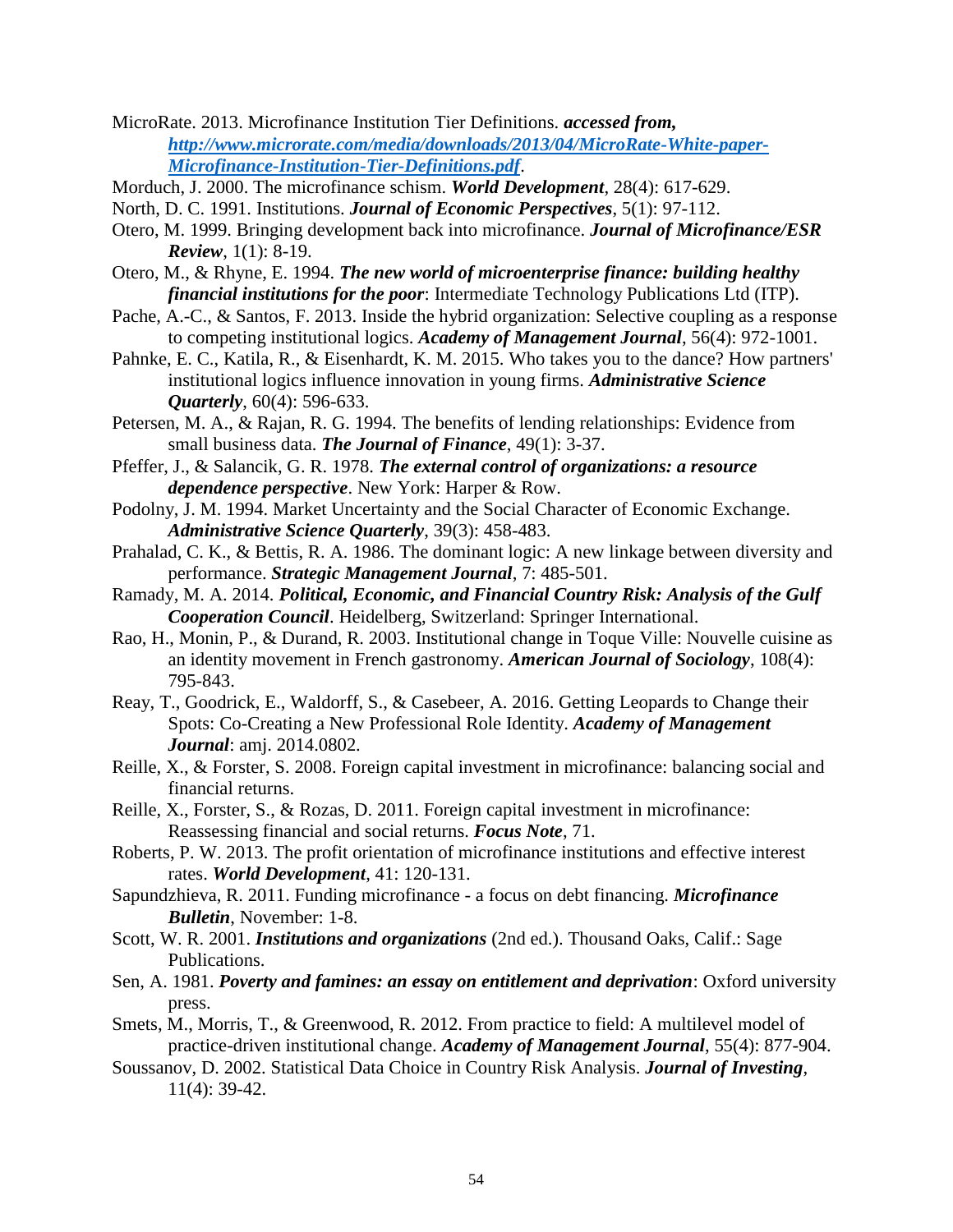MicroRate. 2013. Microfinance Institution Tier Definitions. ***accessed from, [http://www.microrate.com/media/downloads/2013/04/MicroRate-White-paper-Microfinance-Institution-Tier-Definitions.pdf](http://www.microrate.com/media/downloads/2013/04/MicroRate-White-paper-Microfinance-Institution-Tier-Definitions.pdf)***.

Morduch, J. 2000. The microfinance schism. ***World Development***, 28(4): 617-629.

North, D. C. 1991. Institutions. ***Journal of Economic Perspectives***, 5(1): 97-112.

Otero, M. 1999. Bringing development back into microfinance. ***Journal of Microfinance/ESR Review***, 1(1): 8-19.

Otero, M., & Rhyne, E. 1994. ***The new world of microenterprise finance: building healthy financial institutions for the poor***: Intermediate Technology Publications Ltd (ITP).

Pache, A.-C., & Santos, F. 2013. Inside the hybrid organization: Selective coupling as a response to competing institutional logics. ***Academy of Management Journal***, 56(4): 972-1001.

Pahnke, E. C., Katila, R., & Eisenhardt, K. M. 2015. Who takes you to the dance? How partners' institutional logics influence innovation in young firms. ***Administrative Science Quarterly***, 60(4): 596-633.

Petersen, M. A., & Rajan, R. G. 1994. The benefits of lending relationships: Evidence from small business data. ***The Journal of Finance***, 49(1): 3-37.

Pfeffer, J., & Salancik, G. R. 1978. ***The external control of organizations: a resource dependence perspective***. New York: Harper & Row.

Podolny, J. M. 1994. Market Uncertainty and the Social Character of Economic Exchange. ***Administrative Science Quarterly***, 39(3): 458-483.

Prahalad, C. K., & Bettis, R. A. 1986. The dominant logic: A new linkage between diversity and performance. ***Strategic Management Journal***, 7: 485-501.

Ramady, M. A. 2014. ***Political, Economic, and Financial Country Risk: Analysis of the Gulf Cooperation Council***. Heidelberg, Switzerland: Springer International.

Rao, H., Monin, P., & Durand, R. 2003. Institutional change in Toque Ville: Nouvelle cuisine as an identity movement in French gastronomy. ***American Journal of Sociology***, 108(4): 795-843.

Reay, T., Goodrick, E., Waldorff, S., & Casebeer, A. 2016. Getting Leopards to Change their Spots: Co-Creating a New Professional Role Identity. ***Academy of Management Journal***: amj. 2014.0802.

Reille, X., & Forster, S. 2008. Foreign capital investment in microfinance: balancing social and financial returns.

Reille, X., Forster, S., & Rozas, D. 2011. Foreign capital investment in microfinance: Reassessing financial and social returns. ***Focus Note***, 71.

Roberts, P. W. 2013. The profit orientation of microfinance institutions and effective interest rates. ***World Development***, 41: 120-131.

Sapundzhieva, R. 2011. Funding microfinance - a focus on debt financing. ***Microfinance Bulletin***, November: 1-8.

Scott, W. R. 2001. ***Institutions and organizations*** (2nd ed.). Thousand Oaks, Calif.: Sage Publications.

Sen, A. 1981. ***Poverty and famines: an essay on entitlement and deprivation***: Oxford university press.

Smets, M., Morris, T., & Greenwood, R. 2012. From practice to field: A multilevel model of practice-driven institutional change. ***Academy of Management Journal***, 55(4): 877-904.

Soussanov, D. 2002. Statistical Data Choice in Country Risk Analysis. ***Journal of Investing***, 11(4): 39-42.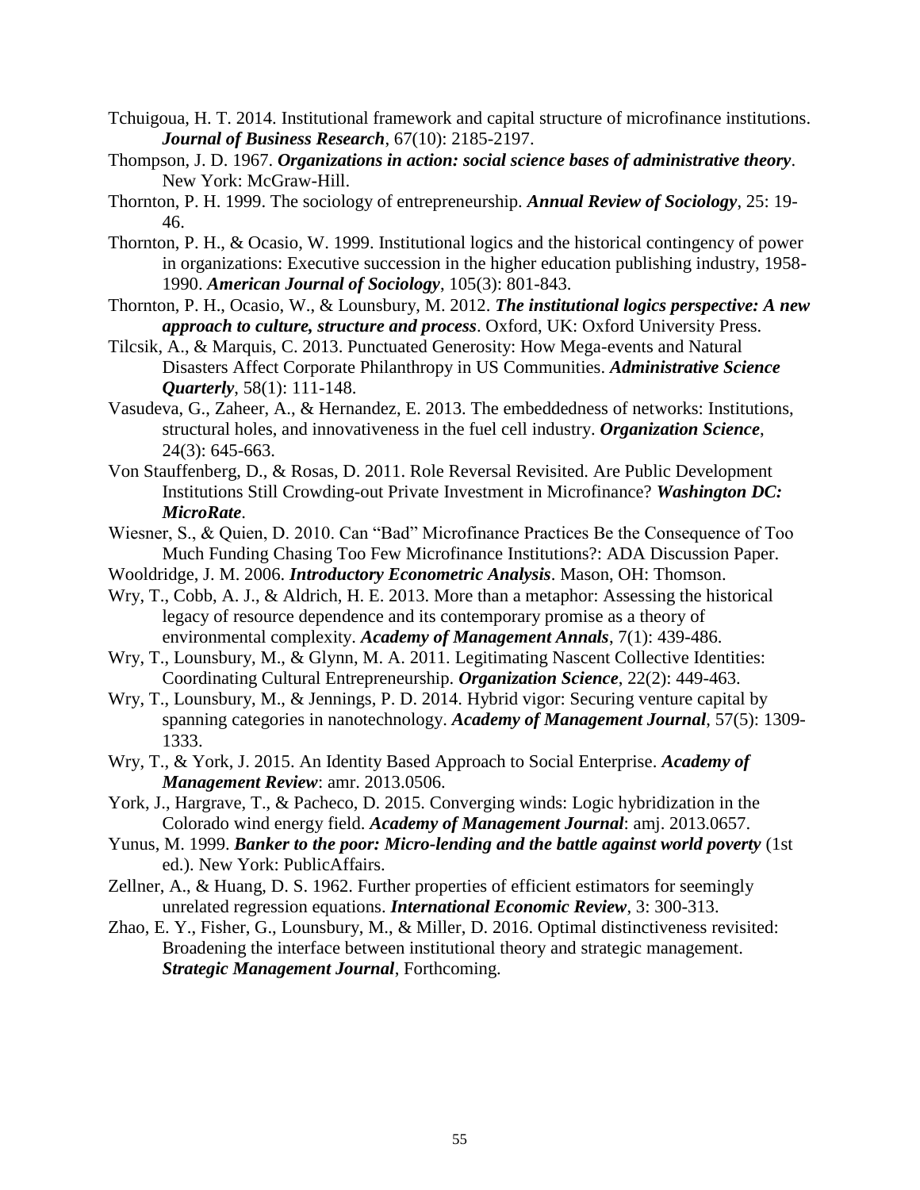Tchuigoua, H. T. 2014. Institutional framework and capital structure of microfinance institutions. ***Journal of Business Research***, 67(10): 2185-2197.

Thompson, J. D. 1967. ***Organizations in action: social science bases of administrative theory***. New York: McGraw-Hill.

Thornton, P. H. 1999. The sociology of entrepreneurship. ***Annual Review of Sociology***, 25: 19-46.

Thornton, P. H., & Ocasio, W. 1999. Institutional logics and the historical contingency of power in organizations: Executive succession in the higher education publishing industry, 1958-1990. ***American Journal of Sociology***, 105(3): 801-843.

Thornton, P. H., Ocasio, W., & Lounsbury, M. 2012. ***The institutional logics perspective: A new approach to culture, structure and process***. Oxford, UK: Oxford University Press.

Tilcsik, A., & Marquis, C. 2013. Punctuated Generosity: How Mega-events and Natural Disasters Affect Corporate Philanthropy in US Communities. ***Administrative Science Quarterly***, 58(1): 111-148.

Vasudeva, G., Zaheer, A., & Hernandez, E. 2013. The embeddedness of networks: Institutions, structural holes, and innovativeness in the fuel cell industry. ***Organization Science***, 24(3): 645-663.

Von Stauffenberg, D., & Rosas, D. 2011. Role Reversal Revisited. Are Public Development Institutions Still Crowding-out Private Investment in Microfinance? ***Washington DC: MicroRate***.

Wiesner, S., & Quien, D. 2010. Can "Bad" Microfinance Practices Be the Consequence of Too Much Funding Chasing Too Few Microfinance Institutions?: ADA Discussion Paper.

Wooldridge, J. M. 2006. ***Introductory Econometric Analysis***. Mason, OH: Thomson.

Wry, T., Cobb, A. J., & Aldrich, H. E. 2013. More than a metaphor: Assessing the historical legacy of resource dependence and its contemporary promise as a theory of environmental complexity. ***Academy of Management Annals***, 7(1): 439-486.

Wry, T., Lounsbury, M., & Glynn, M. A. 2011. Legitimating Nascent Collective Identities: Coordinating Cultural Entrepreneurship. ***Organization Science***, 22(2): 449-463.

Wry, T., Lounsbury, M., & Jennings, P. D. 2014. Hybrid vigor: Securing venture capital by spanning categories in nanotechnology. ***Academy of Management Journal***, 57(5): 1309-1333.

Wry, T., & York, J. 2015. An Identity Based Approach to Social Enterprise. ***Academy of Management Review***: amr. 2013.0506.

York, J., Hargrave, T., & Pacheco, D. 2015. Converging winds: Logic hybridization in the Colorado wind energy field. ***Academy of Management Journal***: amj. 2013.0657.

Yunus, M. 1999. ***Banker to the poor: Micro-lending and the battle against world poverty*** (1st ed.). New York: PublicAffairs.

Zellner, A., & Huang, D. S. 1962. Further properties of efficient estimators for seemingly unrelated regression equations. ***International Economic Review***, 3: 300-313.

Zhao, E. Y., Fisher, G., Lounsbury, M., & Miller, D. 2016. Optimal distinctiveness revisited: Broadening the interface between institutional theory and strategic management. ***Strategic Management Journal***, Forthcoming.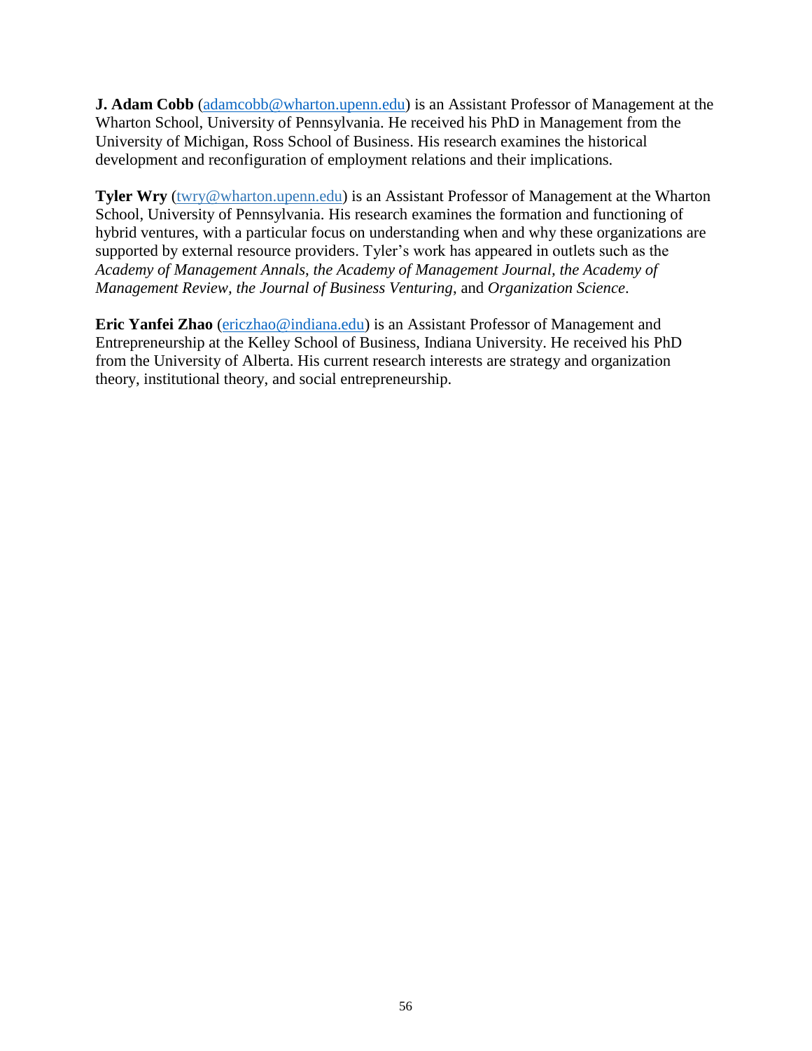**J. Adam Cobb** (adamcobb@wharton.upenn.edu) is an Assistant Professor of Management at the Wharton School, University of Pennsylvania. He received his PhD in Management from the University of Michigan, Ross School of Business. His research examines the historical development and reconfiguration of employment relations and their implications.

**Tyler Wry** (twry@wharton.upenn.edu) is an Assistant Professor of Management at the Wharton School, University of Pennsylvania. His research examines the formation and functioning of hybrid ventures, with a particular focus on understanding when and why these organizations are supported by external resource providers. Tyler's work has appeared in outlets such as the *Academy of Management Annals*, *the Academy of Management Journal*, *the Academy of Management Review*, *the Journal of Business Venturing*, and *Organization Science*.

**Eric Yanfei Zhao** (ericzhao@indiana.edu) is an Assistant Professor of Management and Entrepreneurship at the Kelley School of Business, Indiana University. He received his PhD from the University of Alberta. His current research interests are strategy and organization theory, institutional theory, and social entrepreneurship.